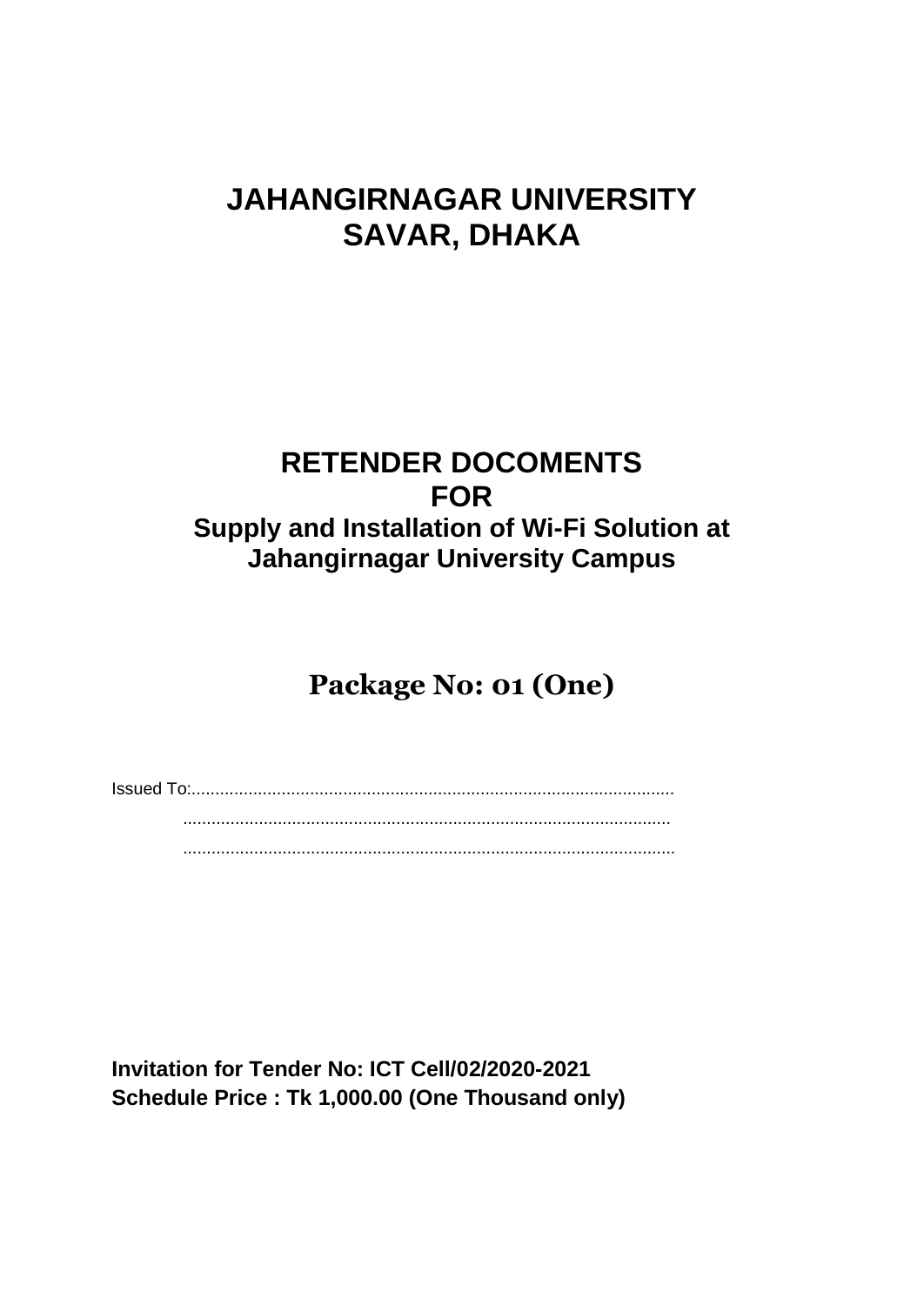# JAHANGIRNAGAR UNIVERSITY
# SAVAR, DHAKA

# RETENDER DOCOMENTS
# FOR
## Supply and Installation of Wi-Fi Solution at Jahangirnagar University Campus

## Package No: 01 (One)

Issued To:......................................................................................................

.......................................................................................................

.......................................................................................................

**Invitation for Tender No: ICT Cell/02/2020-2021**
**Schedule Price : Tk 1,000.00 (One Thousand only)**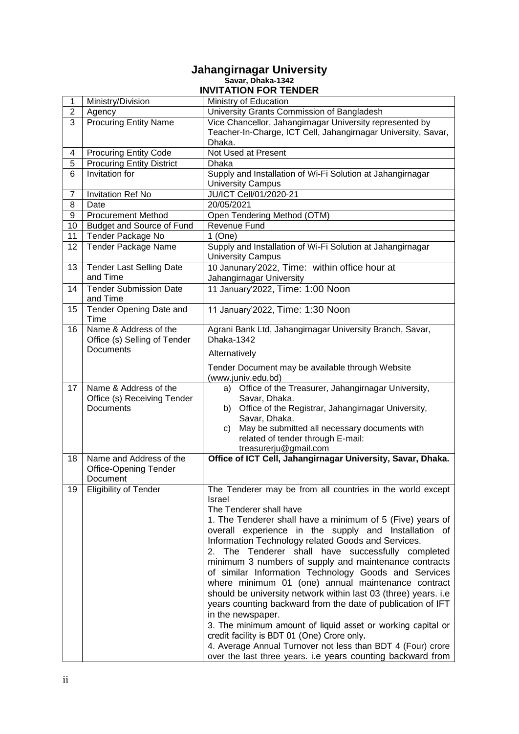# Jahangirnagar University

**Savar, Dhaka-1342**

## INVITATION FOR TENDER

| 1 | Ministry/Division | Ministry of Education |
|---|---|---|
| 2 | Agency | University Grants Commission of Bangladesh |
| 3 | Procuring Entity Name | Vice Chancellor, Jahangirnagar University represented by Teacher-In-Charge, ICT Cell, Jahangirnagar University, Savar, Dhaka. |
| 4 | Procuring Entity Code | Not Used at Present |
| 5 | Procuring Entity District | Dhaka |
| 6 | Invitation for | Supply and Installation of Wi-Fi Solution at Jahangirnagar University Campus |
| 7 | Invitation Ref No | JU/ICT Cell/01/2020-21 |
| 8 | Date | 20/05/2021 |
| 9 | Procurement Method | Open Tendering Method (OTM) |
| 10 | Budget and Source of Fund | Revenue Fund |
| 11 | Tender Package No | 1 (One) |
| 12 | Tender Package Name | Supply and Installation of Wi-Fi Solution at Jahangirnagar University Campus |
| 13 | Tender Last Selling Date and Time | 10 Janunary'2022, Time: within office hour at Jahangirnagar University |
| 14 | Tender Submission Date and Time | 11 January'2022, Time: 1:00 Noon |
| 15 | Tender Opening Date and Time | 11 January'2022, Time: 1:30 Noon |
| 16 | Name & Address of the Office (s) Selling of Tender Documents | Agrani Bank Ltd, Jahangirnagar University Branch, Savar, Dhaka-1342<br>Alternatively<br>Tender Document may be available through Website (www.juniv.edu.bd) |
| 17 | Name & Address of the Office (s) Receiving Tender Documents | a) Office of the Treasurer, Jahangirnagar University, Savar, Dhaka.<br>b) Office of the Registrar, Jahangirnagar University, Savar, Dhaka.<br>c) May be submitted all necessary documents with related of tender through E-mail: treasurerju@gmail.com |
| 18 | Name and Address of the Office-Opening Tender Document | **Office of ICT Cell, Jahangirnagar University, Savar, Dhaka.** |
| 19 | Eligibility of Tender | The Tenderer may be from all countries in the world except Israel<br>The Tenderer shall have<br>1. The Tenderer shall have a minimum of 5 (Five) years of overall experience in the supply and Installation of Information Technology related Goods and Services.<br>2. The Tenderer shall have successfully completed minimum 3 numbers of supply and maintenance contracts of similar Information Technology Goods and Services where minimum 01 (one) annual maintenance contract should be university network within last 03 (three) years. i.e years counting backward from the date of publication of IFT in the newspaper.<br>3. The minimum amount of liquid asset or working capital or credit facility is BDT 01 (One) Crore only.<br>4. Average Annual Turnover not less than BDT 4 (Four) crore over the last three years. i.e years counting backward from |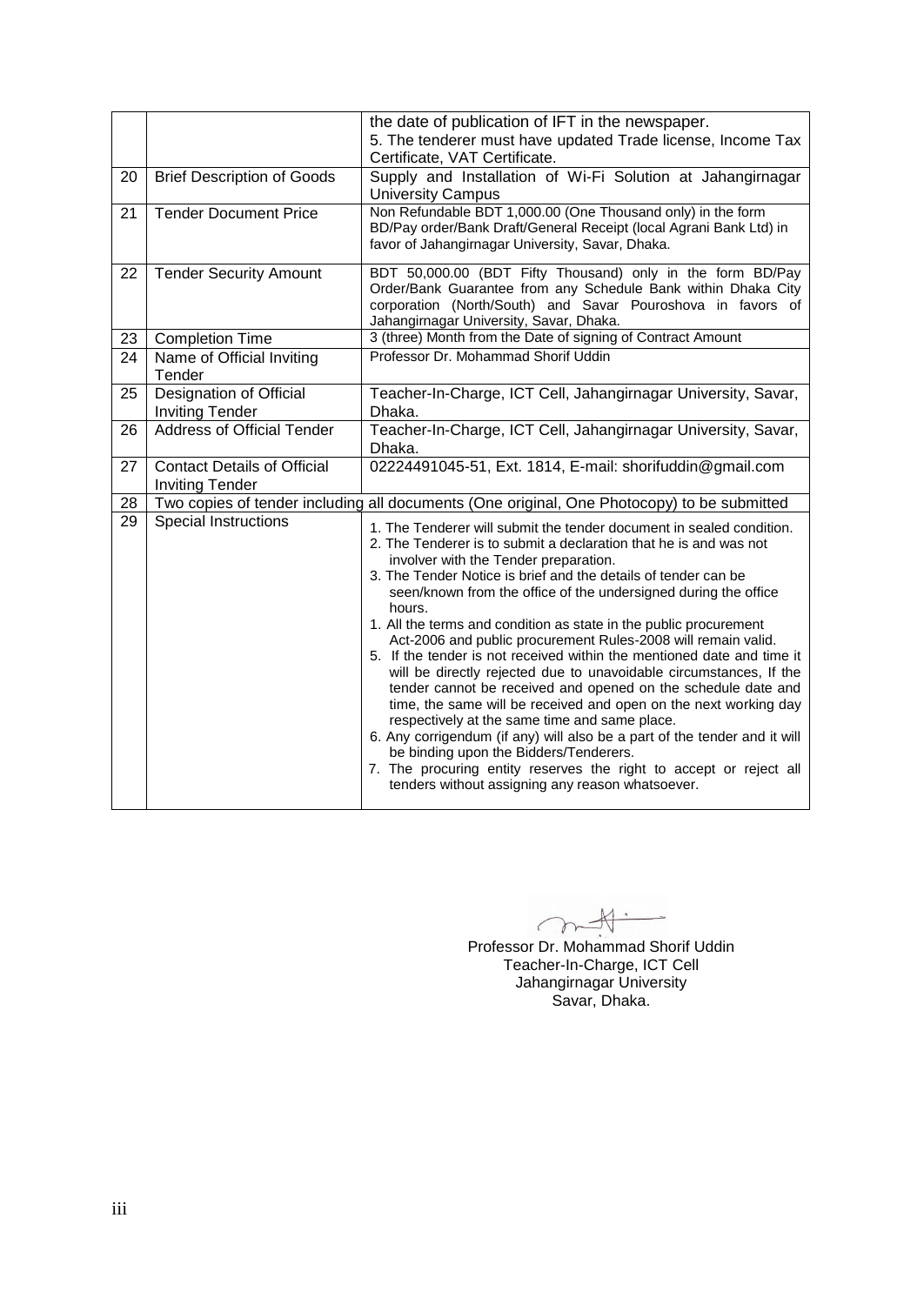| | | |
|---|---|---|
| | | the date of publication of IFT in the newspaper.<br>5. The tenderer must have updated Trade license, Income Tax Certificate, VAT Certificate. |
| 20 | Brief Description of Goods | Supply and Installation of Wi-Fi Solution at Jahangirnagar University Campus |
| 21 | Tender Document Price | Non Refundable BDT 1,000.00 (One Thousand only) in the form BD/Pay order/Bank Draft/General Receipt (local Agrani Bank Ltd) in favor of Jahangirnagar University, Savar, Dhaka. |
| 22 | Tender Security Amount | BDT 50,000.00 (BDT Fifty Thousand) only in the form BD/Pay Order/Bank Guarantee from any Schedule Bank within Dhaka City corporation (North/South) and Savar Pouroshova in favors of Jahangirnagar University, Savar, Dhaka. |
| 23 | Completion Time | 3 (three) Month from the Date of signing of Contract Amount |
| 24 | Name of Official Inviting Tender | Professor Dr. Mohammad Shorif Uddin |
| 25 | Designation of Official Inviting Tender | Teacher-In-Charge, ICT Cell, Jahangirnagar University, Savar, Dhaka. |
| 26 | Address of Official Tender | Teacher-In-Charge, ICT Cell, Jahangirnagar University, Savar, Dhaka. |
| 27 | Contact Details of Official Inviting Tender | 02224491045-51, Ext. 1814, E-mail: shorifuddin@gmail.com |
| 28 | Two copies of tender including all documents (One original, One Photocopy) to be submitted | |
| 29 | Special Instructions | 1. The Tenderer will submit the tender document in sealed condition.<br>2. The Tenderer is to submit a declaration that he is and was not involver with the Tender preparation.<br>3. The Tender Notice is brief and the details of tender can be seen/known from the office of the undersigned during the office hours.<br>1. All the terms and condition as state in the public procurement Act-2006 and public procurement Rules-2008 will remain valid.<br>5. If the tender is not received within the mentioned date and time it will be directly rejected due to unavoidable circumstances, If the tender cannot be received and opened on the schedule date and time, the same will be received and open on the next working day respectively at the same time and same place.<br>6. Any corrigendum (if any) will also be a part of the tender and it will be binding upon the Bidders/Tenderers.<br>7. The procuring entity reserves the right to accept or reject all tenders without assigning any reason whatsoever. |

Professor Dr. Mohammad Shorif Uddin
Teacher-In-Charge, ICT Cell
Jahangirnagar University
Savar, Dhaka.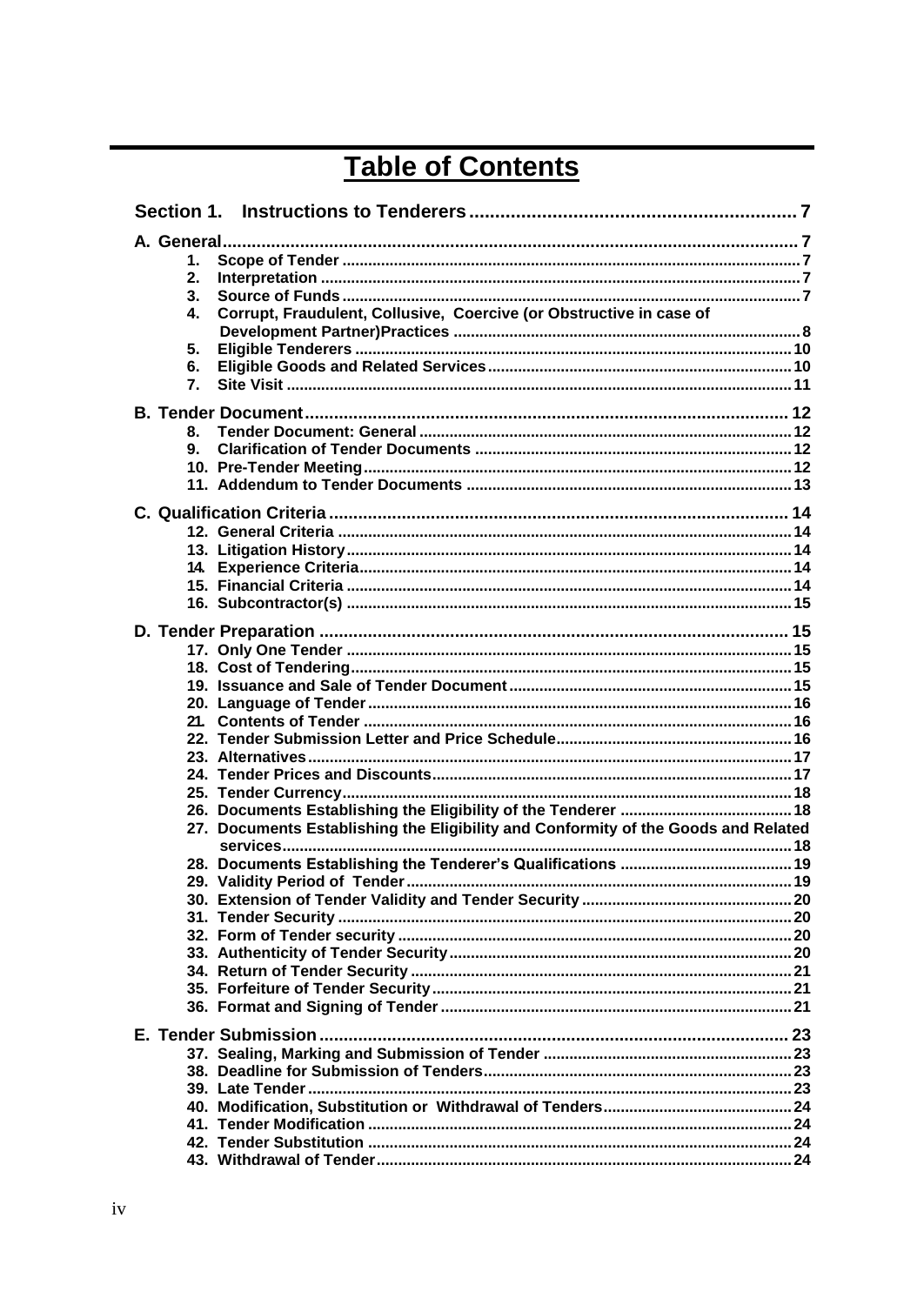# Table of Contents

**Section 1. Instructions to Tenderers .... 7**

**A. General .... 7**

1. Scope of Tender .... 7
2. Interpretation .... 7
3. Source of Funds .... 7
4. Corrupt, Fraudulent, Collusive, Coercive (or Obstructive in case of Development Partner)Practices .... 8
5. Eligible Tenderers .... 10
6. Eligible Goods and Related Services .... 10
7. Site Visit .... 11

**B. Tender Document .... 12**

8. Tender Document: General .... 12
9. Clarification of Tender Documents .... 12
10. Pre-Tender Meeting .... 12
11. Addendum to Tender Documents .... 13

**C. Qualification Criteria .... 14**

12. General Criteria .... 14
13. Litigation History .... 14
14. Experience Criteria .... 14
15. Financial Criteria .... 14
16. Subcontractor(s) .... 15

**D. Tender Preparation .... 15**

17. Only One Tender .... 15
18. Cost of Tendering .... 15
19. Issuance and Sale of Tender Document .... 15
20. Language of Tender .... 16
21. Contents of Tender .... 16
22. Tender Submission Letter and Price Schedule .... 16
23. Alternatives .... 17
24. Tender Prices and Discounts .... 17
25. Tender Currency .... 18
26. Documents Establishing the Eligibility of the Tenderer .... 18
27. Documents Establishing the Eligibility and Conformity of the Goods and Related services .... 18
28. Documents Establishing the Tenderer's Qualifications .... 19
29. Validity Period of Tender .... 19
30. Extension of Tender Validity and Tender Security .... 20
31. Tender Security .... 20
32. Form of Tender security .... 20
33. Authenticity of Tender Security .... 20
34. Return of Tender Security .... 21
35. Forfeiture of Tender Security .... 21
36. Format and Signing of Tender .... 21

**E. Tender Submission .... 23**

37. Sealing, Marking and Submission of Tender .... 23
38. Deadline for Submission of Tenders .... 23
39. Late Tender .... 23
40. Modification, Substitution or Withdrawal of Tenders .... 24
41. Tender Modification .... 24
42. Tender Substitution .... 24
43. Withdrawal of Tender .... 24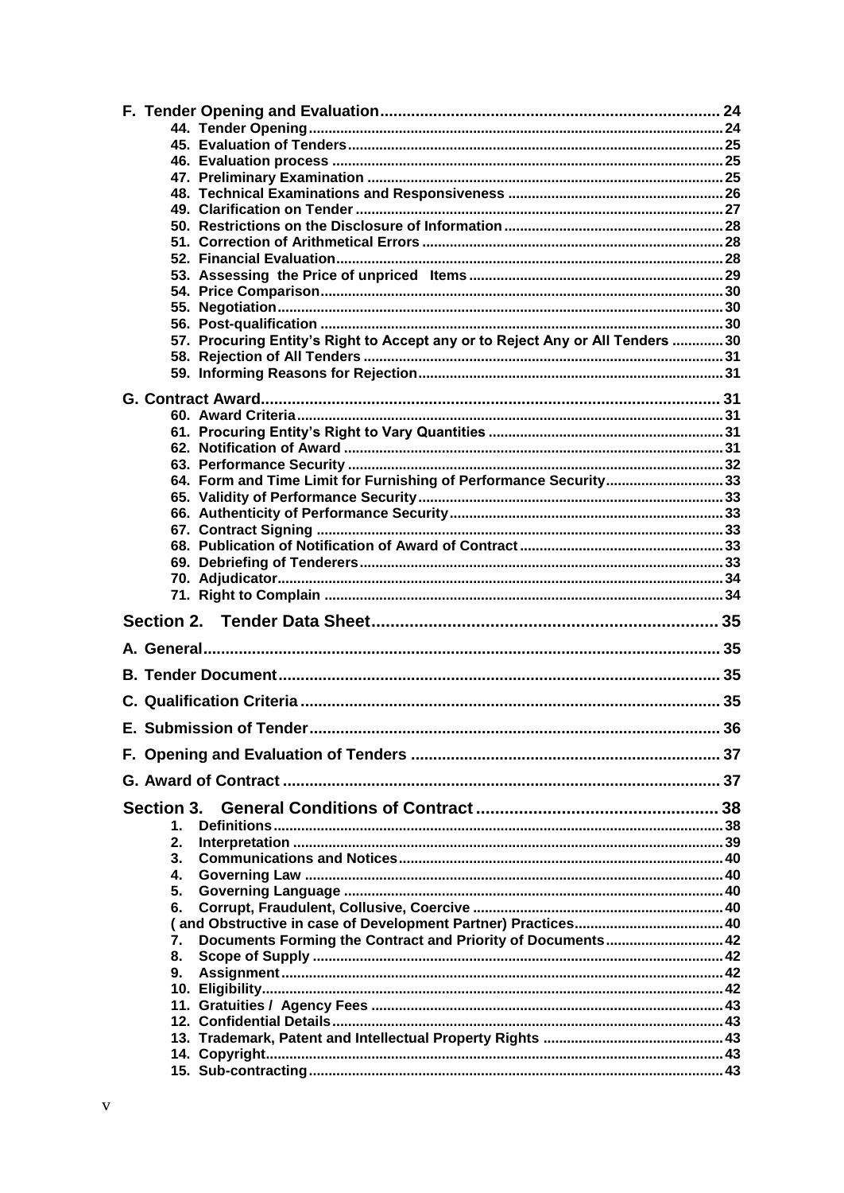F. Tender Opening and Evaluation ........................................................................ 24
- 44. Tender Opening ........................................................................................ 24
- 45. Evaluation of Tenders ............................................................................. 25
- 46. Evaluation process .................................................................................. 25
- 47. Preliminary Examination ......................................................................... 25
- 48. Technical Examinations and Responsiveness ....................................... 26
- 49. Clarification on Tender ............................................................................ 27
- 50. Restrictions on the Disclosure of Information ....................................... 28
- 51. Correction of Arithmetical Errors ........................................................... 28
- 52. Financial Evaluation ................................................................................ 28
- 53. Assessing the Price of unpriced Items ................................................... 29
- 54. Price Comparison .................................................................................... 30
- 55. Negotiation ............................................................................................... 30
- 56. Post-qualification .................................................................................... 30
- 57. Procuring Entity's Right to Accept any or to Reject Any or All Tenders ............. 30
- 58. Rejection of All Tenders .......................................................................... 31
- 59. Informing Reasons for Rejection ............................................................ 31

G. Contract Award .................................................................................................. 31
- 60. Award Criteria ........................................................................................... 31
- 61. Procuring Entity's Right to Vary Quantities ........................................... 31
- 62. Notification of Award ............................................................................... 31
- 63. Performance Security .............................................................................. 32
- 64. Form and Time Limit for Furnishing of Performance Security ............................ 33
- 65. Validity of Performance Security ............................................................ 33
- 66. Authenticity of Performance Security .................................................... 33
- 67. Contract Signing ...................................................................................... 33
- 68. Publication of Notification of Award of Contract ................................... 33
- 69. Debriefing of Tenderers ........................................................................... 33
- 70. Adjudicator ................................................................................................ 34
- 71. Right to Complain .................................................................................... 34

Section 2. Tender Data Sheet ........................................................................ 35

A. General .................................................................................................................. 35

B. Tender Document .................................................................................................. 35

C. Qualification Criteria ............................................................................................ 35

E. Submission of Tender ........................................................................................... 36

F. Opening and Evaluation of Tenders .................................................................... 37

G. Award of Contract ................................................................................................. 37

Section 3. General Conditions of Contract .................................................. 38
- 1. Definitions ................................................................................................... 38
- 2. Interpretation .............................................................................................. 39
- 3. Communications and Notices .................................................................... 40
- 4. Governing Law ............................................................................................ 40
- 5. Governing Language .................................................................................. 40
- 6. Corrupt, Fraudulent, Collusive, Coercive ................................................. 40
  ( and Obstructive in case of Development Partner) Practices ...................................... 40
- 7. Documents Forming the Contract and Priority of Documents .............................. 42
- 8. Scope of Supply .......................................................................................... 42
- 9. Assignment .................................................................................................. 42
- 10. Eligibility ..................................................................................................... 42
- 11. Gratuities / Agency Fees ........................................................................... 43
- 12. Confidential Details .................................................................................... 43
- 13. Trademark, Patent and Intellectual Property Rights ............................................. 43
- 14. Copyright ..................................................................................................... 43
- 15. Sub-contracting ........................................................................................... 43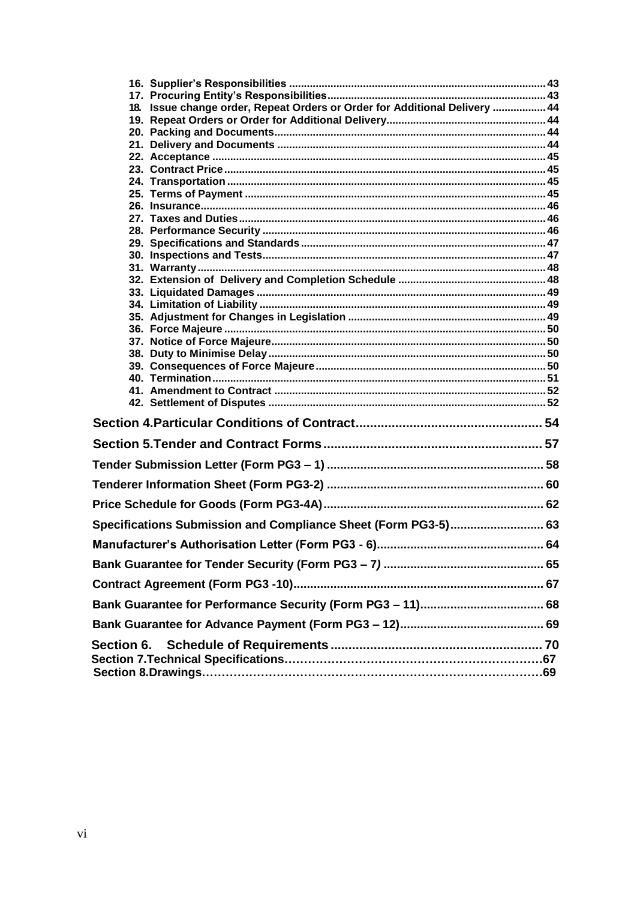16. Supplier's Responsibilities ...................................................................................... 43
17. Procuring Entity's Responsibilities.......................................................................... 43
18. Issue change order, Repeat Orders or Order for Additional Delivery .................. 44
19. Repeat Orders or Order for Additional Delivery...................................................... 44
20. Packing and Documents........................................................................................... 44
21. Delivery and Documents .......................................................................................... 44
22. Acceptance ................................................................................................................ 45
23. Contract Price............................................................................................................ 45
24. Transportation ........................................................................................................... 45
25. Terms of Payment ..................................................................................................... 45
26. Insurance.................................................................................................................... 46
27. Taxes and Duties ....................................................................................................... 46
28. Performance Security ............................................................................................... 46
29. Specifications and Standards.................................................................................. 47
30. Inspections and Tests............................................................................................... 47
31. Warranty..................................................................................................................... 48
32. Extension of Delivery and Completion Schedule ................................................. 48
33. Liquidated Damages ................................................................................................. 49
34. Limitation of Liability ................................................................................................ 49
35. Adjustment for Changes in Legislation .................................................................. 49
36. Force Majeure ............................................................................................................ 50
37. Notice of Force Majeure............................................................................................ 50
38. Duty to Minimise Delay ............................................................................................. 50
39. Consequences of Force Majeure............................................................................. 50
40. Termination................................................................................................................ 51
41. Amendment to Contract ........................................................................................... 52
42. Settlement of Disputes ............................................................................................. 52

**Section 4.Particular Conditions of Contract.................................................... 54**

**Section 5.Tender and Contract Forms............................................................. 57**

**Tender Submission Letter (Form PG3 – 1) ................................................................ 58**

**Tenderer Information Sheet (Form PG3-2) ................................................................. 60**

**Price Schedule for Goods (Form PG3-4A)................................................................. 62**

**Specifications Submission and Compliance Sheet (Form PG3-5)............................ 63**

**Manufacturer's Authorisation Letter (Form PG3 - 6)................................................. 64**

**Bank Guarantee for Tender Security (Form PG3 – 7) ............................................... 65**

**Contract Agreement (Form PG3 -10)........................................................................... 67**

**Bank Guarantee for Performance Security (Form PG3 – 11)..................................... 68**

**Bank Guarantee for Advance Payment (Form PG3 – 12)........................................... 69**

**Section 6. Schedule of Requirements........................................................... 70**

**Section 7.Technical Specifications…………………………………………………………67**

**Section 8.Drawings……………………………………………………………………………69**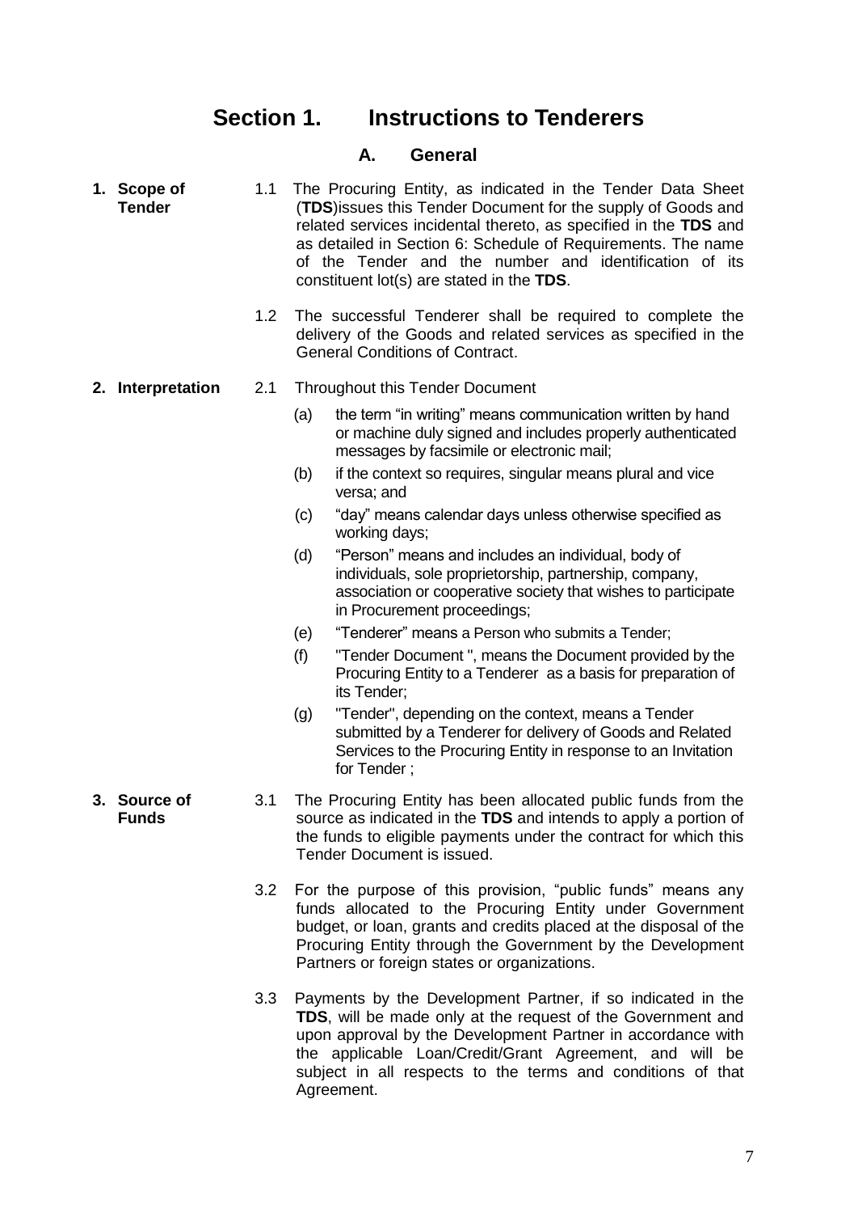# Section 1. Instructions to Tenderers

## A. General

**1. Scope of Tender**

1.1 The Procuring Entity, as indicated in the Tender Data Sheet (**TDS**)issues this Tender Document for the supply of Goods and related services incidental thereto, as specified in the **TDS** and as detailed in Section 6: Schedule of Requirements. The name of the Tender and the number and identification of its constituent lot(s) are stated in the **TDS**.

1.2 The successful Tenderer shall be required to complete the delivery of the Goods and related services as specified in the General Conditions of Contract.

**2. Interpretation**

2.1 Throughout this Tender Document

(a) the term "in writing" means communication written by hand or machine duly signed and includes properly authenticated messages by facsimile or electronic mail;

(b) if the context so requires, singular means plural and vice versa; and

(c) "day" means calendar days unless otherwise specified as working days;

(d) "Person" means and includes an individual, body of individuals, sole proprietorship, partnership, company, association or cooperative society that wishes to participate in Procurement proceedings;

(e) "Tenderer" means a Person who submits a Tender;

(f) "Tender Document ", means the Document provided by the Procuring Entity to a Tenderer as a basis for preparation of its Tender;

(g) "Tender", depending on the context, means a Tender submitted by a Tenderer for delivery of Goods and Related Services to the Procuring Entity in response to an Invitation for Tender ;

**3. Source of Funds**

3.1 The Procuring Entity has been allocated public funds from the source as indicated in the **TDS** and intends to apply a portion of the funds to eligible payments under the contract for which this Tender Document is issued.

3.2 For the purpose of this provision, "public funds" means any funds allocated to the Procuring Entity under Government budget, or loan, grants and credits placed at the disposal of the Procuring Entity through the Government by the Development Partners or foreign states or organizations.

3.3 Payments by the Development Partner, if so indicated in the **TDS**, will be made only at the request of the Government and upon approval by the Development Partner in accordance with the applicable Loan/Credit/Grant Agreement, and will be subject in all respects to the terms and conditions of that Agreement.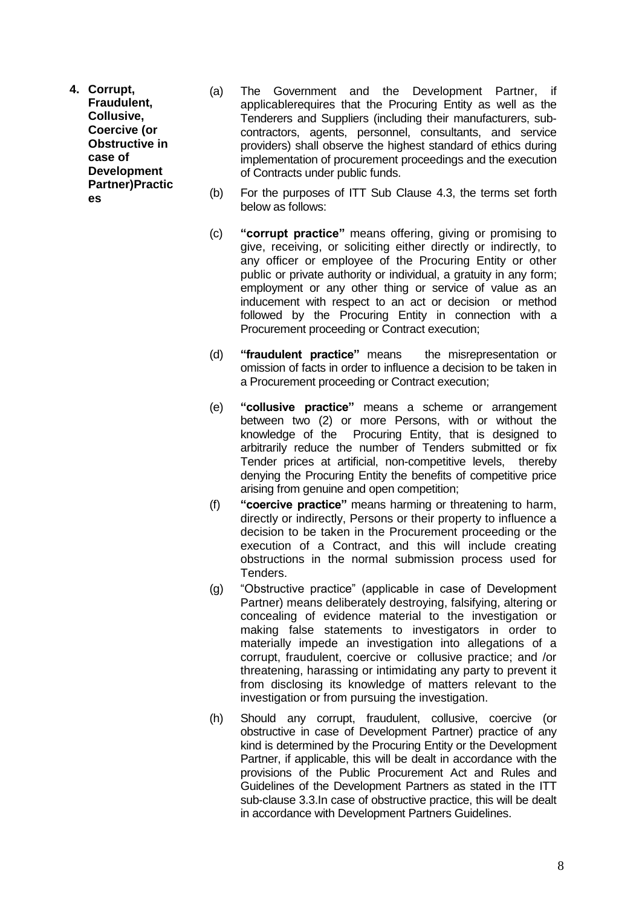**4. Corrupt, Fraudulent, Collusive, Coercive (or Obstructive in case of Development Partner)Practices**

(a) The Government and the Development Partner, if applicablerequires that the Procuring Entity as well as the Tenderers and Suppliers (including their manufacturers, sub-contractors, agents, personnel, consultants, and service providers) shall observe the highest standard of ethics during implementation of procurement proceedings and the execution of Contracts under public funds.

(b) For the purposes of ITT Sub Clause 4.3, the terms set forth below as follows:

(c) **"corrupt practice"** means offering, giving or promising to give, receiving, or soliciting either directly or indirectly, to any officer or employee of the Procuring Entity or other public or private authority or individual, a gratuity in any form; employment or any other thing or service of value as an inducement with respect to an act or decision or method followed by the Procuring Entity in connection with a Procurement proceeding or Contract execution;

(d) **"fraudulent practice"** means the misrepresentation or omission of facts in order to influence a decision to be taken in a Procurement proceeding or Contract execution;

(e) **"collusive practice"** means a scheme or arrangement between two (2) or more Persons, with or without the knowledge of the Procuring Entity, that is designed to arbitrarily reduce the number of Tenders submitted or fix Tender prices at artificial, non-competitive levels, thereby denying the Procuring Entity the benefits of competitive price arising from genuine and open competition;

(f) **"coercive practice"** means harming or threatening to harm, directly or indirectly, Persons or their property to influence a decision to be taken in the Procurement proceeding or the execution of a Contract, and this will include creating obstructions in the normal submission process used for Tenders.

(g) "Obstructive practice" (applicable in case of Development Partner) means deliberately destroying, falsifying, altering or concealing of evidence material to the investigation or making false statements to investigators in order to materially impede an investigation into allegations of a corrupt, fraudulent, coercive or collusive practice; and /or threatening, harassing or intimidating any party to prevent it from disclosing its knowledge of matters relevant to the investigation or from pursuing the investigation.

(h) Should any corrupt, fraudulent, collusive, coercive (or obstructive in case of Development Partner) practice of any kind is determined by the Procuring Entity or the Development Partner, if applicable, this will be dealt in accordance with the provisions of the Public Procurement Act and Rules and Guidelines of the Development Partners as stated in the ITT sub-clause 3.3.In case of obstructive practice, this will be dealt in accordance with Development Partners Guidelines.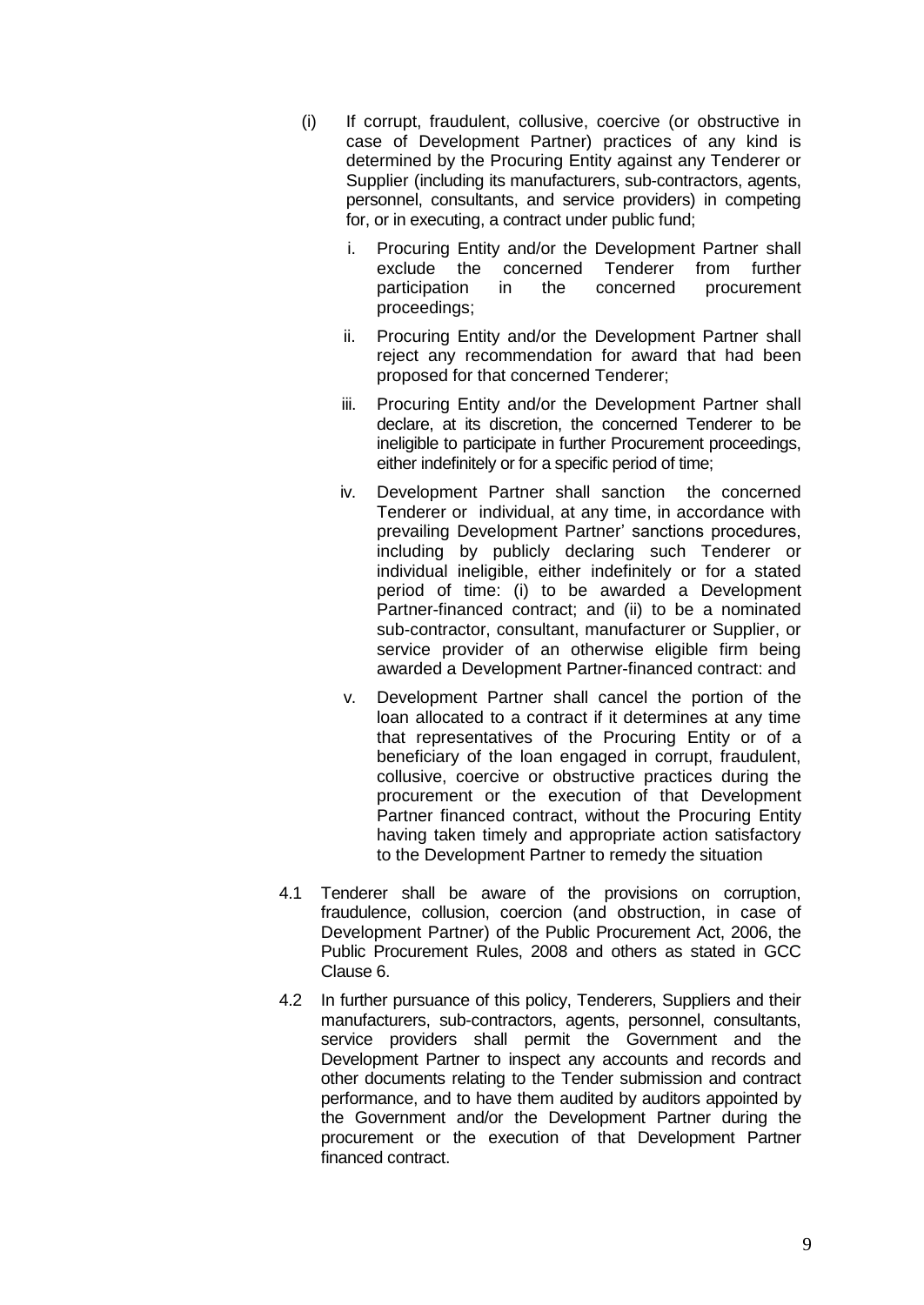(i) If corrupt, fraudulent, collusive, coercive (or obstructive in case of Development Partner) practices of any kind is determined by the Procuring Entity against any Tenderer or Supplier (including its manufacturers, sub-contractors, agents, personnel, consultants, and service providers) in competing for, or in executing, a contract under public fund;

   i. Procuring Entity and/or the Development Partner shall exclude the concerned Tenderer from further participation in the concerned procurement proceedings;

   ii. Procuring Entity and/or the Development Partner shall reject any recommendation for award that had been proposed for that concerned Tenderer;

   iii. Procuring Entity and/or the Development Partner shall declare, at its discretion, the concerned Tenderer to be ineligible to participate in further Procurement proceedings, either indefinitely or for a specific period of time;

   iv. Development Partner shall sanction the concerned Tenderer or individual, at any time, in accordance with prevailing Development Partner' sanctions procedures, including by publicly declaring such Tenderer or individual ineligible, either indefinitely or for a stated period of time: (i) to be awarded a Development Partner-financed contract; and (ii) to be a nominated sub-contractor, consultant, manufacturer or Supplier, or service provider of an otherwise eligible firm being awarded a Development Partner-financed contract: and

   v. Development Partner shall cancel the portion of the loan allocated to a contract if it determines at any time that representatives of the Procuring Entity or of a beneficiary of the loan engaged in corrupt, fraudulent, collusive, coercive or obstructive practices during the procurement or the execution of that Development Partner financed contract, without the Procuring Entity having taken timely and appropriate action satisfactory to the Development Partner to remedy the situation

4.1 Tenderer shall be aware of the provisions on corruption, fraudulence, collusion, coercion (and obstruction, in case of Development Partner) of the Public Procurement Act, 2006, the Public Procurement Rules, 2008 and others as stated in GCC Clause 6.

4.2 In further pursuance of this policy, Tenderers, Suppliers and their manufacturers, sub-contractors, agents, personnel, consultants, service providers shall permit the Government and the Development Partner to inspect any accounts and records and other documents relating to the Tender submission and contract performance, and to have them audited by auditors appointed by the Government and/or the Development Partner during the procurement or the execution of that Development Partner financed contract.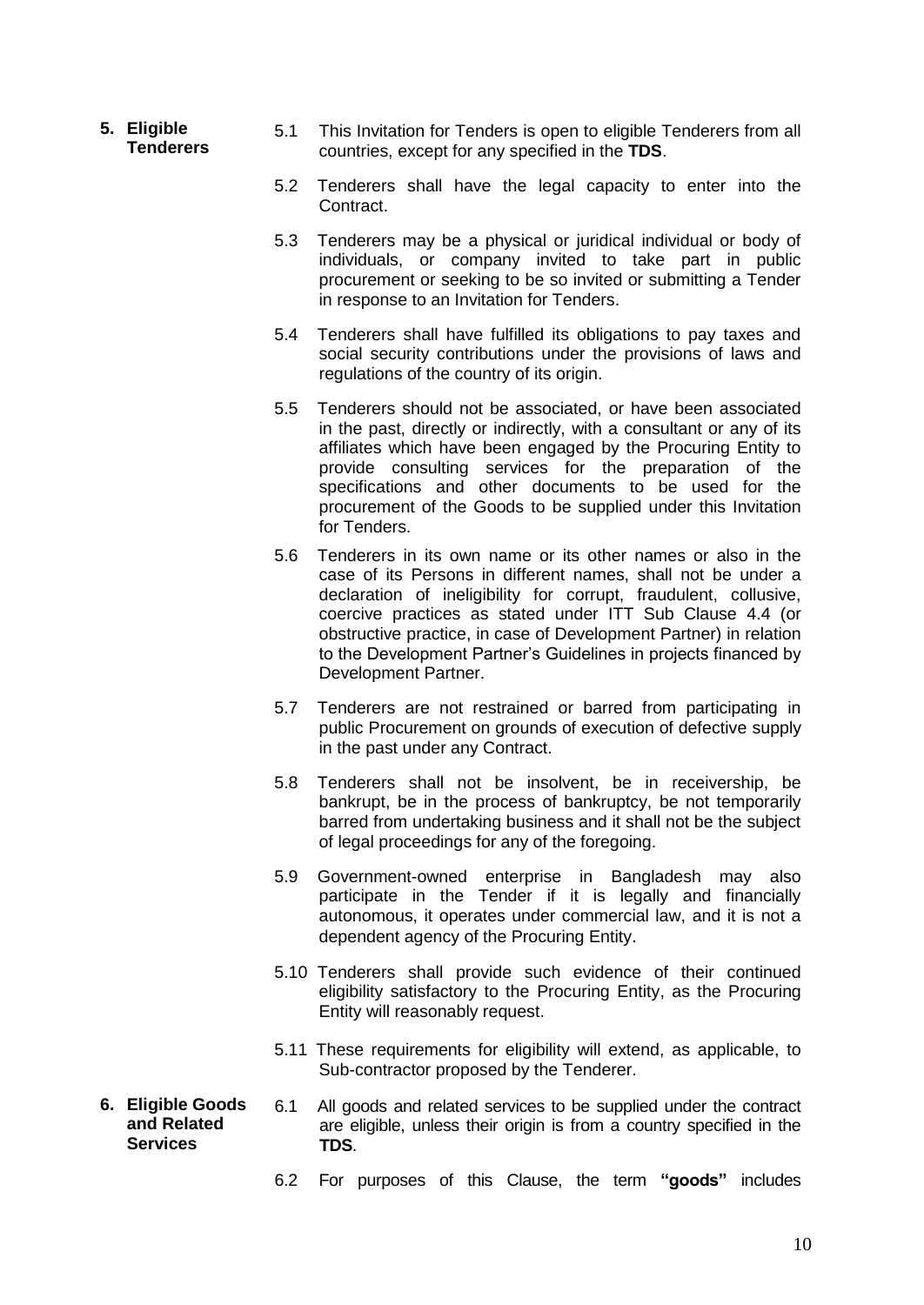## 5. Eligible Tenderers

5.1 This Invitation for Tenders is open to eligible Tenderers from all countries, except for any specified in the **TDS**.

5.2 Tenderers shall have the legal capacity to enter into the Contract.

5.3 Tenderers may be a physical or juridical individual or body of individuals, or company invited to take part in public procurement or seeking to be so invited or submitting a Tender in response to an Invitation for Tenders.

5.4 Tenderers shall have fulfilled its obligations to pay taxes and social security contributions under the provisions of laws and regulations of the country of its origin.

5.5 Tenderers should not be associated, or have been associated in the past, directly or indirectly, with a consultant or any of its affiliates which have been engaged by the Procuring Entity to provide consulting services for the preparation of the specifications and other documents to be used for the procurement of the Goods to be supplied under this Invitation for Tenders.

5.6 Tenderers in its own name or its other names or also in the case of its Persons in different names, shall not be under a declaration of ineligibility for corrupt, fraudulent, collusive, coercive practices as stated under ITT Sub Clause 4.4 (or obstructive practice, in case of Development Partner) in relation to the Development Partner's Guidelines in projects financed by Development Partner.

5.7 Tenderers are not restrained or barred from participating in public Procurement on grounds of execution of defective supply in the past under any Contract.

5.8 Tenderers shall not be insolvent, be in receivership, be bankrupt, be in the process of bankruptcy, be not temporarily barred from undertaking business and it shall not be the subject of legal proceedings for any of the foregoing.

5.9 Government-owned enterprise in Bangladesh may also participate in the Tender if it is legally and financially autonomous, it operates under commercial law, and it is not a dependent agency of the Procuring Entity.

5.10 Tenderers shall provide such evidence of their continued eligibility satisfactory to the Procuring Entity, as the Procuring Entity will reasonably request.

5.11 These requirements for eligibility will extend, as applicable, to Sub-contractor proposed by the Tenderer.

## 6. Eligible Goods and Related Services

6.1 All goods and related services to be supplied under the contract are eligible, unless their origin is from a country specified in the **TDS**.

6.2 For purposes of this Clause, the term **"goods"** includes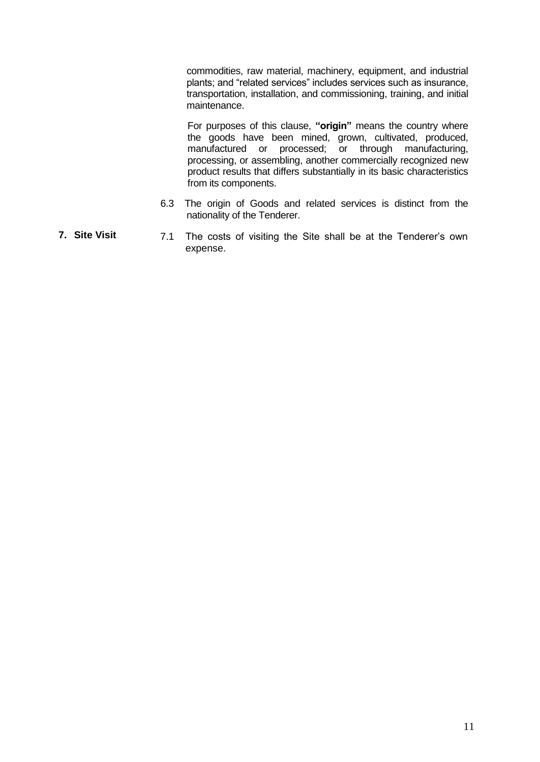commodities, raw material, machinery, equipment, and industrial plants; and "related services" includes services such as insurance, transportation, installation, and commissioning, training, and initial maintenance.

For purposes of this clause, **"origin"** means the country where the goods have been mined, grown, cultivated, produced, manufactured or processed; or through manufacturing, processing, or assembling, another commercially recognized new product results that differs substantially in its basic characteristics from its components.

6.3 The origin of Goods and related services is distinct from the nationality of the Tenderer.

**7. Site Visit**

7.1 The costs of visiting the Site shall be at the Tenderer's own expense.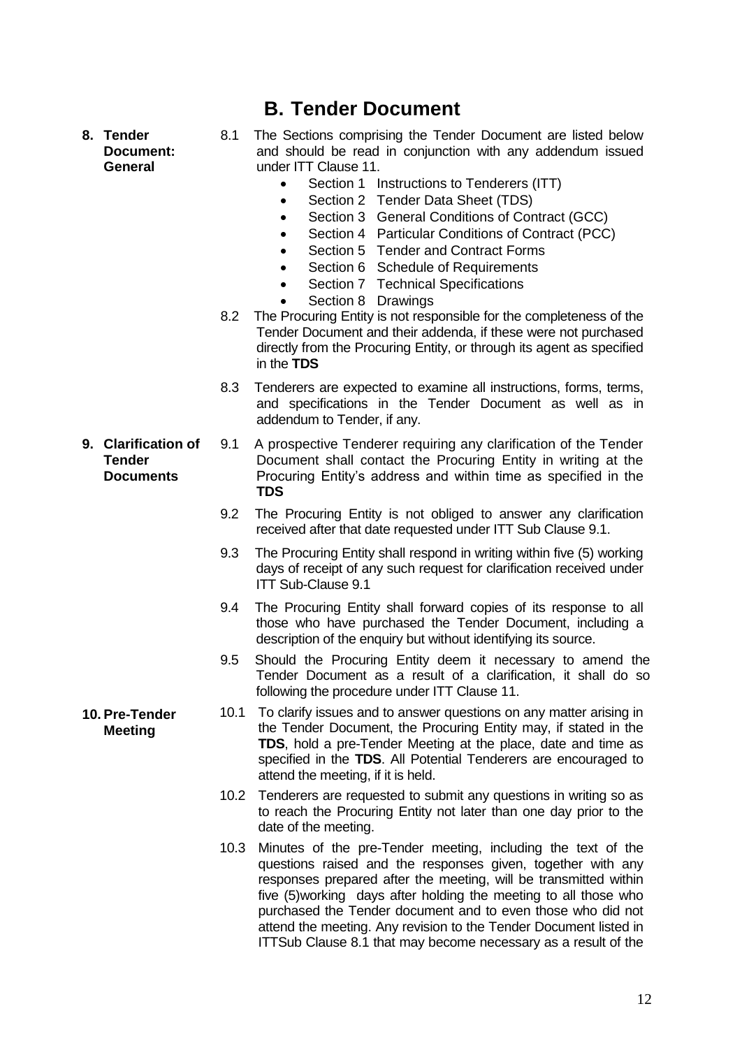# B. Tender Document

**8. Tender Document: General**

8.1 The Sections comprising the Tender Document are listed below and should be read in conjunction with any addendum issued under ITT Clause 11.

- Section 1 Instructions to Tenderers (ITT)
- Section 2 Tender Data Sheet (TDS)
- Section 3 General Conditions of Contract (GCC)
- Section 4 Particular Conditions of Contract (PCC)
- Section 5 Tender and Contract Forms
- Section 6 Schedule of Requirements
- Section 7 Technical Specifications
- Section 8 Drawings

8.2 The Procuring Entity is not responsible for the completeness of the Tender Document and their addenda, if these were not purchased directly from the Procuring Entity, or through its agent as specified in the **TDS**

8.3 Tenderers are expected to examine all instructions, forms, terms, and specifications in the Tender Document as well as in addendum to Tender, if any.

**9. Clarification of Tender Documents**

9.1 A prospective Tenderer requiring any clarification of the Tender Document shall contact the Procuring Entity in writing at the Procuring Entity's address and within time as specified in the **TDS**

9.2 The Procuring Entity is not obliged to answer any clarification received after that date requested under ITT Sub Clause 9.1.

9.3 The Procuring Entity shall respond in writing within five (5) working days of receipt of any such request for clarification received under ITT Sub-Clause 9.1

9.4 The Procuring Entity shall forward copies of its response to all those who have purchased the Tender Document, including a description of the enquiry but without identifying its source.

9.5 Should the Procuring Entity deem it necessary to amend the Tender Document as a result of a clarification, it shall do so following the procedure under ITT Clause 11.

**10. Pre-Tender Meeting**

10.1 To clarify issues and to answer questions on any matter arising in the Tender Document, the Procuring Entity may, if stated in the **TDS**, hold a pre-Tender Meeting at the place, date and time as specified in the **TDS**. All Potential Tenderers are encouraged to attend the meeting, if it is held.

10.2 Tenderers are requested to submit any questions in writing so as to reach the Procuring Entity not later than one day prior to the date of the meeting.

10.3 Minutes of the pre-Tender meeting, including the text of the questions raised and the responses given, together with any responses prepared after the meeting, will be transmitted within five (5)working days after holding the meeting to all those who purchased the Tender document and to even those who did not attend the meeting. Any revision to the Tender Document listed in ITTSub Clause 8.1 that may become necessary as a result of the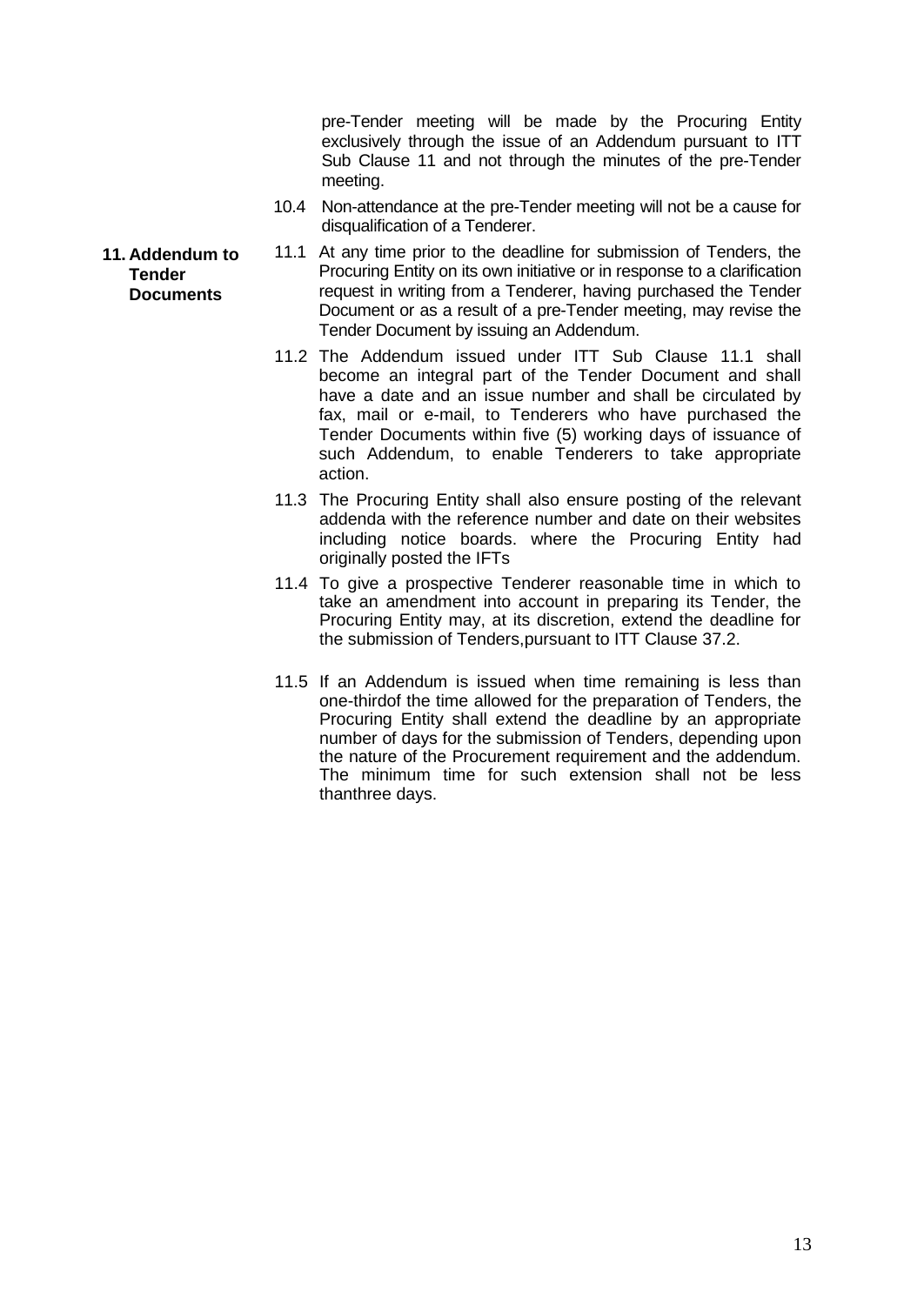pre-Tender meeting will be made by the Procuring Entity exclusively through the issue of an Addendum pursuant to ITT Sub Clause 11 and not through the minutes of the pre-Tender meeting.

10.4 Non-attendance at the pre-Tender meeting will not be a cause for disqualification of a Tenderer.

**11. Addendum to Tender Documents**

11.1 At any time prior to the deadline for submission of Tenders, the Procuring Entity on its own initiative or in response to a clarification request in writing from a Tenderer, having purchased the Tender Document or as a result of a pre-Tender meeting, may revise the Tender Document by issuing an Addendum.

11.2 The Addendum issued under ITT Sub Clause 11.1 shall become an integral part of the Tender Document and shall have a date and an issue number and shall be circulated by fax, mail or e-mail, to Tenderers who have purchased the Tender Documents within five (5) working days of issuance of such Addendum, to enable Tenderers to take appropriate action.

11.3 The Procuring Entity shall also ensure posting of the relevant addenda with the reference number and date on their websites including notice boards. where the Procuring Entity had originally posted the IFTs

11.4 To give a prospective Tenderer reasonable time in which to take an amendment into account in preparing its Tender, the Procuring Entity may, at its discretion, extend the deadline for the submission of Tenders,pursuant to ITT Clause 37.2.

11.5 If an Addendum is issued when time remaining is less than one-thirdof the time allowed for the preparation of Tenders, the Procuring Entity shall extend the deadline by an appropriate number of days for the submission of Tenders, depending upon the nature of the Procurement requirement and the addendum. The minimum time for such extension shall not be less thanthree days.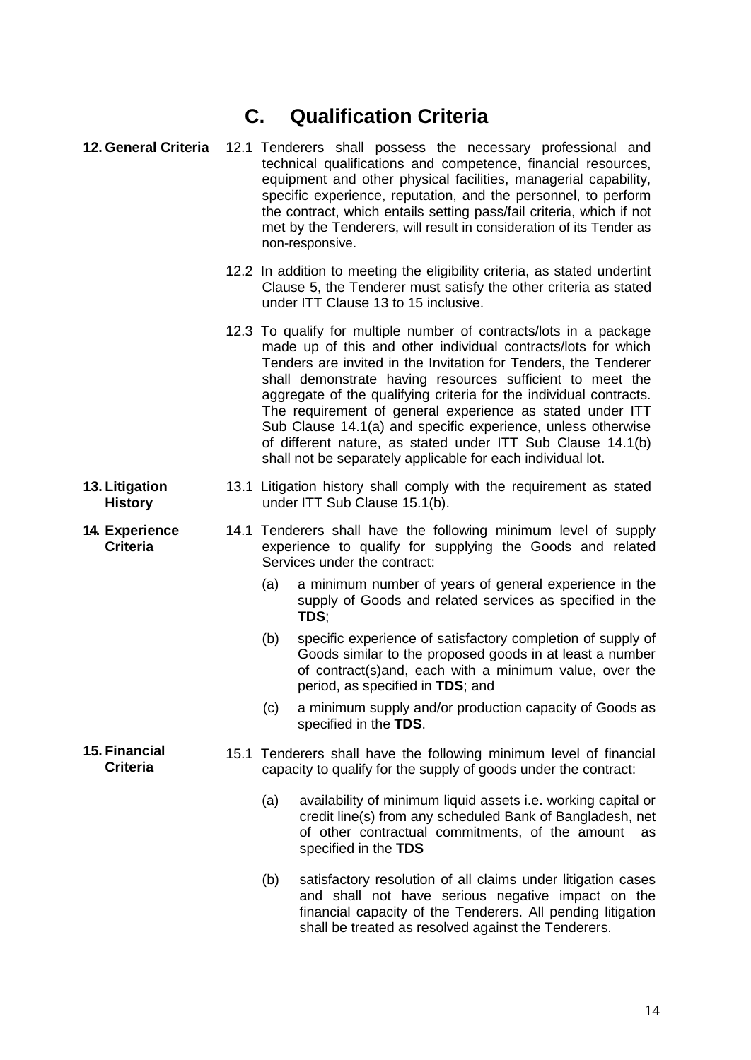# C. Qualification Criteria

**12. General Criteria**

12.1 Tenderers shall possess the necessary professional and technical qualifications and competence, financial resources, equipment and other physical facilities, managerial capability, specific experience, reputation, and the personnel, to perform the contract, which entails setting pass/fail criteria, which if not met by the Tenderers, will result in consideration of its Tender as non-responsive.

12.2 In addition to meeting the eligibility criteria, as stated undertint Clause 5, the Tenderer must satisfy the other criteria as stated under ITT Clause 13 to 15 inclusive.

12.3 To qualify for multiple number of contracts/lots in a package made up of this and other individual contracts/lots for which Tenders are invited in the Invitation for Tenders, the Tenderer shall demonstrate having resources sufficient to meet the aggregate of the qualifying criteria for the individual contracts. The requirement of general experience as stated under ITT Sub Clause 14.1(a) and specific experience, unless otherwise of different nature, as stated under ITT Sub Clause 14.1(b) shall not be separately applicable for each individual lot.

**13. Litigation History**

13.1 Litigation history shall comply with the requirement as stated under ITT Sub Clause 15.1(b).

**14. Experience Criteria**

14.1 Tenderers shall have the following minimum level of supply experience to qualify for supplying the Goods and related Services under the contract:

(a) a minimum number of years of general experience in the supply of Goods and related services as specified in the **TDS**;

(b) specific experience of satisfactory completion of supply of Goods similar to the proposed goods in at least a number of contract(s)and, each with a minimum value, over the period, as specified in **TDS**; and

(c) a minimum supply and/or production capacity of Goods as specified in the **TDS**.

**15. Financial Criteria**

15.1 Tenderers shall have the following minimum level of financial capacity to qualify for the supply of goods under the contract:

(a) availability of minimum liquid assets i.e. working capital or credit line(s) from any scheduled Bank of Bangladesh, net of other contractual commitments, of the amount as specified in the **TDS**

(b) satisfactory resolution of all claims under litigation cases and shall not have serious negative impact on the financial capacity of the Tenderers. All pending litigation shall be treated as resolved against the Tenderers.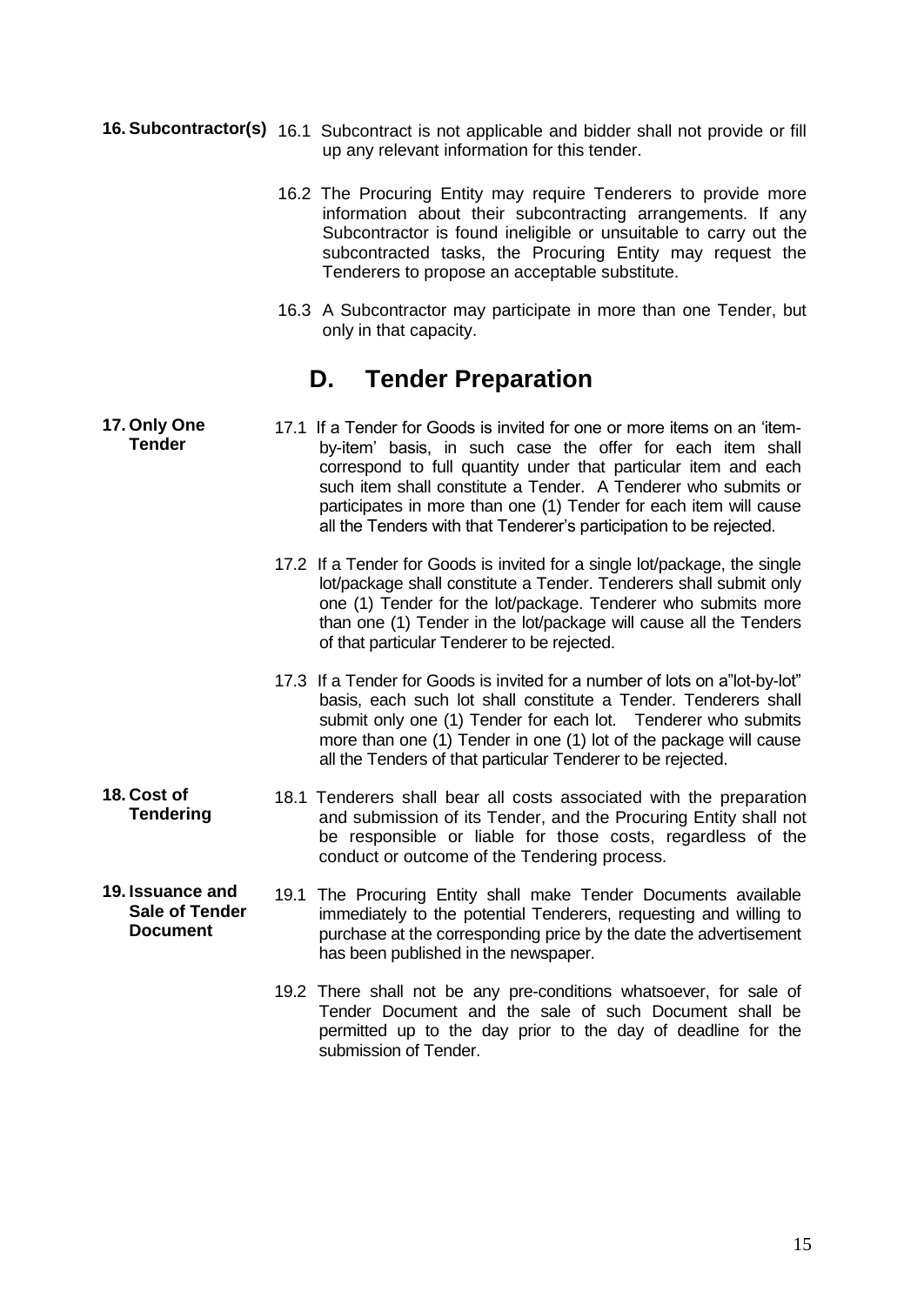**16. Subcontractor(s)**

16.1 Subcontract is not applicable and bidder shall not provide or fill up any relevant information for this tender.

16.2 The Procuring Entity may require Tenderers to provide more information about their subcontracting arrangements. If any Subcontractor is found ineligible or unsuitable to carry out the subcontracted tasks, the Procuring Entity may request the Tenderers to propose an acceptable substitute.

16.3 A Subcontractor may participate in more than one Tender, but only in that capacity.

## D. Tender Preparation

**17. Only One Tender**

17.1 If a Tender for Goods is invited for one or more items on an 'item-by-item' basis, in such case the offer for each item shall correspond to full quantity under that particular item and each such item shall constitute a Tender. A Tenderer who submits or participates in more than one (1) Tender for each item will cause all the Tenders with that Tenderer's participation to be rejected.

17.2 If a Tender for Goods is invited for a single lot/package, the single lot/package shall constitute a Tender. Tenderers shall submit only one (1) Tender for the lot/package. Tenderer who submits more than one (1) Tender in the lot/package will cause all the Tenders of that particular Tenderer to be rejected.

17.3 If a Tender for Goods is invited for a number of lots on a"lot-by-lot" basis, each such lot shall constitute a Tender. Tenderers shall submit only one (1) Tender for each lot. Tenderer who submits more than one (1) Tender in one (1) lot of the package will cause all the Tenders of that particular Tenderer to be rejected.

**18. Cost of Tendering**

18.1 Tenderers shall bear all costs associated with the preparation and submission of its Tender, and the Procuring Entity shall not be responsible or liable for those costs, regardless of the conduct or outcome of the Tendering process.

**19. Issuance and Sale of Tender Document**

19.1 The Procuring Entity shall make Tender Documents available immediately to the potential Tenderers, requesting and willing to purchase at the corresponding price by the date the advertisement has been published in the newspaper.

19.2 There shall not be any pre-conditions whatsoever, for sale of Tender Document and the sale of such Document shall be permitted up to the day prior to the day of deadline for the submission of Tender.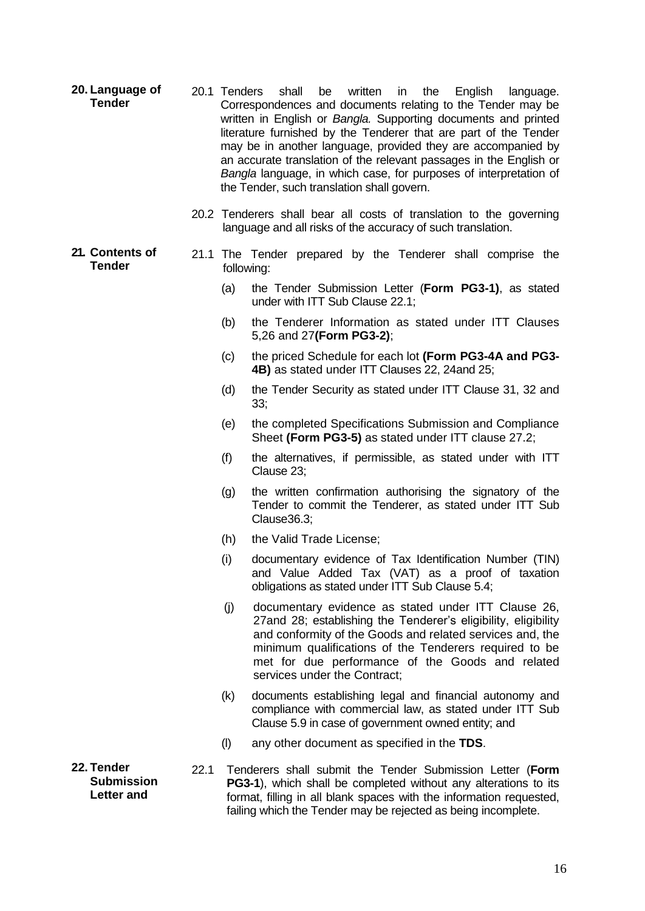**20. Language of Tender**

20.1 Tenders shall be written in the English language. Correspondences and documents relating to the Tender may be written in English or *Bangla.* Supporting documents and printed literature furnished by the Tenderer that are part of the Tender may be in another language, provided they are accompanied by an accurate translation of the relevant passages in the English or *Bangla* language, in which case, for purposes of interpretation of the Tender, such translation shall govern.

20.2 Tenderers shall bear all costs of translation to the governing language and all risks of the accuracy of such translation.

**21. Contents of Tender**

21.1 The Tender prepared by the Tenderer shall comprise the following:

(a) the Tender Submission Letter (**Form PG3-1)**, as stated under with ITT Sub Clause 22.1;

(b) the Tenderer Information as stated under ITT Clauses 5,26 and 27**(Form PG3-2)**;

(c) the priced Schedule for each lot **(Form PG3-4A and PG3-4B)** as stated under ITT Clauses 22, 24and 25;

(d) the Tender Security as stated under ITT Clause 31, 32 and 33;

(e) the completed Specifications Submission and Compliance Sheet **(Form PG3-5)** as stated under ITT clause 27.2;

(f) the alternatives, if permissible, as stated under with ITT Clause 23;

(g) the written confirmation authorising the signatory of the Tender to commit the Tenderer, as stated under ITT Sub Clause36.3;

(h) the Valid Trade License;

(i) documentary evidence of Tax Identification Number (TIN) and Value Added Tax (VAT) as a proof of taxation obligations as stated under ITT Sub Clause 5.4;

(j) documentary evidence as stated under ITT Clause 26, 27and 28; establishing the Tenderer's eligibility, eligibility and conformity of the Goods and related services and, the minimum qualifications of the Tenderers required to be met for due performance of the Goods and related services under the Contract;

(k) documents establishing legal and financial autonomy and compliance with commercial law, as stated under ITT Sub Clause 5.9 in case of government owned entity; and

(l) any other document as specified in the **TDS**.

**22. Tender Submission Letter and**

22.1 Tenderers shall submit the Tender Submission Letter (**Form PG3-1**), which shall be completed without any alterations to its format, filling in all blank spaces with the information requested, failing which the Tender may be rejected as being incomplete.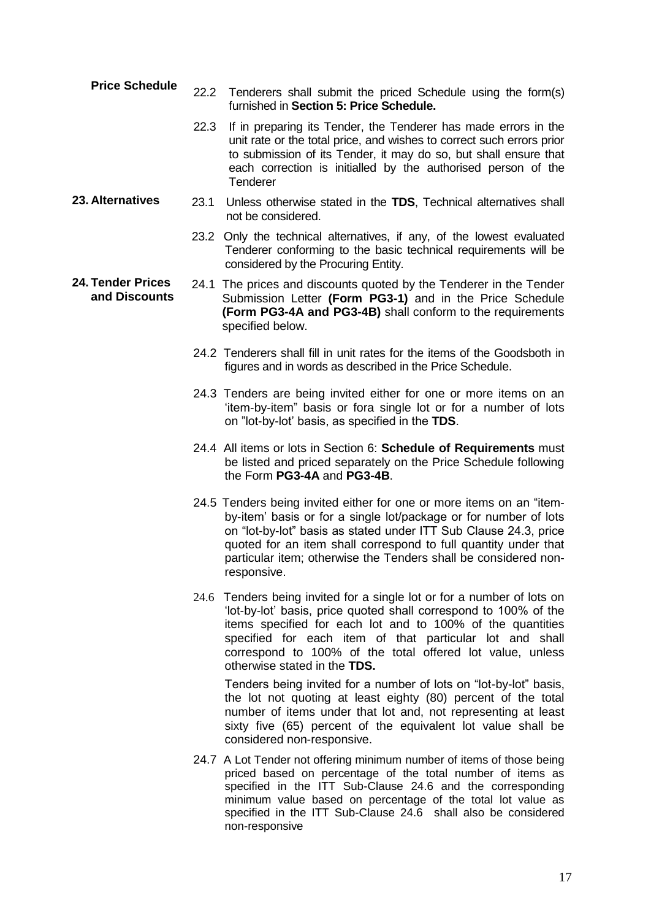**Price Schedule**

22.2 Tenderers shall submit the priced Schedule using the form(s) furnished in **Section 5: Price Schedule.**

22.3 If in preparing its Tender, the Tenderer has made errors in the unit rate or the total price, and wishes to correct such errors prior to submission of its Tender, it may do so, but shall ensure that each correction is initialled by the authorised person of the Tenderer

**23. Alternatives**

23.1 Unless otherwise stated in the **TDS**, Technical alternatives shall not be considered.

23.2 Only the technical alternatives, if any, of the lowest evaluated Tenderer conforming to the basic technical requirements will be considered by the Procuring Entity.

**24. Tender Prices and Discounts**

24.1 The prices and discounts quoted by the Tenderer in the Tender Submission Letter **(Form PG3-1)** and in the Price Schedule **(Form PG3-4A and PG3-4B)** shall conform to the requirements specified below.

24.2 Tenderers shall fill in unit rates for the items of the Goodsboth in figures and in words as described in the Price Schedule.

24.3 Tenders are being invited either for one or more items on an 'item-by-item" basis or fora single lot or for a number of lots on "lot-by-lot' basis, as specified in the **TDS**.

24.4 All items or lots in Section 6: **Schedule of Requirements** must be listed and priced separately on the Price Schedule following the Form **PG3-4A** and **PG3-4B**.

24.5 Tenders being invited either for one or more items on an "item-by-item' basis or for a single lot/package or for number of lots on "lot-by-lot" basis as stated under ITT Sub Clause 24.3, price quoted for an item shall correspond to full quantity under that particular item; otherwise the Tenders shall be considered non-responsive.

24.6 Tenders being invited for a single lot or for a number of lots on 'lot-by-lot' basis, price quoted shall correspond to 100% of the items specified for each lot and to 100% of the quantities specified for each item of that particular lot and shall correspond to 100% of the total offered lot value, unless otherwise stated in the **TDS.**

Tenders being invited for a number of lots on "lot-by-lot" basis, the lot not quoting at least eighty (80) percent of the total number of items under that lot and, not representing at least sixty five (65) percent of the equivalent lot value shall be considered non-responsive.

24.7 A Lot Tender not offering minimum number of items of those being priced based on percentage of the total number of items as specified in the ITT Sub-Clause 24.6 and the corresponding minimum value based on percentage of the total lot value as specified in the ITT Sub-Clause 24.6 shall also be considered non-responsive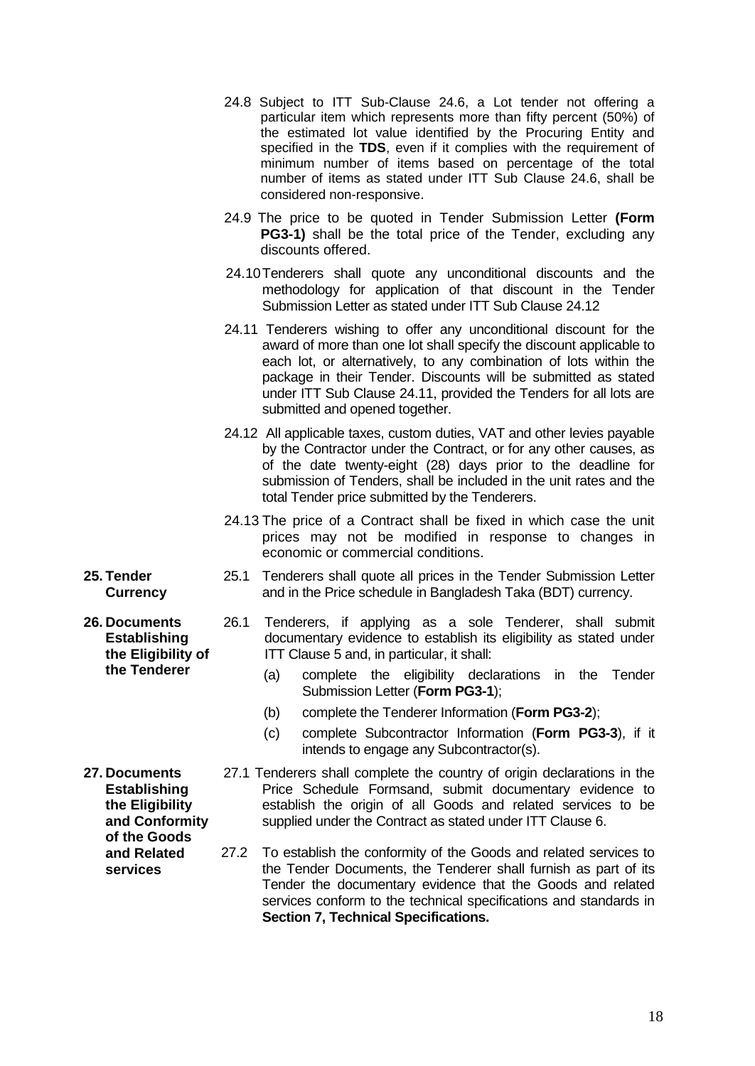24.8 Subject to ITT Sub-Clause 24.6, a Lot tender not offering a particular item which represents more than fifty percent (50%) of the estimated lot value identified by the Procuring Entity and specified in the **TDS**, even if it complies with the requirement of minimum number of items based on percentage of the total number of items as stated under ITT Sub Clause 24.6, shall be considered non-responsive.

24.9 The price to be quoted in Tender Submission Letter **(Form PG3-1)** shall be the total price of the Tender, excluding any discounts offered.

24.10 Tenderers shall quote any unconditional discounts and the methodology for application of that discount in the Tender Submission Letter as stated under ITT Sub Clause 24.12

24.11 Tenderers wishing to offer any unconditional discount for the award of more than one lot shall specify the discount applicable to each lot, or alternatively, to any combination of lots within the package in their Tender. Discounts will be submitted as stated under ITT Sub Clause 24.11, provided the Tenders for all lots are submitted and opened together.

24.12 All applicable taxes, custom duties, VAT and other levies payable by the Contractor under the Contract, or for any other causes, as of the date twenty-eight (28) days prior to the deadline for submission of Tenders, shall be included in the unit rates and the total Tender price submitted by the Tenderers.

24.13 The price of a Contract shall be fixed in which case the unit prices may not be modified in response to changes in economic or commercial conditions.

**25. Tender Currency**

25.1 Tenderers shall quote all prices in the Tender Submission Letter and in the Price schedule in Bangladesh Taka (BDT) currency.

**26. Documents Establishing the Eligibility of the Tenderer**

26.1 Tenderers, if applying as a sole Tenderer, shall submit documentary evidence to establish its eligibility as stated under ITT Clause 5 and, in particular, it shall:

(a) complete the eligibility declarations in the Tender Submission Letter (**Form PG3-1**);

(b) complete the Tenderer Information (**Form PG3-2**);

(c) complete Subcontractor Information (**Form PG3-3**), if it intends to engage any Subcontractor(s).

**27. Documents Establishing the Eligibility and Conformity of the Goods and Related services**

27.1 Tenderers shall complete the country of origin declarations in the Price Schedule Formsand, submit documentary evidence to establish the origin of all Goods and related services to be supplied under the Contract as stated under ITT Clause 6.

27.2 To establish the conformity of the Goods and related services to the Tender Documents, the Tenderer shall furnish as part of its Tender the documentary evidence that the Goods and related services conform to the technical specifications and standards in **Section 7, Technical Specifications.**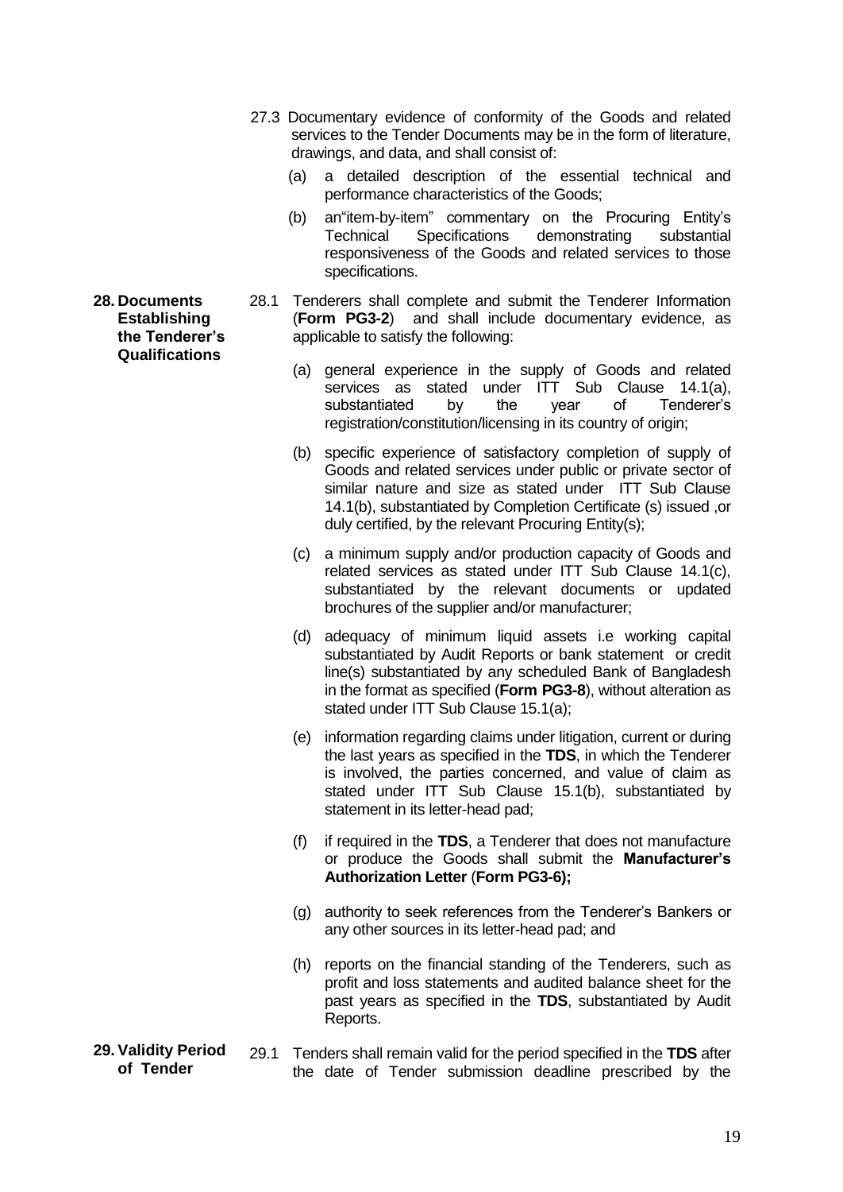27.3 Documentary evidence of conformity of the Goods and related services to the Tender Documents may be in the form of literature, drawings, and data, and shall consist of:

(a) a detailed description of the essential technical and performance characteristics of the Goods;

(b) an"item-by-item" commentary on the Procuring Entity's Technical Specifications demonstrating substantial responsiveness of the Goods and related services to those specifications.

**28. Documents Establishing the Tenderer's Qualifications**

28.1 Tenderers shall complete and submit the Tenderer Information (**Form PG3-2**) and shall include documentary evidence, as applicable to satisfy the following:

(a) general experience in the supply of Goods and related services as stated under ITT Sub Clause 14.1(a), substantiated by the year of Tenderer's registration/constitution/licensing in its country of origin;

(b) specific experience of satisfactory completion of supply of Goods and related services under public or private sector of similar nature and size as stated under ITT Sub Clause 14.1(b), substantiated by Completion Certificate (s) issued ,or duly certified, by the relevant Procuring Entity(s);

(c) a minimum supply and/or production capacity of Goods and related services as stated under ITT Sub Clause 14.1(c), substantiated by the relevant documents or updated brochures of the supplier and/or manufacturer;

(d) adequacy of minimum liquid assets i.e working capital substantiated by Audit Reports or bank statement or credit line(s) substantiated by any scheduled Bank of Bangladesh in the format as specified (**Form PG3-8**), without alteration as stated under ITT Sub Clause 15.1(a);

(e) information regarding claims under litigation, current or during the last years as specified in the **TDS**, in which the Tenderer is involved, the parties concerned, and value of claim as stated under ITT Sub Clause 15.1(b), substantiated by statement in its letter-head pad;

(f) if required in the **TDS**, a Tenderer that does not manufacture or produce the Goods shall submit the **Manufacturer's Authorization Letter** (**Form PG3-6);**

(g) authority to seek references from the Tenderer's Bankers or any other sources in its letter-head pad; and

(h) reports on the financial standing of the Tenderers, such as profit and loss statements and audited balance sheet for the past years as specified in the **TDS**, substantiated by Audit Reports.

**29. Validity Period of Tender**

29.1 Tenders shall remain valid for the period specified in the **TDS** after the date of Tender submission deadline prescribed by the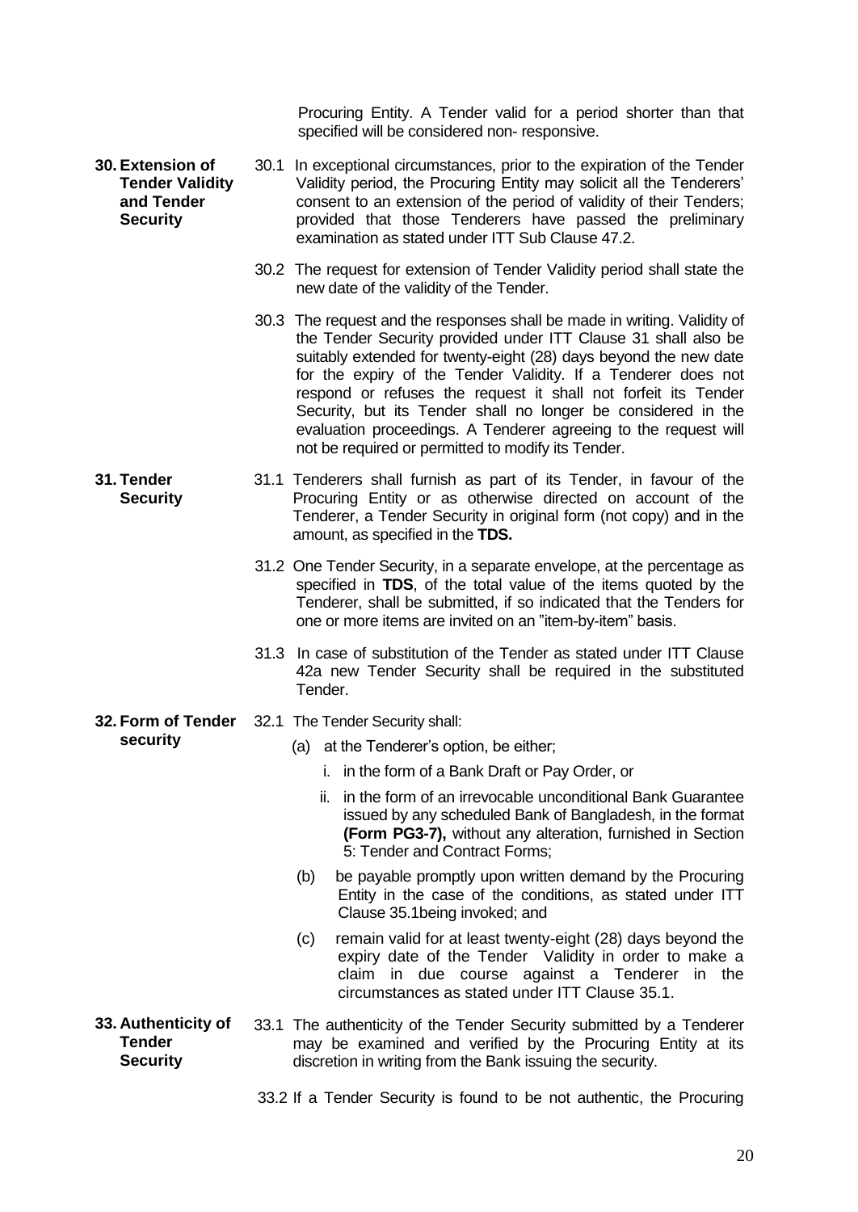Procuring Entity. A Tender valid for a period shorter than that specified will be considered non- responsive.

**30. Extension of Tender Validity and Tender Security**

30.1 In exceptional circumstances, prior to the expiration of the Tender Validity period, the Procuring Entity may solicit all the Tenderers' consent to an extension of the period of validity of their Tenders; provided that those Tenderers have passed the preliminary examination as stated under ITT Sub Clause 47.2.

30.2 The request for extension of Tender Validity period shall state the new date of the validity of the Tender.

30.3 The request and the responses shall be made in writing. Validity of the Tender Security provided under ITT Clause 31 shall also be suitably extended for twenty-eight (28) days beyond the new date for the expiry of the Tender Validity. If a Tenderer does not respond or refuses the request it shall not forfeit its Tender Security, but its Tender shall no longer be considered in the evaluation proceedings. A Tenderer agreeing to the request will not be required or permitted to modify its Tender.

**31. Tender Security**

31.1 Tenderers shall furnish as part of its Tender, in favour of the Procuring Entity or as otherwise directed on account of the Tenderer, a Tender Security in original form (not copy) and in the amount, as specified in the **TDS.**

31.2 One Tender Security, in a separate envelope, at the percentage as specified in **TDS**, of the total value of the items quoted by the Tenderer, shall be submitted, if so indicated that the Tenders for one or more items are invited on an "item-by-item" basis.

31.3 In case of substitution of the Tender as stated under ITT Clause 42a new Tender Security shall be required in the substituted Tender.

**32. Form of Tender security**

32.1 The Tender Security shall:

(a) at the Tenderer's option, be either;

i. in the form of a Bank Draft or Pay Order, or

ii. in the form of an irrevocable unconditional Bank Guarantee issued by any scheduled Bank of Bangladesh, in the format **(Form PG3-7),** without any alteration, furnished in Section 5: Tender and Contract Forms;

(b) be payable promptly upon written demand by the Procuring Entity in the case of the conditions, as stated under ITT Clause 35.1being invoked; and

(c) remain valid for at least twenty-eight (28) days beyond the expiry date of the Tender Validity in order to make a claim in due course against a Tenderer in the circumstances as stated under ITT Clause 35.1.

**33. Authenticity of Tender Security**

33.1 The authenticity of the Tender Security submitted by a Tenderer may be examined and verified by the Procuring Entity at its discretion in writing from the Bank issuing the security.

33.2 If a Tender Security is found to be not authentic, the Procuring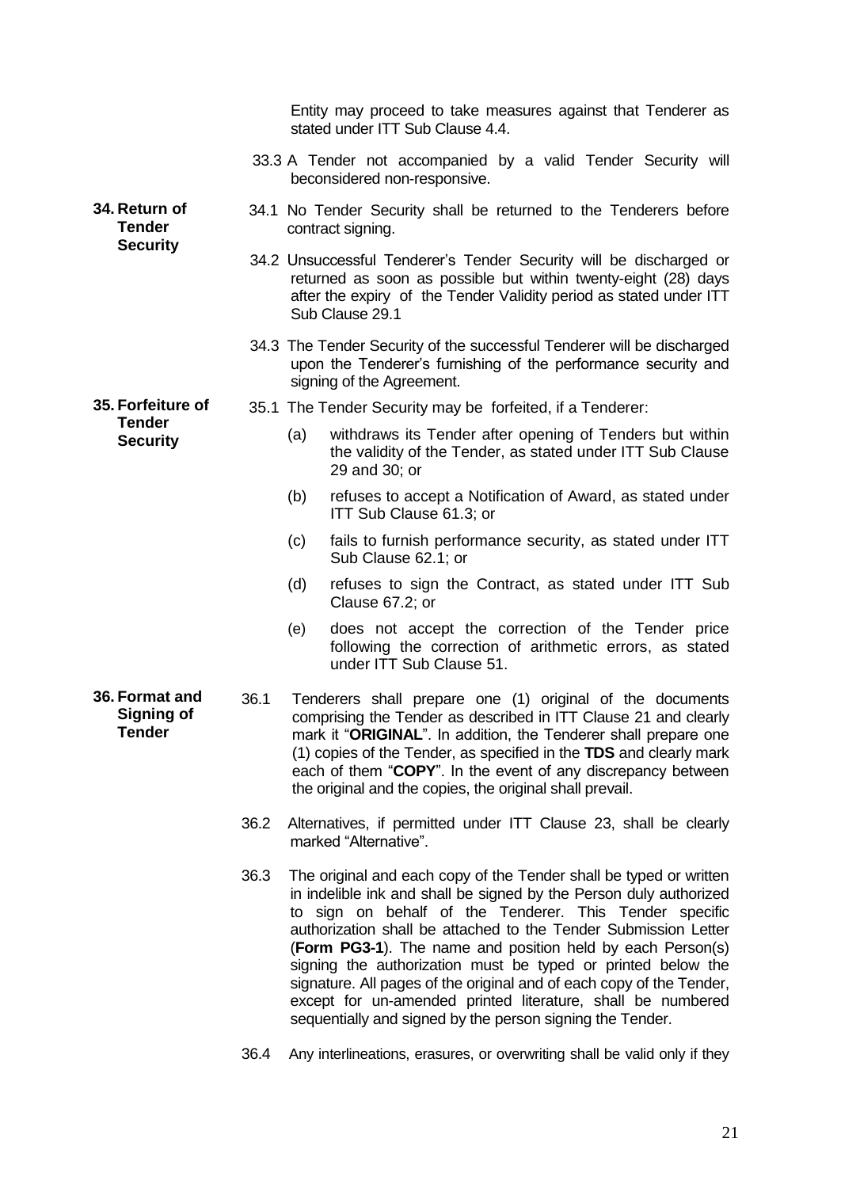Entity may proceed to take measures against that Tenderer as stated under ITT Sub Clause 4.4.

33.3 A Tender not accompanied by a valid Tender Security will beconsidered non-responsive.

**34. Return of Tender Security**

34.1 No Tender Security shall be returned to the Tenderers before contract signing.

34.2 Unsuccessful Tenderer's Tender Security will be discharged or returned as soon as possible but within twenty-eight (28) days after the expiry of the Tender Validity period as stated under ITT Sub Clause 29.1

34.3 The Tender Security of the successful Tenderer will be discharged upon the Tenderer's furnishing of the performance security and signing of the Agreement.

**35. Forfeiture of Tender Security**

35.1 The Tender Security may be forfeited, if a Tenderer:

(a) withdraws its Tender after opening of Tenders but within the validity of the Tender, as stated under ITT Sub Clause 29 and 30; or

(b) refuses to accept a Notification of Award, as stated under ITT Sub Clause 61.3; or

(c) fails to furnish performance security, as stated under ITT Sub Clause 62.1; or

(d) refuses to sign the Contract, as stated under ITT Sub Clause 67.2; or

(e) does not accept the correction of the Tender price following the correction of arithmetic errors, as stated under ITT Sub Clause 51.

**36. Format and Signing of Tender**

36.1 Tenderers shall prepare one (1) original of the documents comprising the Tender as described in ITT Clause 21 and clearly mark it "**ORIGINAL**". In addition, the Tenderer shall prepare one (1) copies of the Tender, as specified in the **TDS** and clearly mark each of them "**COPY**". In the event of any discrepancy between the original and the copies, the original shall prevail.

36.2 Alternatives, if permitted under ITT Clause 23, shall be clearly marked "Alternative".

36.3 The original and each copy of the Tender shall be typed or written in indelible ink and shall be signed by the Person duly authorized to sign on behalf of the Tenderer. This Tender specific authorization shall be attached to the Tender Submission Letter (**Form PG3-1**). The name and position held by each Person(s) signing the authorization must be typed or printed below the signature. All pages of the original and of each copy of the Tender, except for un-amended printed literature, shall be numbered sequentially and signed by the person signing the Tender.

36.4 Any interlineations, erasures, or overwriting shall be valid only if they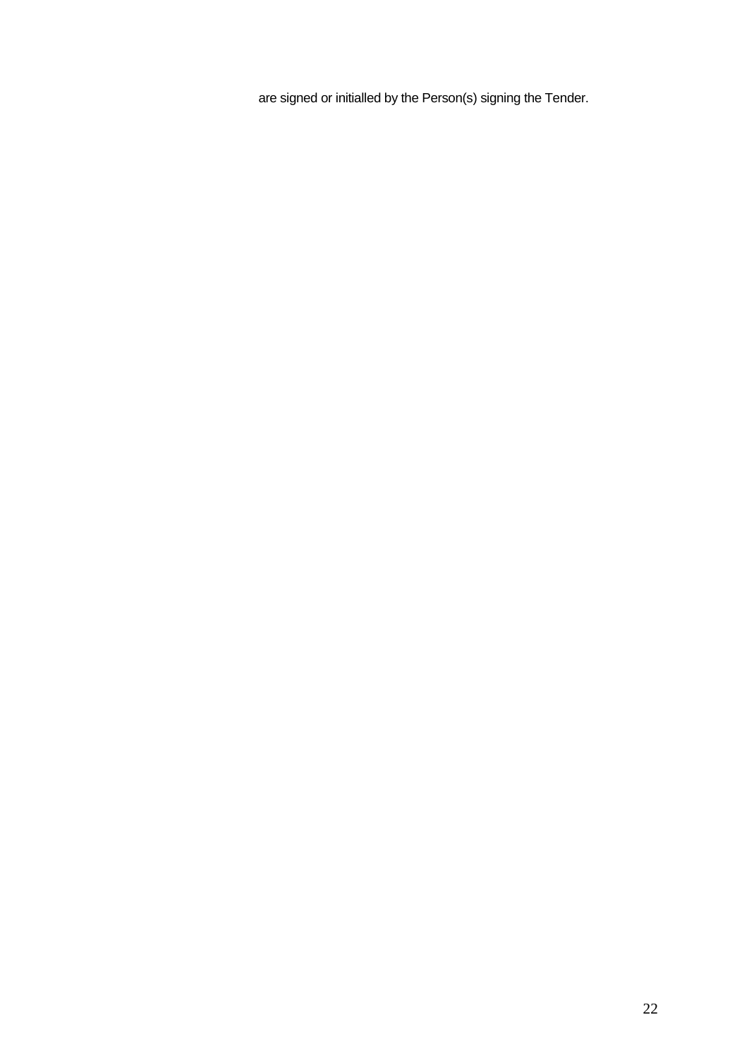are signed or initialled by the Person(s) signing the Tender.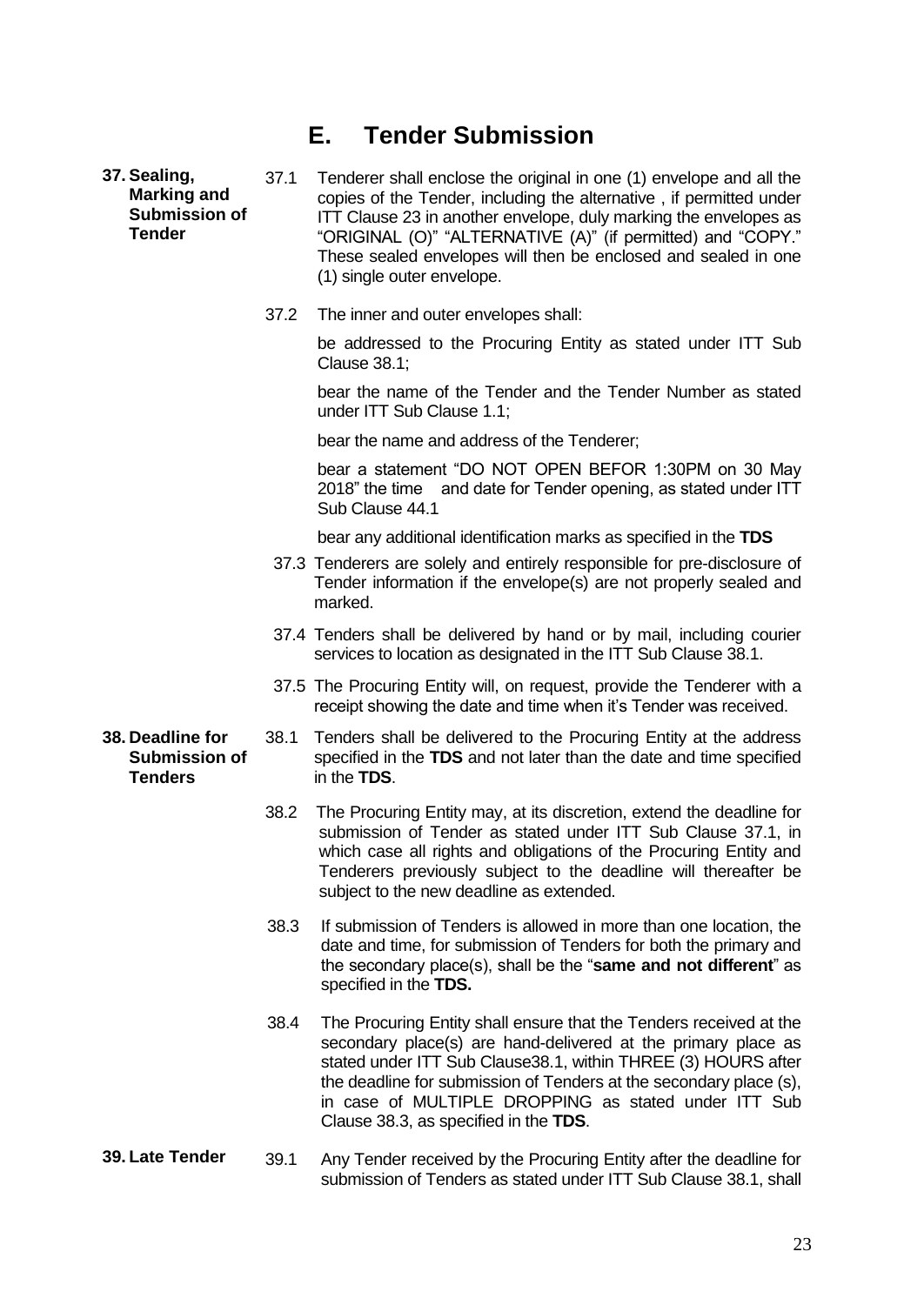# E. Tender Submission

**37. Sealing, Marking and Submission of Tender**

37.1 Tenderer shall enclose the original in one (1) envelope and all the copies of the Tender, including the alternative , if permitted under ITT Clause 23 in another envelope, duly marking the envelopes as "ORIGINAL (O)" "ALTERNATIVE (A)" (if permitted) and "COPY." These sealed envelopes will then be enclosed and sealed in one (1) single outer envelope.

37.2 The inner and outer envelopes shall:

be addressed to the Procuring Entity as stated under ITT Sub Clause 38.1;

bear the name of the Tender and the Tender Number as stated under ITT Sub Clause 1.1;

bear the name and address of the Tenderer;

bear a statement "DO NOT OPEN BEFOR 1:30PM on 30 May 2018" the time and date for Tender opening, as stated under ITT Sub Clause 44.1

bear any additional identification marks as specified in the **TDS**

37.3 Tenderers are solely and entirely responsible for pre-disclosure of Tender information if the envelope(s) are not properly sealed and marked.

37.4 Tenders shall be delivered by hand or by mail, including courier services to location as designated in the ITT Sub Clause 38.1.

37.5 The Procuring Entity will, on request, provide the Tenderer with a receipt showing the date and time when it's Tender was received.

**38. Deadline for Submission of Tenders**

38.1 Tenders shall be delivered to the Procuring Entity at the address specified in the **TDS** and not later than the date and time specified in the **TDS**.

38.2 The Procuring Entity may, at its discretion, extend the deadline for submission of Tender as stated under ITT Sub Clause 37.1, in which case all rights and obligations of the Procuring Entity and Tenderers previously subject to the deadline will thereafter be subject to the new deadline as extended.

38.3 If submission of Tenders is allowed in more than one location, the date and time, for submission of Tenders for both the primary and the secondary place(s), shall be the "**same and not different**" as specified in the **TDS.**

38.4 The Procuring Entity shall ensure that the Tenders received at the secondary place(s) are hand-delivered at the primary place as stated under ITT Sub Clause38.1, within THREE (3) HOURS after the deadline for submission of Tenders at the secondary place (s), in case of MULTIPLE DROPPING as stated under ITT Sub Clause 38.3, as specified in the **TDS**.

**39. Late Tender**

39.1 Any Tender received by the Procuring Entity after the deadline for submission of Tenders as stated under ITT Sub Clause 38.1, shall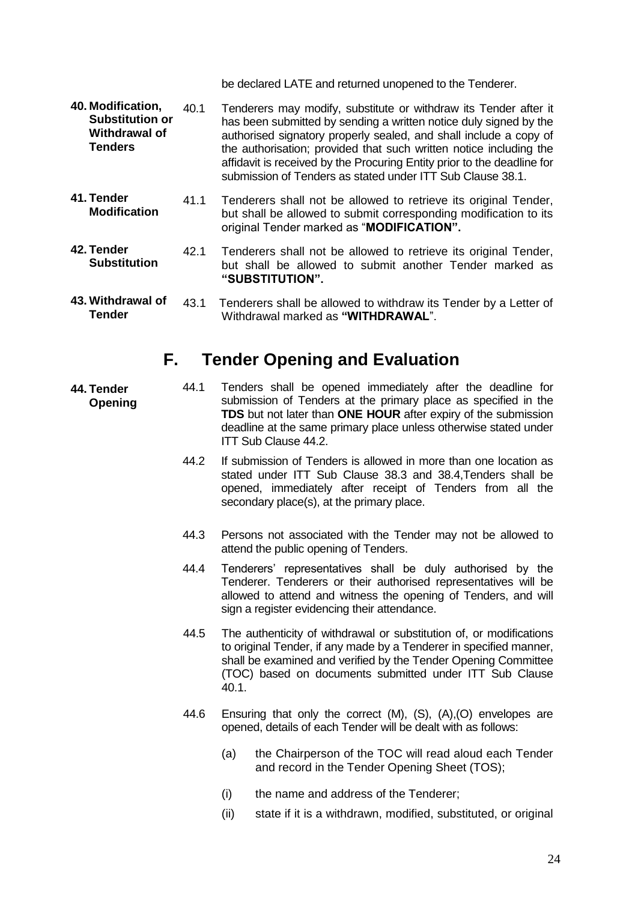be declared LATE and returned unopened to the Tenderer.

**40. Modification, Substitution or Withdrawal of Tenders**

40.1 Tenderers may modify, substitute or withdraw its Tender after it has been submitted by sending a written notice duly signed by the authorised signatory properly sealed, and shall include a copy of the authorisation; provided that such written notice including the affidavit is received by the Procuring Entity prior to the deadline for submission of Tenders as stated under ITT Sub Clause 38.1.

**41. Tender Modification**

41.1 Tenderers shall not be allowed to retrieve its original Tender, but shall be allowed to submit corresponding modification to its original Tender marked as "**MODIFICATION".**

**42. Tender Substitution**

42.1 Tenderers shall not be allowed to retrieve its original Tender, but shall be allowed to submit another Tender marked as **"SUBSTITUTION".**

**43. Withdrawal of Tender**

43.1 Tenderers shall be allowed to withdraw its Tender by a Letter of Withdrawal marked as **"WITHDRAWAL**".

# F. Tender Opening and Evaluation

**44. Tender Opening**

44.1 Tenders shall be opened immediately after the deadline for submission of Tenders at the primary place as specified in the **TDS** but not later than **ONE HOUR** after expiry of the submission deadline at the same primary place unless otherwise stated under ITT Sub Clause 44.2.

44.2 If submission of Tenders is allowed in more than one location as stated under ITT Sub Clause 38.3 and 38.4,Tenders shall be opened, immediately after receipt of Tenders from all the secondary place(s), at the primary place.

44.3 Persons not associated with the Tender may not be allowed to attend the public opening of Tenders.

44.4 Tenderers' representatives shall be duly authorised by the Tenderer. Tenderers or their authorised representatives will be allowed to attend and witness the opening of Tenders, and will sign a register evidencing their attendance.

44.5 The authenticity of withdrawal or substitution of, or modifications to original Tender, if any made by a Tenderer in specified manner, shall be examined and verified by the Tender Opening Committee (TOC) based on documents submitted under ITT Sub Clause 40.1.

44.6 Ensuring that only the correct (M), (S), (A),(O) envelopes are opened, details of each Tender will be dealt with as follows:

(a) the Chairperson of the TOC will read aloud each Tender and record in the Tender Opening Sheet (TOS);

(i) the name and address of the Tenderer;

(ii) state if it is a withdrawn, modified, substituted, or original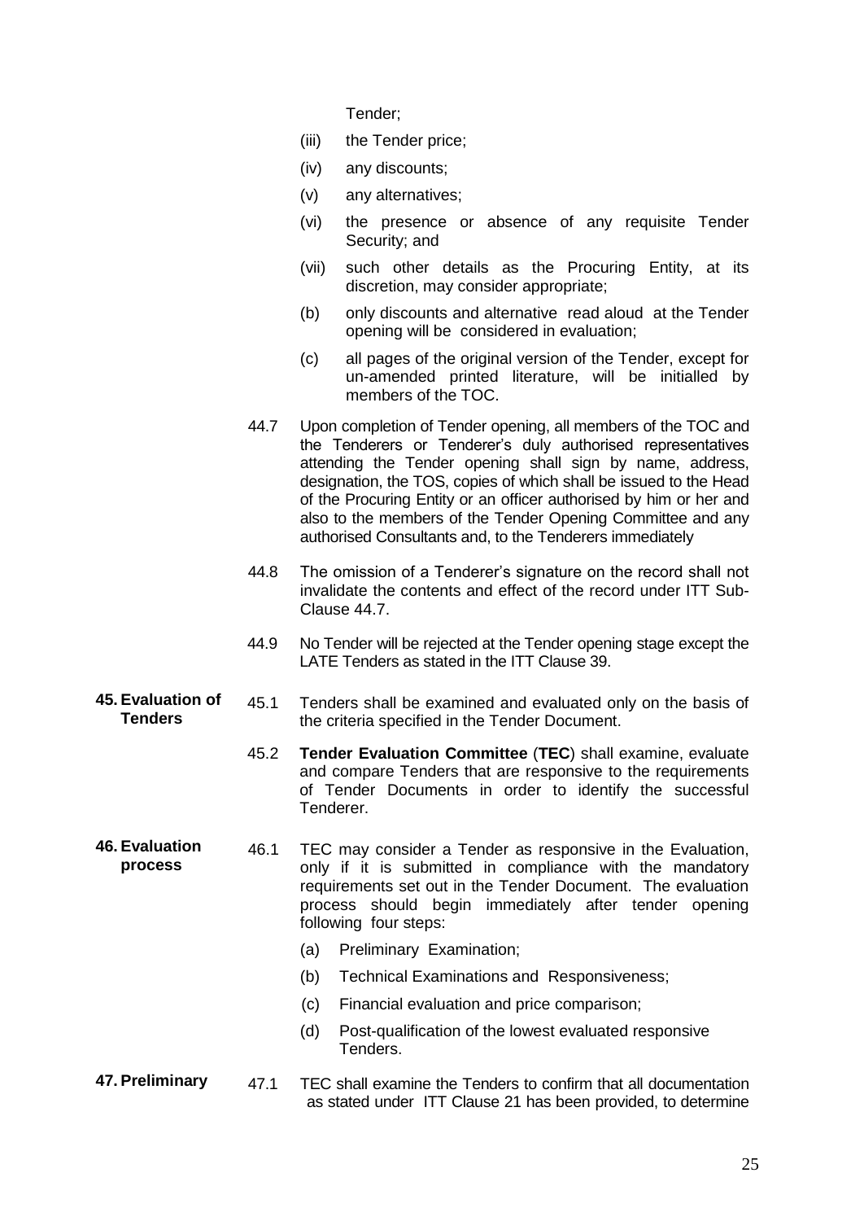Tender;

(iii) the Tender price;

(iv) any discounts;

(v) any alternatives;

(vi) the presence or absence of any requisite Tender Security; and

(vii) such other details as the Procuring Entity, at its discretion, may consider appropriate;

(b) only discounts and alternative read aloud at the Tender opening will be considered in evaluation;

(c) all pages of the original version of the Tender, except for un-amended printed literature, will be initialled by members of the TOC.

44.7 Upon completion of Tender opening, all members of the TOC and the Tenderers or Tenderer's duly authorised representatives attending the Tender opening shall sign by name, address, designation, the TOS, copies of which shall be issued to the Head of the Procuring Entity or an officer authorised by him or her and also to the members of the Tender Opening Committee and any authorised Consultants and, to the Tenderers immediately

44.8 The omission of a Tenderer's signature on the record shall not invalidate the contents and effect of the record under ITT Sub-Clause 44.7.

44.9 No Tender will be rejected at the Tender opening stage except the LATE Tenders as stated in the ITT Clause 39.

**45. Evaluation of Tenders**

45.1 Tenders shall be examined and evaluated only on the basis of the criteria specified in the Tender Document.

45.2 **Tender Evaluation Committee** (**TEC**) shall examine, evaluate and compare Tenders that are responsive to the requirements of Tender Documents in order to identify the successful Tenderer.

**46. Evaluation process**

46.1 TEC may consider a Tender as responsive in the Evaluation, only if it is submitted in compliance with the mandatory requirements set out in the Tender Document. The evaluation process should begin immediately after tender opening following four steps:

(a) Preliminary Examination;

(b) Technical Examinations and Responsiveness;

(c) Financial evaluation and price comparison;

(d) Post-qualification of the lowest evaluated responsive Tenders.

**47. Preliminary**

47.1 TEC shall examine the Tenders to confirm that all documentation as stated under ITT Clause 21 has been provided, to determine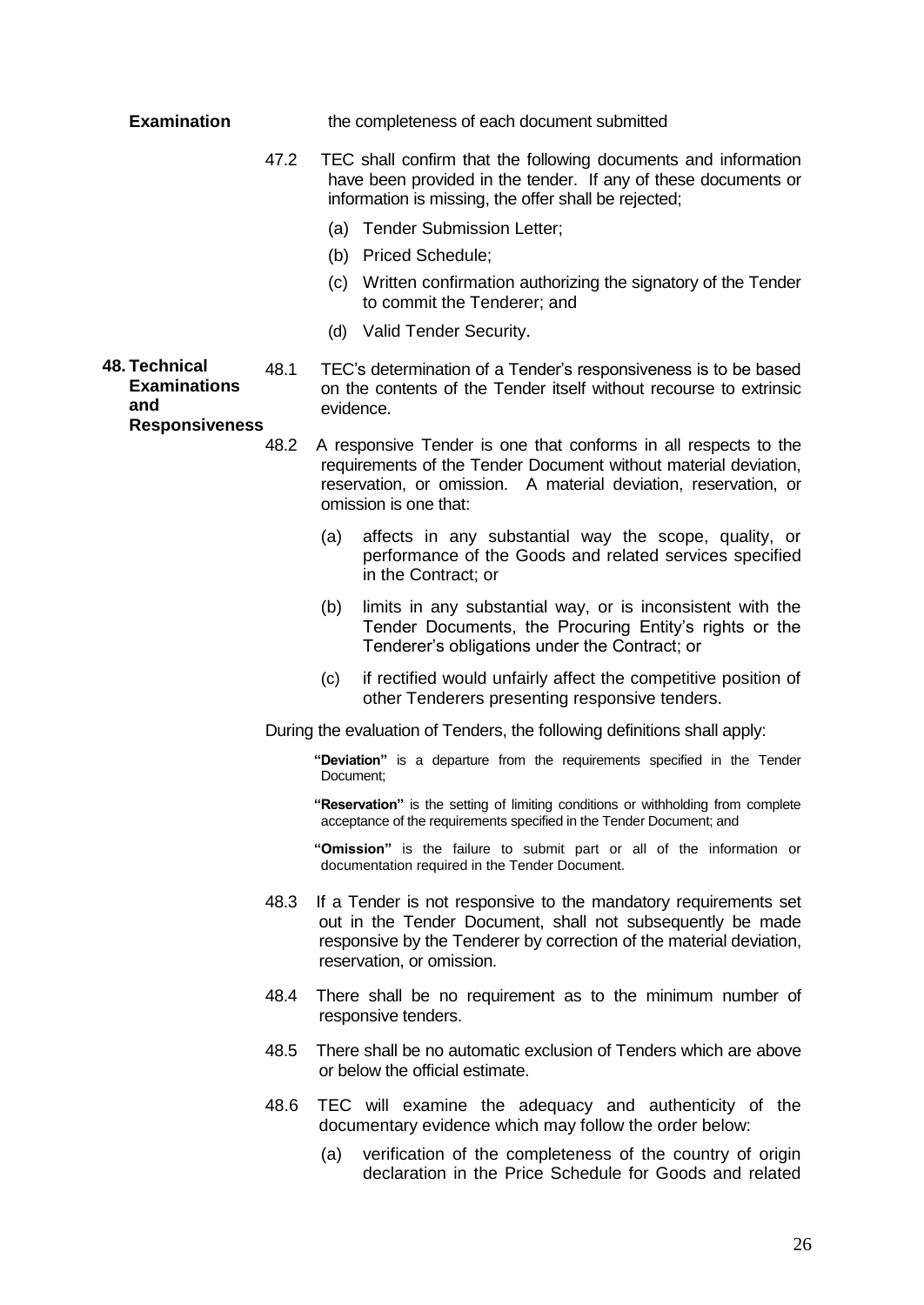**Examination** the completeness of each document submitted

47.2 TEC shall confirm that the following documents and information have been provided in the tender. If any of these documents or information is missing, the offer shall be rejected;

(a) Tender Submission Letter;

(b) Priced Schedule;

(c) Written confirmation authorizing the signatory of the Tender to commit the Tenderer; and

(d) Valid Tender Security.

**48. Technical Examinations and Responsiveness**

48.1 TEC's determination of a Tender's responsiveness is to be based on the contents of the Tender itself without recourse to extrinsic evidence.

48.2 A responsive Tender is one that conforms in all respects to the requirements of the Tender Document without material deviation, reservation, or omission. A material deviation, reservation, or omission is one that:

(a) affects in any substantial way the scope, quality, or performance of the Goods and related services specified in the Contract; or

(b) limits in any substantial way, or is inconsistent with the Tender Documents, the Procuring Entity's rights or the Tenderer's obligations under the Contract; or

(c) if rectified would unfairly affect the competitive position of other Tenderers presenting responsive tenders.

During the evaluation of Tenders, the following definitions shall apply:

**"Deviation"** is a departure from the requirements specified in the Tender Document;

**"Reservation"** is the setting of limiting conditions or withholding from complete acceptance of the requirements specified in the Tender Document; and

**"Omission"** is the failure to submit part or all of the information or documentation required in the Tender Document.

48.3 If a Tender is not responsive to the mandatory requirements set out in the Tender Document, shall not subsequently be made responsive by the Tenderer by correction of the material deviation, reservation, or omission.

48.4 There shall be no requirement as to the minimum number of responsive tenders.

48.5 There shall be no automatic exclusion of Tenders which are above or below the official estimate.

48.6 TEC will examine the adequacy and authenticity of the documentary evidence which may follow the order below:

(a) verification of the completeness of the country of origin declaration in the Price Schedule for Goods and related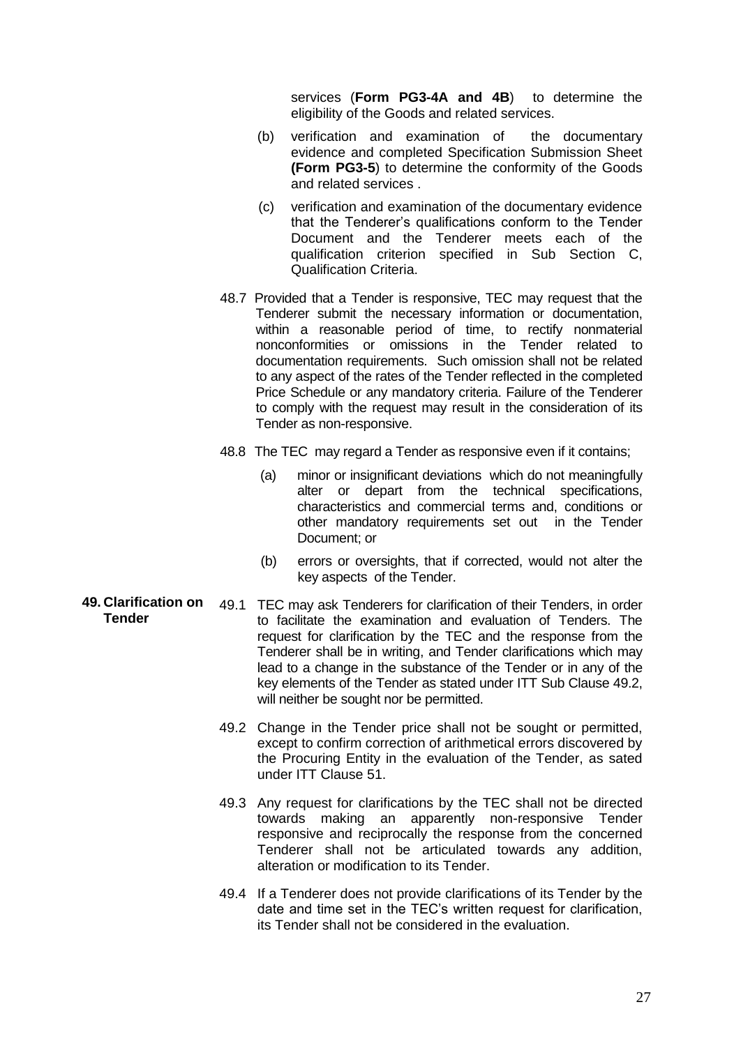services (**Form PG3-4A and 4B**) to determine the eligibility of the Goods and related services.

(b) verification and examination of the documentary evidence and completed Specification Submission Sheet **(Form PG3-5**) to determine the conformity of the Goods and related services .

(c) verification and examination of the documentary evidence that the Tenderer's qualifications conform to the Tender Document and the Tenderer meets each of the qualification criterion specified in Sub Section C, Qualification Criteria.

48.7 Provided that a Tender is responsive, TEC may request that the Tenderer submit the necessary information or documentation, within a reasonable period of time, to rectify nonmaterial nonconformities or omissions in the Tender related to documentation requirements. Such omission shall not be related to any aspect of the rates of the Tender reflected in the completed Price Schedule or any mandatory criteria. Failure of the Tenderer to comply with the request may result in the consideration of its Tender as non-responsive.

48.8 The TEC may regard a Tender as responsive even if it contains;

(a) minor or insignificant deviations which do not meaningfully alter or depart from the technical specifications, characteristics and commercial terms and, conditions or other mandatory requirements set out in the Tender Document; or

(b) errors or oversights, that if corrected, would not alter the key aspects of the Tender.

**49. Clarification on Tender**

49.1 TEC may ask Tenderers for clarification of their Tenders, in order to facilitate the examination and evaluation of Tenders. The request for clarification by the TEC and the response from the Tenderer shall be in writing, and Tender clarifications which may lead to a change in the substance of the Tender or in any of the key elements of the Tender as stated under ITT Sub Clause 49.2, will neither be sought nor be permitted.

49.2 Change in the Tender price shall not be sought or permitted, except to confirm correction of arithmetical errors discovered by the Procuring Entity in the evaluation of the Tender, as sated under ITT Clause 51.

49.3 Any request for clarifications by the TEC shall not be directed towards making an apparently non-responsive Tender responsive and reciprocally the response from the concerned Tenderer shall not be articulated towards any addition, alteration or modification to its Tender.

49.4 If a Tenderer does not provide clarifications of its Tender by the date and time set in the TEC's written request for clarification, its Tender shall not be considered in the evaluation.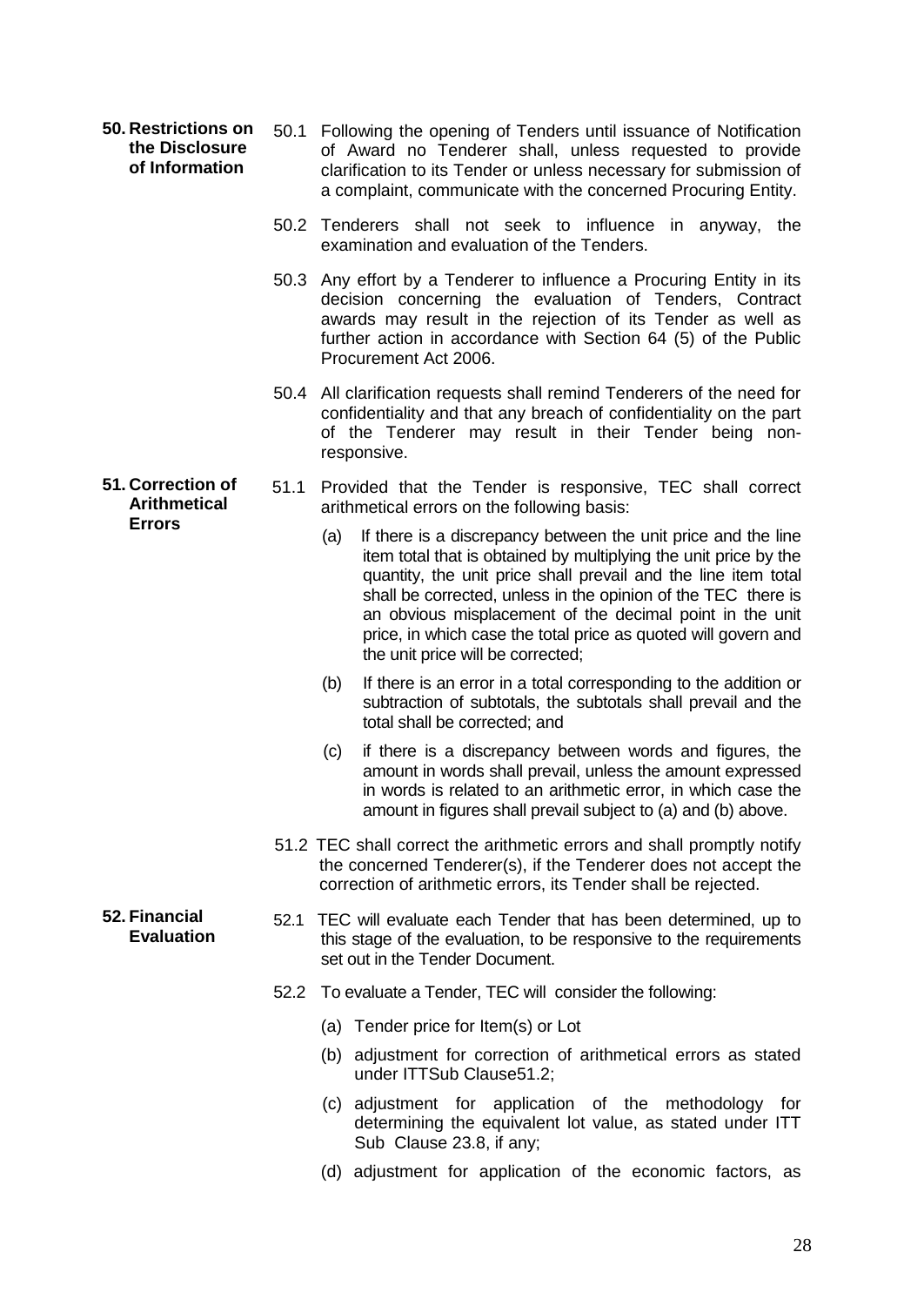**50. Restrictions on the Disclosure of Information**

50.1 Following the opening of Tenders until issuance of Notification of Award no Tenderer shall, unless requested to provide clarification to its Tender or unless necessary for submission of a complaint, communicate with the concerned Procuring Entity.

50.2 Tenderers shall not seek to influence in anyway, the examination and evaluation of the Tenders.

50.3 Any effort by a Tenderer to influence a Procuring Entity in its decision concerning the evaluation of Tenders, Contract awards may result in the rejection of its Tender as well as further action in accordance with Section 64 (5) of the Public Procurement Act 2006.

50.4 All clarification requests shall remind Tenderers of the need for confidentiality and that any breach of confidentiality on the part of the Tenderer may result in their Tender being non-responsive.

**51. Correction of Arithmetical Errors**

51.1 Provided that the Tender is responsive, TEC shall correct arithmetical errors on the following basis:

(a) If there is a discrepancy between the unit price and the line item total that is obtained by multiplying the unit price by the quantity, the unit price shall prevail and the line item total shall be corrected, unless in the opinion of the TEC there is an obvious misplacement of the decimal point in the unit price, in which case the total price as quoted will govern and the unit price will be corrected;

(b) If there is an error in a total corresponding to the addition or subtraction of subtotals, the subtotals shall prevail and the total shall be corrected; and

(c) if there is a discrepancy between words and figures, the amount in words shall prevail, unless the amount expressed in words is related to an arithmetic error, in which case the amount in figures shall prevail subject to (a) and (b) above.

51.2 TEC shall correct the arithmetic errors and shall promptly notify the concerned Tenderer(s), if the Tenderer does not accept the correction of arithmetic errors, its Tender shall be rejected.

**52. Financial Evaluation**

52.1 TEC will evaluate each Tender that has been determined, up to this stage of the evaluation, to be responsive to the requirements set out in the Tender Document.

52.2 To evaluate a Tender, TEC will consider the following:

(a) Tender price for Item(s) or Lot

(b) adjustment for correction of arithmetical errors as stated under ITTSub Clause51.2;

(c) adjustment for application of the methodology for determining the equivalent lot value, as stated under ITT Sub Clause 23.8, if any;

(d) adjustment for application of the economic factors, as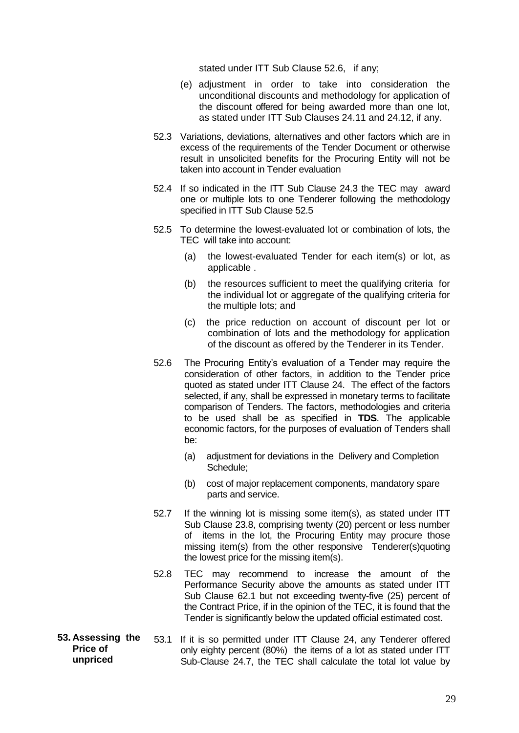stated under ITT Sub Clause 52.6, if any;

(e) adjustment in order to take into consideration the unconditional discounts and methodology for application of the discount offered for being awarded more than one lot, as stated under ITT Sub Clauses 24.11 and 24.12, if any.

52.3 Variations, deviations, alternatives and other factors which are in excess of the requirements of the Tender Document or otherwise result in unsolicited benefits for the Procuring Entity will not be taken into account in Tender evaluation

52.4 If so indicated in the ITT Sub Clause 24.3 the TEC may award one or multiple lots to one Tenderer following the methodology specified in ITT Sub Clause 52.5

52.5 To determine the lowest-evaluated lot or combination of lots, the TEC will take into account:

(a) the lowest-evaluated Tender for each item(s) or lot, as applicable .

(b) the resources sufficient to meet the qualifying criteria for the individual lot or aggregate of the qualifying criteria for the multiple lots; and

(c) the price reduction on account of discount per lot or combination of lots and the methodology for application of the discount as offered by the Tenderer in its Tender.

52.6 The Procuring Entity's evaluation of a Tender may require the consideration of other factors, in addition to the Tender price quoted as stated under ITT Clause 24. The effect of the factors selected, if any, shall be expressed in monetary terms to facilitate comparison of Tenders. The factors, methodologies and criteria to be used shall be as specified in **TDS**. The applicable economic factors, for the purposes of evaluation of Tenders shall be:

(a) adjustment for deviations in the Delivery and Completion Schedule;

(b) cost of major replacement components, mandatory spare parts and service.

52.7 If the winning lot is missing some item(s), as stated under ITT Sub Clause 23.8, comprising twenty (20) percent or less number of items in the lot, the Procuring Entity may procure those missing item(s) from the other responsive Tenderer(s)quoting the lowest price for the missing item(s).

52.8 TEC may recommend to increase the amount of the Performance Security above the amounts as stated under ITT Sub Clause 62.1 but not exceeding twenty-five (25) percent of the Contract Price, if in the opinion of the TEC, it is found that the Tender is significantly below the updated official estimated cost.

**53. Assessing the Price of unpriced**

53.1 If it is so permitted under ITT Clause 24, any Tenderer offered only eighty percent (80%) the items of a lot as stated under ITT Sub-Clause 24.7, the TEC shall calculate the total lot value by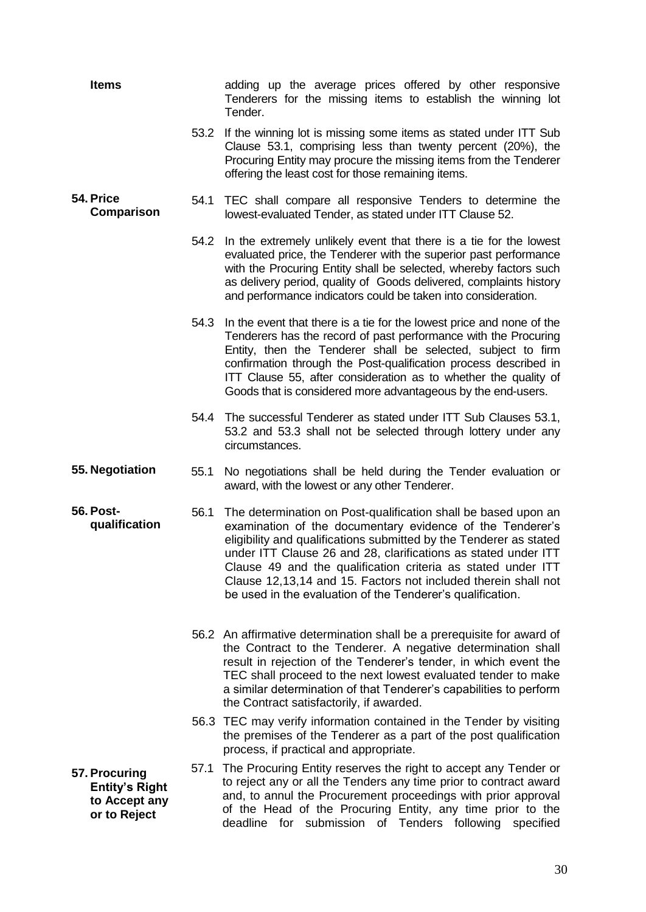**Items**

adding up the average prices offered by other responsive Tenderers for the missing items to establish the winning lot Tender.

53.2 If the winning lot is missing some items as stated under ITT Sub Clause 53.1, comprising less than twenty percent (20%), the Procuring Entity may procure the missing items from the Tenderer offering the least cost for those remaining items.

**54. Price Comparison**

54.1 TEC shall compare all responsive Tenders to determine the lowest-evaluated Tender, as stated under ITT Clause 52.

54.2 In the extremely unlikely event that there is a tie for the lowest evaluated price, the Tenderer with the superior past performance with the Procuring Entity shall be selected, whereby factors such as delivery period, quality of Goods delivered, complaints history and performance indicators could be taken into consideration.

54.3 In the event that there is a tie for the lowest price and none of the Tenderers has the record of past performance with the Procuring Entity, then the Tenderer shall be selected, subject to firm confirmation through the Post-qualification process described in ITT Clause 55, after consideration as to whether the quality of Goods that is considered more advantageous by the end-users.

54.4 The successful Tenderer as stated under ITT Sub Clauses 53.1, 53.2 and 53.3 shall not be selected through lottery under any circumstances.

**55. Negotiation**

55.1 No negotiations shall be held during the Tender evaluation or award, with the lowest or any other Tenderer.

**56. Post-qualification**

56.1 The determination on Post-qualification shall be based upon an examination of the documentary evidence of the Tenderer's eligibility and qualifications submitted by the Tenderer as stated under ITT Clause 26 and 28, clarifications as stated under ITT Clause 49 and the qualification criteria as stated under ITT Clause 12,13,14 and 15. Factors not included therein shall not be used in the evaluation of the Tenderer's qualification.

56.2 An affirmative determination shall be a prerequisite for award of the Contract to the Tenderer. A negative determination shall result in rejection of the Tenderer's tender, in which event the TEC shall proceed to the next lowest evaluated tender to make a similar determination of that Tenderer's capabilities to perform the Contract satisfactorily, if awarded.

56.3 TEC may verify information contained in the Tender by visiting the premises of the Tenderer as a part of the post qualification process, if practical and appropriate.

**57. Procuring Entity's Right to Accept any or to Reject**

57.1 The Procuring Entity reserves the right to accept any Tender or to reject any or all the Tenders any time prior to contract award and, to annul the Procurement proceedings with prior approval of the Head of the Procuring Entity, any time prior to the deadline for submission of Tenders following specified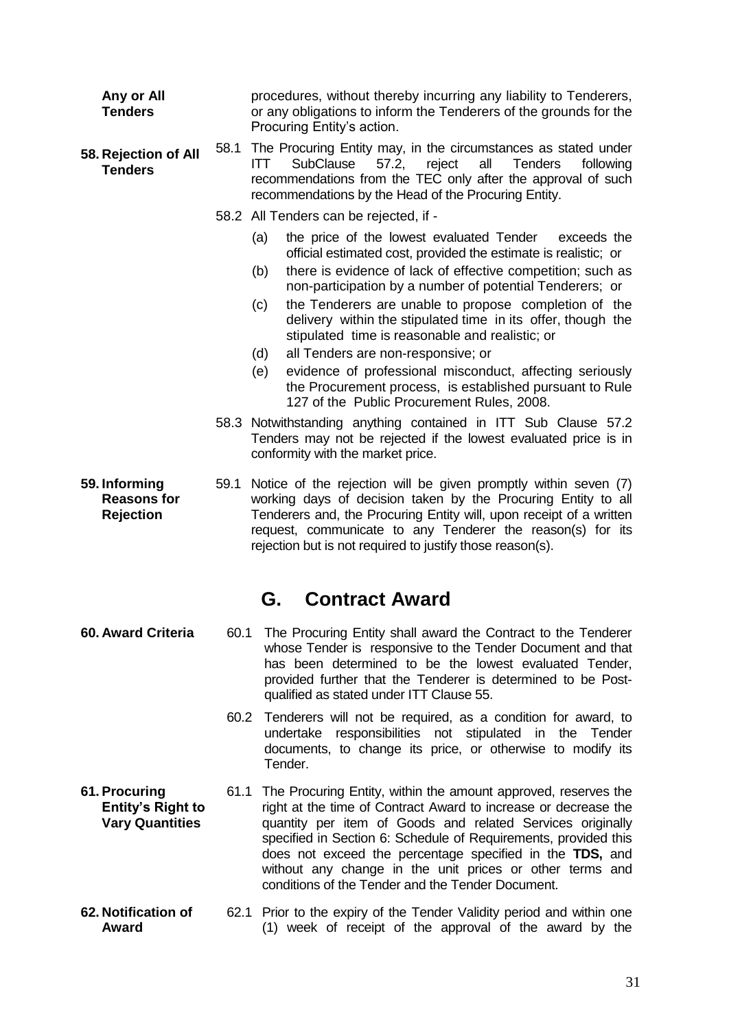**Any or All Tenders**

procedures, without thereby incurring any liability to Tenderers, or any obligations to inform the Tenderers of the grounds for the Procuring Entity's action.

**58. Rejection of All Tenders**

58.1 The Procuring Entity may, in the circumstances as stated under ITT SubClause 57.2, reject all Tenders following recommendations from the TEC only after the approval of such recommendations by the Head of the Procuring Entity.

58.2 All Tenders can be rejected, if -

(a) the price of the lowest evaluated Tender exceeds the official estimated cost, provided the estimate is realistic; or

(b) there is evidence of lack of effective competition; such as non-participation by a number of potential Tenderers; or

(c) the Tenderers are unable to propose completion of the delivery within the stipulated time in its offer, though the stipulated time is reasonable and realistic; or

(d) all Tenders are non-responsive; or

(e) evidence of professional misconduct, affecting seriously the Procurement process, is established pursuant to Rule 127 of the Public Procurement Rules, 2008.

58.3 Notwithstanding anything contained in ITT Sub Clause 57.2 Tenders may not be rejected if the lowest evaluated price is in conformity with the market price.

**59. Informing Reasons for Rejection**

59.1 Notice of the rejection will be given promptly within seven (7) working days of decision taken by the Procuring Entity to all Tenderers and, the Procuring Entity will, upon receipt of a written request, communicate to any Tenderer the reason(s) for its rejection but is not required to justify those reason(s).

## G. Contract Award

**60. Award Criteria**

60.1 The Procuring Entity shall award the Contract to the Tenderer whose Tender is responsive to the Tender Document and that has been determined to be the lowest evaluated Tender, provided further that the Tenderer is determined to be Post-qualified as stated under ITT Clause 55.

60.2 Tenderers will not be required, as a condition for award, to undertake responsibilities not stipulated in the Tender documents, to change its price, or otherwise to modify its Tender.

**61. Procuring Entity's Right to Vary Quantities**

61.1 The Procuring Entity, within the amount approved, reserves the right at the time of Contract Award to increase or decrease the quantity per item of Goods and related Services originally specified in Section 6: Schedule of Requirements, provided this does not exceed the percentage specified in the **TDS,** and without any change in the unit prices or other terms and conditions of the Tender and the Tender Document.

**62. Notification of Award**

62.1 Prior to the expiry of the Tender Validity period and within one (1) week of receipt of the approval of the award by the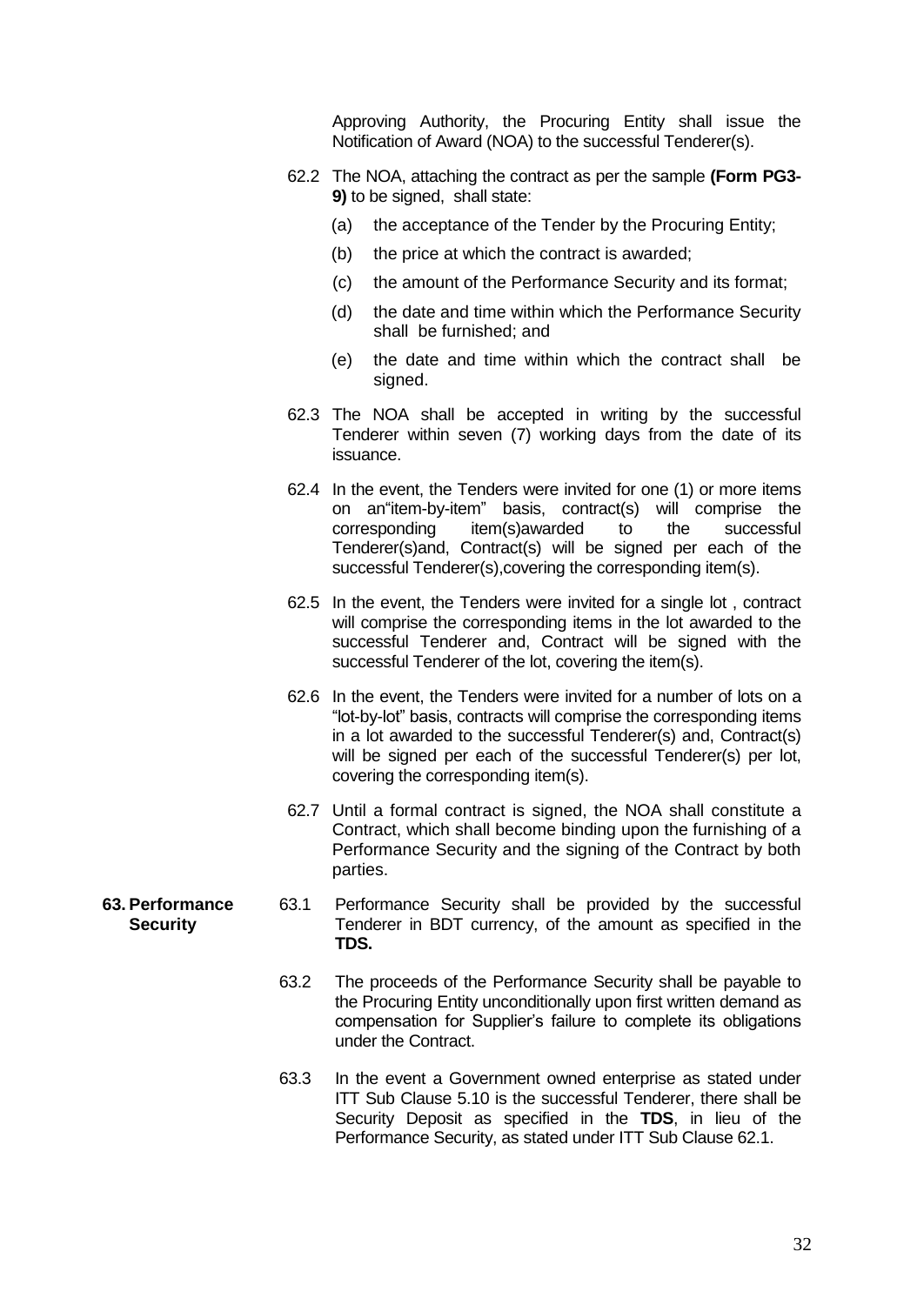Approving Authority, the Procuring Entity shall issue the Notification of Award (NOA) to the successful Tenderer(s).

62.2 The NOA, attaching the contract as per the sample **(Form PG3-9)** to be signed, shall state:

(a) the acceptance of the Tender by the Procuring Entity;

(b) the price at which the contract is awarded;

(c) the amount of the Performance Security and its format;

(d) the date and time within which the Performance Security shall be furnished; and

(e) the date and time within which the contract shall be signed.

62.3 The NOA shall be accepted in writing by the successful Tenderer within seven (7) working days from the date of its issuance.

62.4 In the event, the Tenders were invited for one (1) or more items on an"item-by-item" basis, contract(s) will comprise the corresponding item(s)awarded to the successful Tenderer(s)and, Contract(s) will be signed per each of the successful Tenderer(s),covering the corresponding item(s).

62.5 In the event, the Tenders were invited for a single lot , contract will comprise the corresponding items in the lot awarded to the successful Tenderer and, Contract will be signed with the successful Tenderer of the lot, covering the item(s).

62.6 In the event, the Tenders were invited for a number of lots on a "lot-by-lot" basis, contracts will comprise the corresponding items in a lot awarded to the successful Tenderer(s) and, Contract(s) will be signed per each of the successful Tenderer(s) per lot, covering the corresponding item(s).

62.7 Until a formal contract is signed, the NOA shall constitute a Contract, which shall become binding upon the furnishing of a Performance Security and the signing of the Contract by both parties.

**63. Performance Security**

63.1 Performance Security shall be provided by the successful Tenderer in BDT currency, of the amount as specified in the **TDS.**

63.2 The proceeds of the Performance Security shall be payable to the Procuring Entity unconditionally upon first written demand as compensation for Supplier's failure to complete its obligations under the Contract.

63.3 In the event a Government owned enterprise as stated under ITT Sub Clause 5.10 is the successful Tenderer, there shall be Security Deposit as specified in the **TDS**, in lieu of the Performance Security, as stated under ITT Sub Clause 62.1.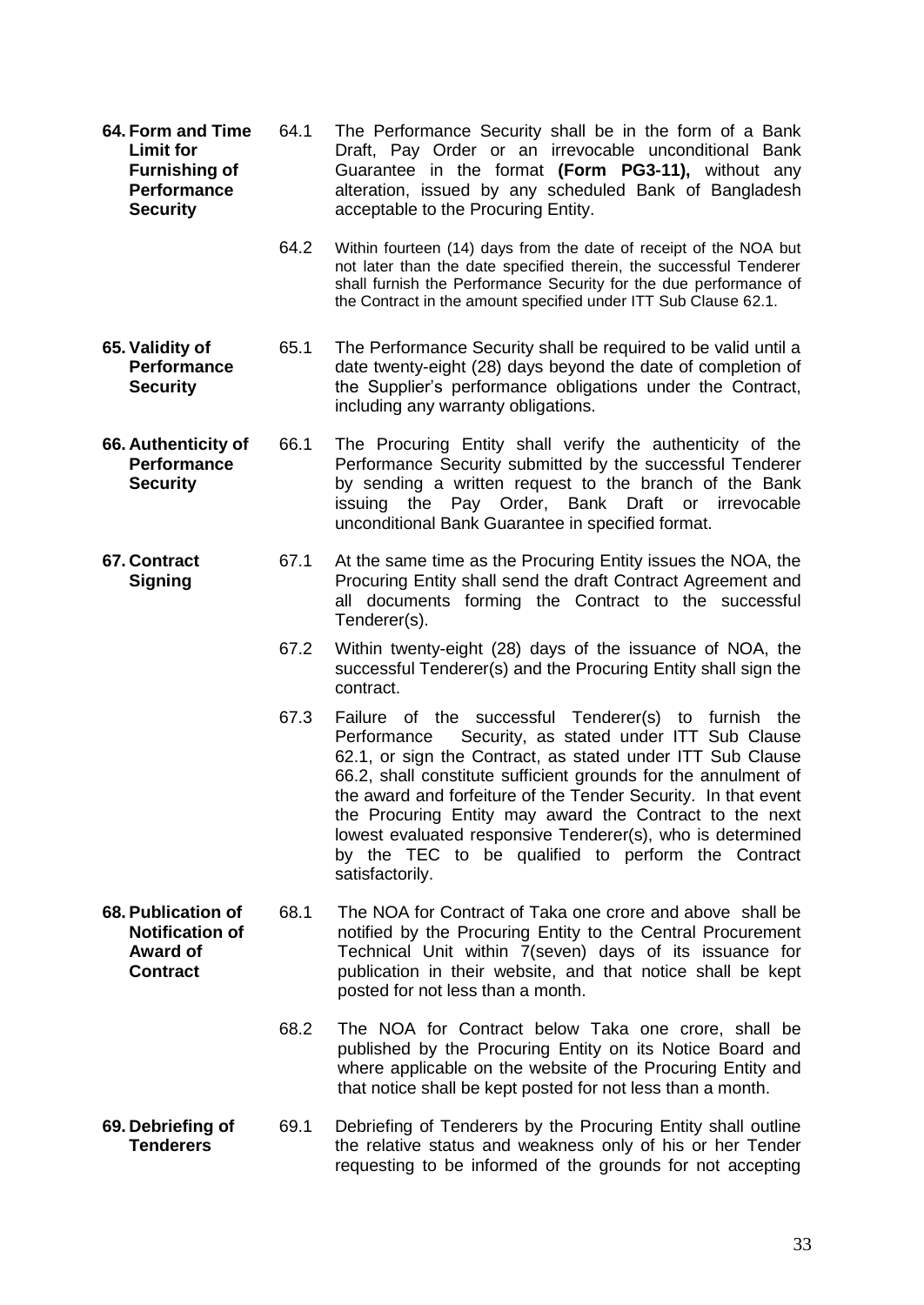**64. Form and Time Limit for Furnishing of Performance Security**

64.1 The Performance Security shall be in the form of a Bank Draft, Pay Order or an irrevocable unconditional Bank Guarantee in the format **(Form PG3-11),** without any alteration, issued by any scheduled Bank of Bangladesh acceptable to the Procuring Entity.

64.2 Within fourteen (14) days from the date of receipt of the NOA but not later than the date specified therein, the successful Tenderer shall furnish the Performance Security for the due performance of the Contract in the amount specified under ITT Sub Clause 62.1.

**65. Validity of Performance Security**

65.1 The Performance Security shall be required to be valid until a date twenty-eight (28) days beyond the date of completion of the Supplier's performance obligations under the Contract, including any warranty obligations.

**66. Authenticity of Performance Security**

66.1 The Procuring Entity shall verify the authenticity of the Performance Security submitted by the successful Tenderer by sending a written request to the branch of the Bank issuing the Pay Order, Bank Draft or irrevocable unconditional Bank Guarantee in specified format.

**67. Contract Signing**

67.1 At the same time as the Procuring Entity issues the NOA, the Procuring Entity shall send the draft Contract Agreement and all documents forming the Contract to the successful Tenderer(s).

67.2 Within twenty-eight (28) days of the issuance of NOA, the successful Tenderer(s) and the Procuring Entity shall sign the contract.

67.3 Failure of the successful Tenderer(s) to furnish the Performance Security, as stated under ITT Sub Clause 62.1, or sign the Contract, as stated under ITT Sub Clause 66.2, shall constitute sufficient grounds for the annulment of the award and forfeiture of the Tender Security. In that event the Procuring Entity may award the Contract to the next lowest evaluated responsive Tenderer(s), who is determined by the TEC to be qualified to perform the Contract satisfactorily.

**68. Publication of Notification of Award of Contract**

68.1 The NOA for Contract of Taka one crore and above shall be notified by the Procuring Entity to the Central Procurement Technical Unit within 7(seven) days of its issuance for publication in their website, and that notice shall be kept posted for not less than a month.

68.2 The NOA for Contract below Taka one crore, shall be published by the Procuring Entity on its Notice Board and where applicable on the website of the Procuring Entity and that notice shall be kept posted for not less than a month.

**69. Debriefing of Tenderers**

69.1 Debriefing of Tenderers by the Procuring Entity shall outline the relative status and weakness only of his or her Tender requesting to be informed of the grounds for not accepting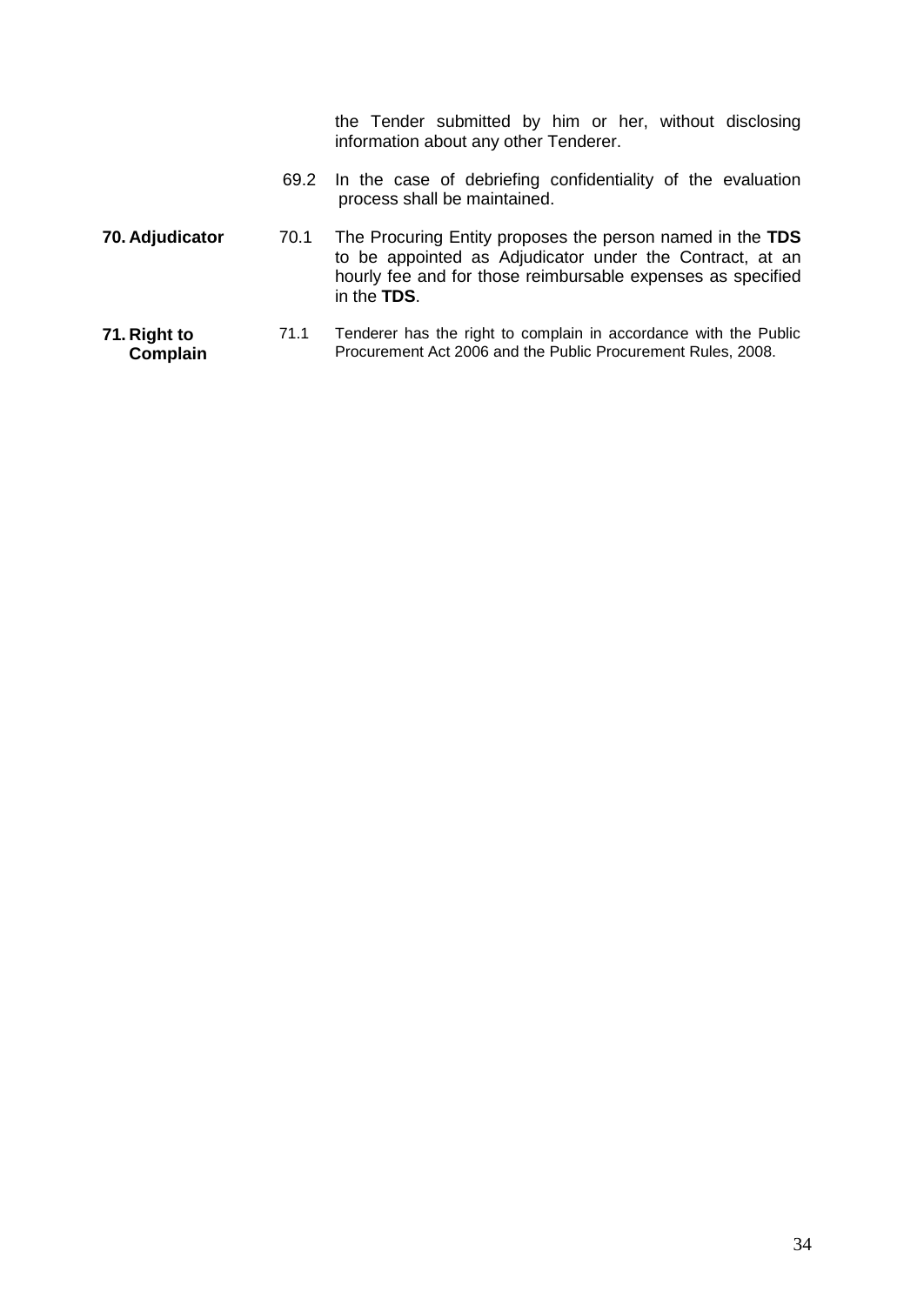the Tender submitted by him or her, without disclosing information about any other Tenderer.

69.2 In the case of debriefing confidentiality of the evaluation process shall be maintained.

**70. Adjudicator**

70.1 The Procuring Entity proposes the person named in the **TDS** to be appointed as Adjudicator under the Contract, at an hourly fee and for those reimbursable expenses as specified in the **TDS**.

**71. Right to Complain**

71.1 Tenderer has the right to complain in accordance with the Public Procurement Act 2006 and the Public Procurement Rules, 2008.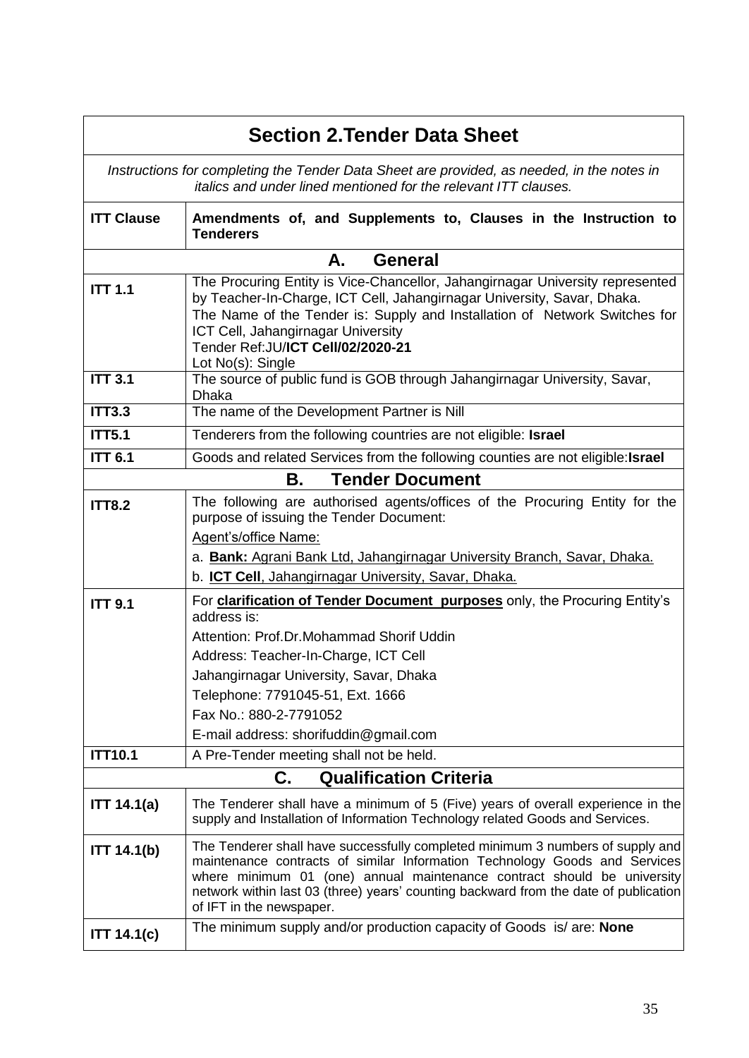## Section 2.Tender Data Sheet

*Instructions for completing the Tender Data Sheet are provided, as needed, in the notes in italics and under lined mentioned for the relevant ITT clauses.*

| ITT Clause | Amendments of, and Supplements to, Clauses in the Instruction to Tenderers |
|---|---|
| **A. General** | |
| **ITT 1.1** | The Procuring Entity is Vice-Chancellor, Jahangirnagar University represented by Teacher-In-Charge, ICT Cell, Jahangirnagar University, Savar, Dhaka.<br>The Name of the Tender is: Supply and Installation of Network Switches for ICT Cell, Jahangirnagar University<br>Tender Ref:JU/**ICT Cell/02/2020-21**<br>Lot No(s): Single |
| **ITT 3.1** | The source of public fund is GOB through Jahangirnagar University, Savar, Dhaka |
| **ITT3.3** | The name of the Development Partner is Nill |
| **ITT5.1** | Tenderers from the following countries are not eligible: **Israel** |
| **ITT 6.1** | Goods and related Services from the following counties are not eligible:**Israel** |
| **B. Tender Document** | |
| **ITT8.2** | The following are authorised agents/offices of the Procuring Entity for the purpose of issuing the Tender Document:<br>Agent's/office Name:<br>a. **Bank:** Agrani Bank Ltd, Jahangirnagar University Branch, Savar, Dhaka.<br>b. **ICT Cell**, Jahangirnagar University, Savar, Dhaka. |
| **ITT 9.1** | For **clarification of Tender Document purposes** only, the Procuring Entity's address is:<br>Attention: Prof.Dr.Mohammad Shorif Uddin<br>Address: Teacher-In-Charge, ICT Cell<br>Jahangirnagar University, Savar, Dhaka<br>Telephone: 7791045-51, Ext. 1666<br>Fax No.: 880-2-7791052<br>E-mail address: shorifuddin@gmail.com |
| **ITT10.1** | A Pre-Tender meeting shall not be held. |
| **C. Qualification Criteria** | |
| **ITT 14.1(a)** | The Tenderer shall have a minimum of 5 (Five) years of overall experience in the supply and Installation of Information Technology related Goods and Services. |
| **ITT 14.1(b)** | The Tenderer shall have successfully completed minimum 3 numbers of supply and maintenance contracts of similar Information Technology Goods and Services where minimum 01 (one) annual maintenance contract should be university network within last 03 (three) years' counting backward from the date of publication of IFT in the newspaper. |
| **ITT 14.1(c)** | The minimum supply and/or production capacity of Goods is/ are: **None** |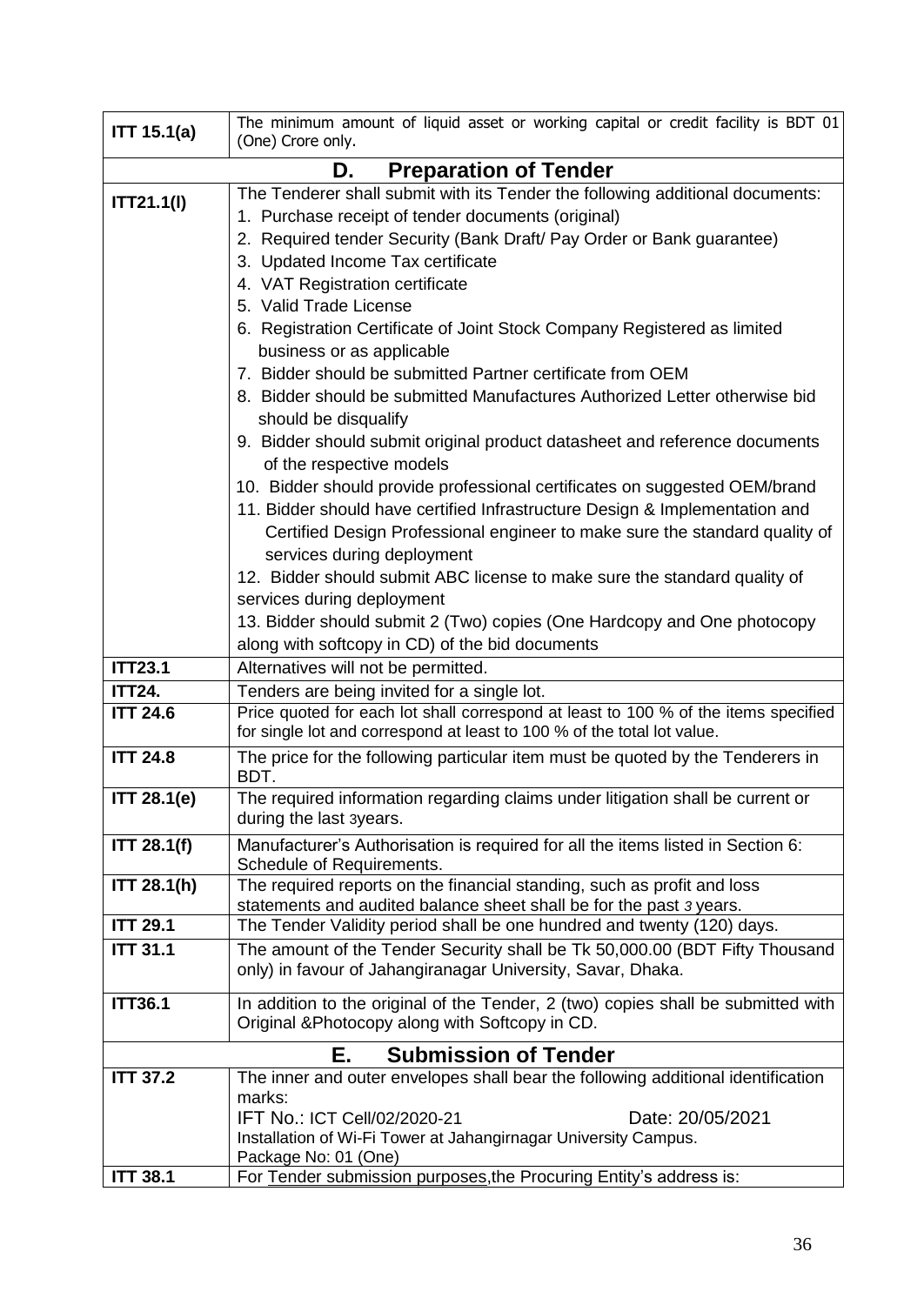| | |
|---|---|
| **ITT 15.1(a)** | The minimum amount of liquid asset or working capital or credit facility is BDT 01 (One) Crore only. |
| **D. Preparation of Tender** | |
| **ITT21.1(l)** | The Tenderer shall submit with its Tender the following additional documents:<br>1. Purchase receipt of tender documents (original)<br>2. Required tender Security (Bank Draft/ Pay Order or Bank guarantee)<br>3. Updated Income Tax certificate<br>4. VAT Registration certificate<br>5. Valid Trade License<br>6. Registration Certificate of Joint Stock Company Registered as limited business or as applicable<br>7. Bidder should be submitted Partner certificate from OEM<br>8. Bidder should be submitted Manufactures Authorized Letter otherwise bid should be disqualify<br>9. Bidder should submit original product datasheet and reference documents of the respective models<br>10. Bidder should provide professional certificates on suggested OEM/brand<br>11. Bidder should have certified Infrastructure Design & Implementation and Certified Design Professional engineer to make sure the standard quality of services during deployment<br>12. Bidder should submit ABC license to make sure the standard quality of services during deployment<br>13. Bidder should submit 2 (Two) copies (One Hardcopy and One photocopy along with softcopy in CD) of the bid documents |
| **ITT23.1** | Alternatives will not be permitted. |
| **ITT24.** | Tenders are being invited for a single lot. |
| **ITT 24.6** | Price quoted for each lot shall correspond at least to 100 % of the items specified for single lot and correspond at least to 100 % of the total lot value. |
| **ITT 24.8** | The price for the following particular item must be quoted by the Tenderers in BDT. |
| **ITT 28.1(e)** | The required information regarding claims under litigation shall be current or during the last 3years. |
| **ITT 28.1(f)** | Manufacturer's Authorisation is required for all the items listed in Section 6: Schedule of Requirements. |
| **ITT 28.1(h)** | The required reports on the financial standing, such as profit and loss statements and audited balance sheet shall be for the past *3* years. |
| **ITT 29.1** | The Tender Validity period shall be one hundred and twenty (120) days. |
| **ITT 31.1** | The amount of the Tender Security shall be Tk 50,000.00 (BDT Fifty Thousand only) in favour of Jahangiranagar University, Savar, Dhaka. |
| **ITT36.1** | In addition to the original of the Tender, 2 (two) copies shall be submitted with Original &Photocopy along with Softcopy in CD. |
| **E. Submission of Tender** | |
| **ITT 37.2** | The inner and outer envelopes shall bear the following additional identification marks:<br>IFT No.: ICT Cell/02/2020-21 Date: 20/05/2021<br>Installation of Wi-Fi Tower at Jahangirnagar University Campus.<br>Package No: 01 (One) |
| **ITT 38.1** | For Tender submission purposes,the Procuring Entity's address is: |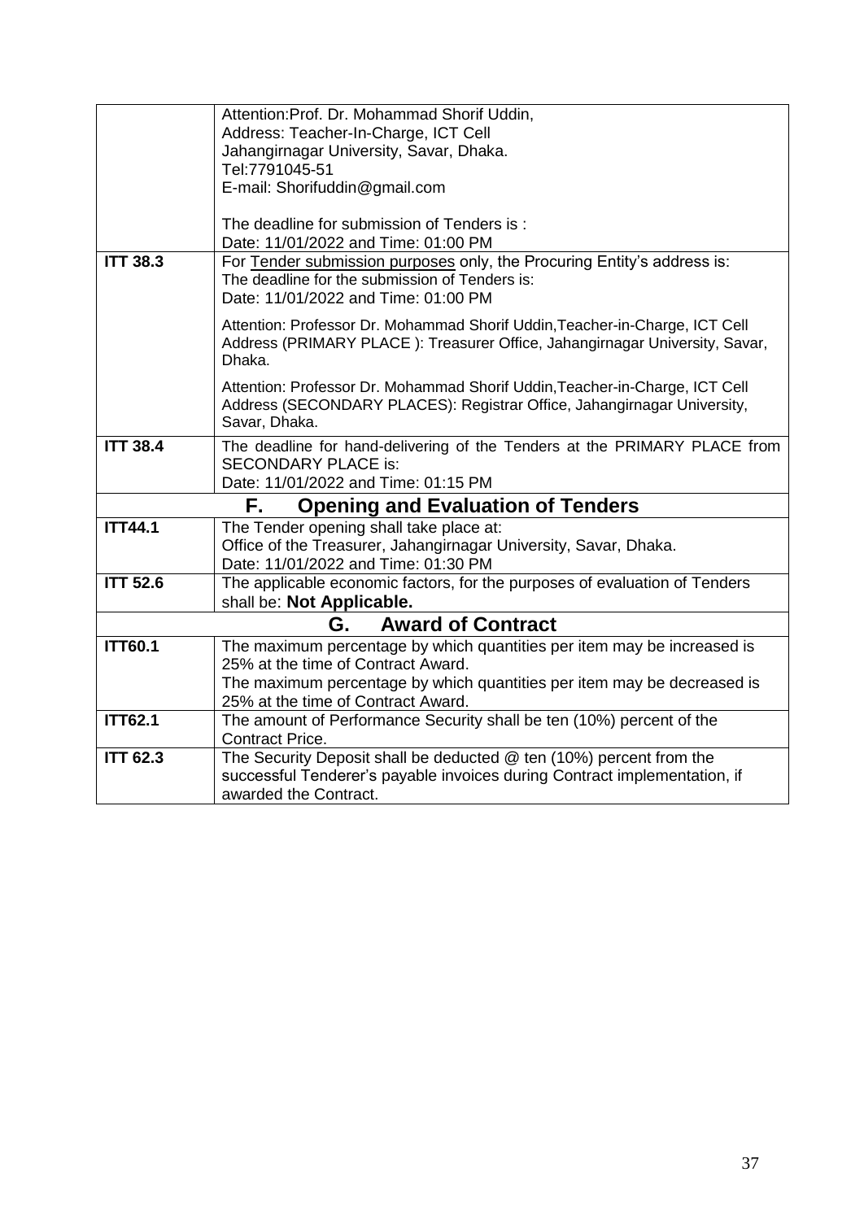| | |
|---|---|
| | Attention:Prof. Dr. Mohammad Shorif Uddin,<br>Address: Teacher-In-Charge, ICT Cell<br>Jahangirnagar University, Savar, Dhaka.<br>Tel:7791045-51<br>E-mail: Shorifuddin@gmail.com<br><br>The deadline for submission of Tenders is :<br>Date: 11/01/2022 and Time: 01:00 PM |
| **ITT 38.3** | For Tender submission purposes only, the Procuring Entity's address is:<br>The deadline for the submission of Tenders is:<br>Date: 11/01/2022 and Time: 01:00 PM<br><br>Attention: Professor Dr. Mohammad Shorif Uddin,Teacher-in-Charge, ICT Cell<br>Address (PRIMARY PLACE ): Treasurer Office, Jahangirnagar University, Savar, Dhaka.<br><br>Attention: Professor Dr. Mohammad Shorif Uddin,Teacher-in-Charge, ICT Cell<br>Address (SECONDARY PLACES): Registrar Office, Jahangirnagar University, Savar, Dhaka. |
| **ITT 38.4** | The deadline for hand-delivering of the Tenders at the PRIMARY PLACE from SECONDARY PLACE is:<br>Date: 11/01/2022 and Time: 01:15 PM |
| **F. Opening and Evaluation of Tenders** | |
| **ITT44.1** | The Tender opening shall take place at:<br>Office of the Treasurer, Jahangirnagar University, Savar, Dhaka.<br>Date: 11/01/2022 and Time: 01:30 PM |
| **ITT 52.6** | The applicable economic factors, for the purposes of evaluation of Tenders shall be: **Not Applicable.** |
| **G. Award of Contract** | |
| **ITT60.1** | The maximum percentage by which quantities per item may be increased is 25% at the time of Contract Award.<br>The maximum percentage by which quantities per item may be decreased is 25% at the time of Contract Award. |
| **ITT62.1** | The amount of Performance Security shall be ten (10%) percent of the Contract Price. |
| **ITT 62.3** | The Security Deposit shall be deducted @ ten (10%) percent from the successful Tenderer's payable invoices during Contract implementation, if awarded the Contract. |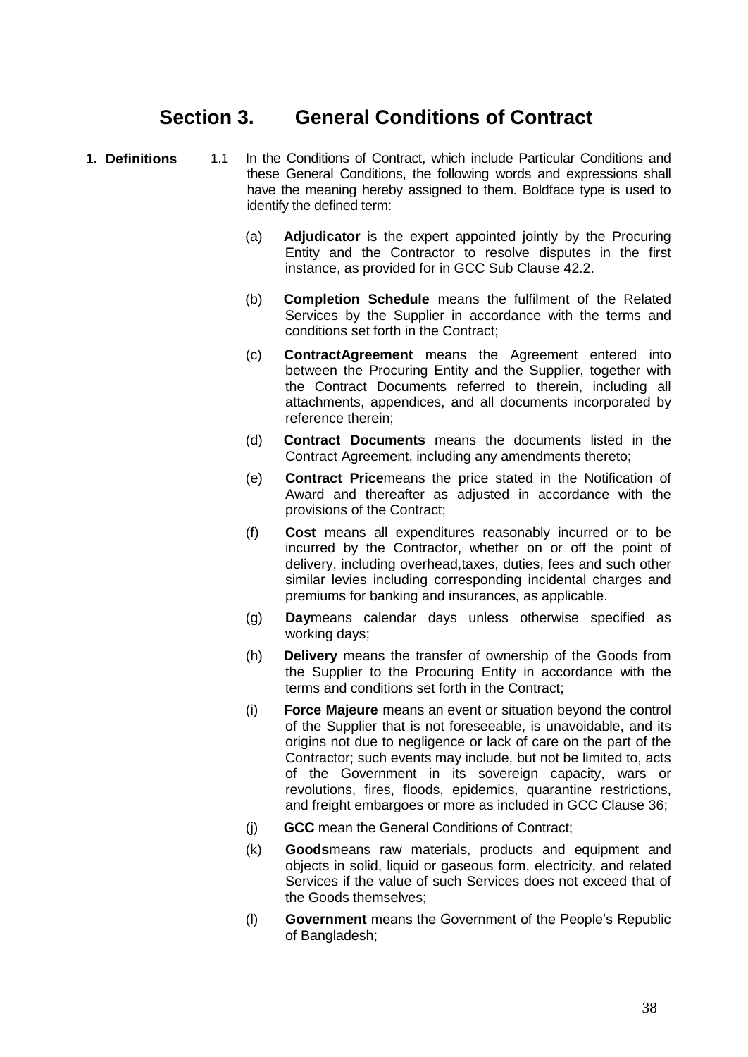# Section 3. General Conditions of Contract

**1. Definitions**

1.1 In the Conditions of Contract, which include Particular Conditions and these General Conditions, the following words and expressions shall have the meaning hereby assigned to them. Boldface type is used to identify the defined term:

(a) **Adjudicator** is the expert appointed jointly by the Procuring Entity and the Contractor to resolve disputes in the first instance, as provided for in GCC Sub Clause 42.2.

(b) **Completion Schedule** means the fulfilment of the Related Services by the Supplier in accordance with the terms and conditions set forth in the Contract;

(c) **ContractAgreement** means the Agreement entered into between the Procuring Entity and the Supplier, together with the Contract Documents referred to therein, including all attachments, appendices, and all documents incorporated by reference therein;

(d) **Contract Documents** means the documents listed in the Contract Agreement, including any amendments thereto;

(e) **Contract Price**means the price stated in the Notification of Award and thereafter as adjusted in accordance with the provisions of the Contract;

(f) **Cost** means all expenditures reasonably incurred or to be incurred by the Contractor, whether on or off the point of delivery, including overhead,taxes, duties, fees and such other similar levies including corresponding incidental charges and premiums for banking and insurances, as applicable.

(g) **Day**means calendar days unless otherwise specified as working days;

(h) **Delivery** means the transfer of ownership of the Goods from the Supplier to the Procuring Entity in accordance with the terms and conditions set forth in the Contract;

(i) **Force Majeure** means an event or situation beyond the control of the Supplier that is not foreseeable, is unavoidable, and its origins not due to negligence or lack of care on the part of the Contractor; such events may include, but not be limited to, acts of the Government in its sovereign capacity, wars or revolutions, fires, floods, epidemics, quarantine restrictions, and freight embargoes or more as included in GCC Clause 36;

(j) **GCC** mean the General Conditions of Contract;

(k) **Goods**means raw materials, products and equipment and objects in solid, liquid or gaseous form, electricity, and related Services if the value of such Services does not exceed that of the Goods themselves;

(l) **Government** means the Government of the People's Republic of Bangladesh;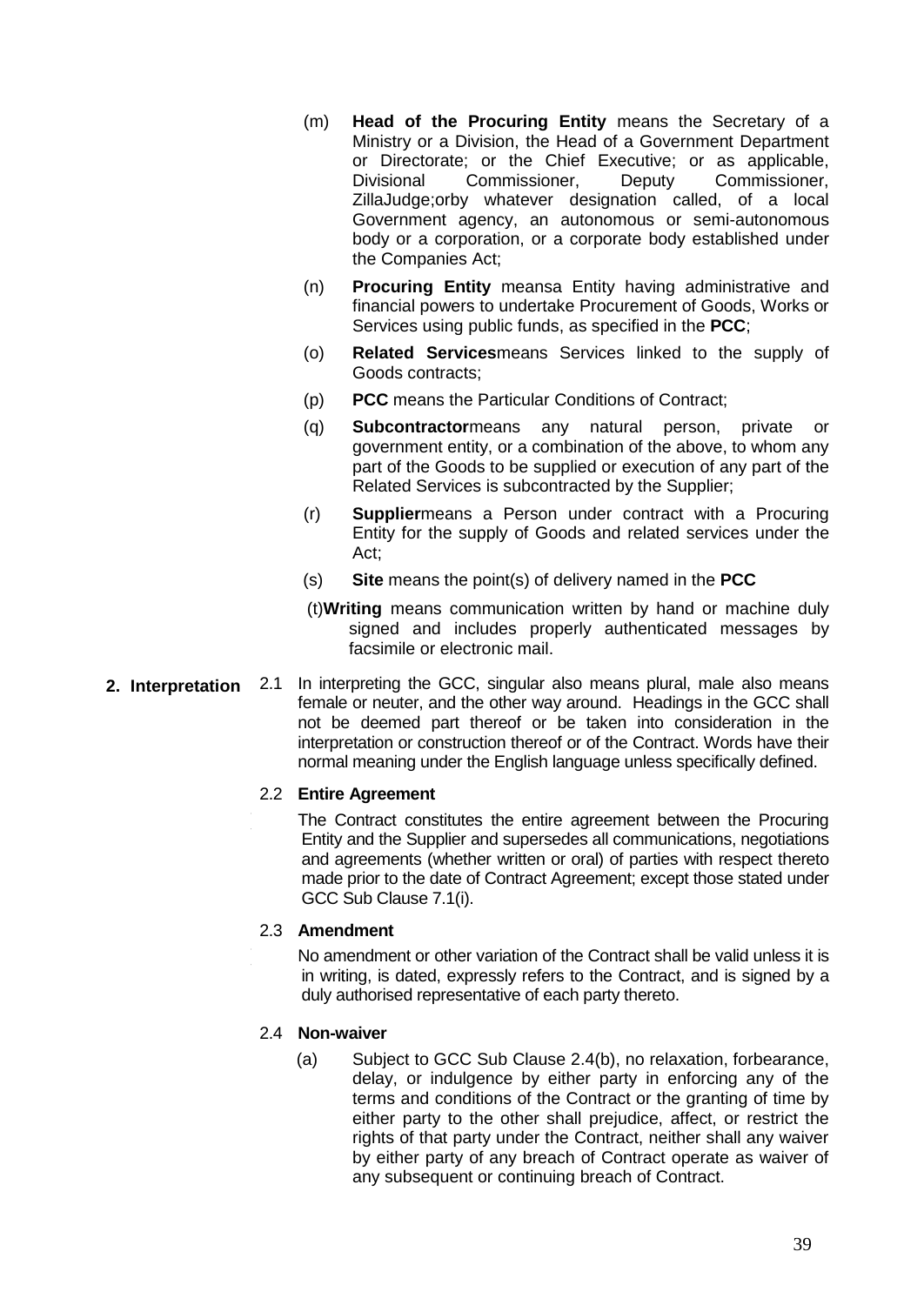(m) **Head of the Procuring Entity** means the Secretary of a Ministry or a Division, the Head of a Government Department or Directorate; or the Chief Executive; or as applicable, Divisional Commissioner, Deputy Commissioner, ZillaJudge;orby whatever designation called, of a local Government agency, an autonomous or semi-autonomous body or a corporation, or a corporate body established under the Companies Act;

(n) **Procuring Entity** meansa Entity having administrative and financial powers to undertake Procurement of Goods, Works or Services using public funds, as specified in the **PCC**;

(o) **Related Services**means Services linked to the supply of Goods contracts;

(p) **PCC** means the Particular Conditions of Contract;

(q) **Subcontractor**means any natural person, private or government entity, or a combination of the above, to whom any part of the Goods to be supplied or execution of any part of the Related Services is subcontracted by the Supplier;

(r) **Supplier**means a Person under contract with a Procuring Entity for the supply of Goods and related services under the Act;

(s) **Site** means the point(s) of delivery named in the **PCC**

(t)**Writing** means communication written by hand or machine duly signed and includes properly authenticated messages by facsimile or electronic mail.

**2. Interpretation**

2.1 In interpreting the GCC, singular also means plural, male also means female or neuter, and the other way around. Headings in the GCC shall not be deemed part thereof or be taken into consideration in the interpretation or construction thereof or of the Contract. Words have their normal meaning under the English language unless specifically defined.

2.2 **Entire Agreement**

The Contract constitutes the entire agreement between the Procuring Entity and the Supplier and supersedes all communications, negotiations and agreements (whether written or oral) of parties with respect thereto made prior to the date of Contract Agreement; except those stated under GCC Sub Clause 7.1(i).

2.3 **Amendment**

No amendment or other variation of the Contract shall be valid unless it is in writing, is dated, expressly refers to the Contract, and is signed by a duly authorised representative of each party thereto.

2.4 **Non-waiver**

(a) Subject to GCC Sub Clause 2.4(b), no relaxation, forbearance, delay, or indulgence by either party in enforcing any of the terms and conditions of the Contract or the granting of time by either party to the other shall prejudice, affect, or restrict the rights of that party under the Contract, neither shall any waiver by either party of any breach of Contract operate as waiver of any subsequent or continuing breach of Contract.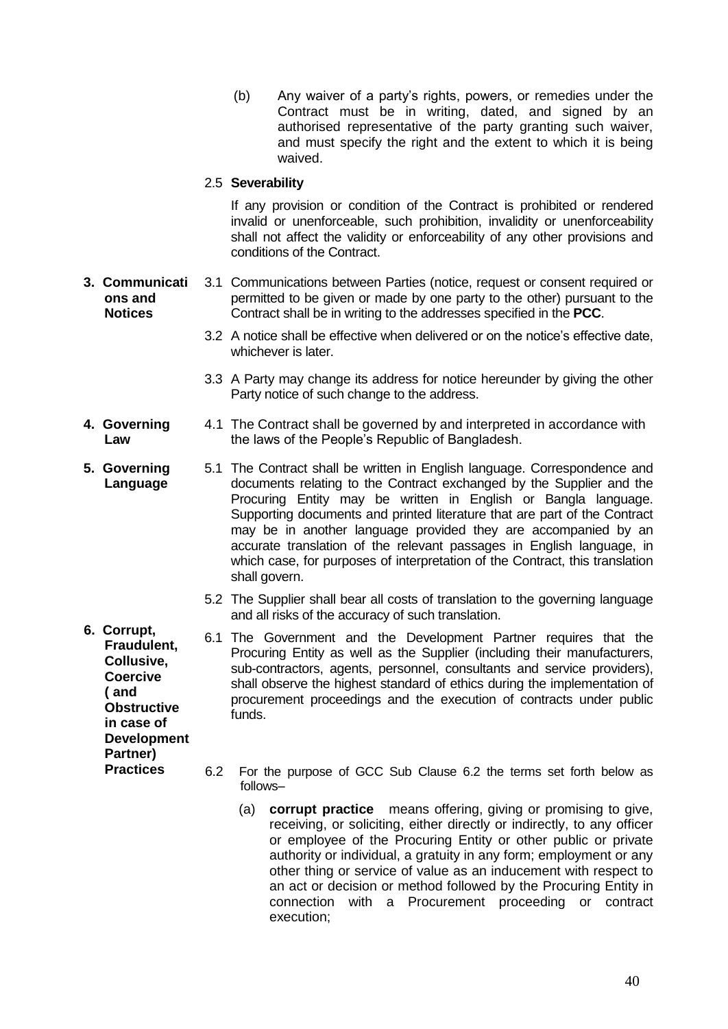(b) Any waiver of a party's rights, powers, or remedies under the Contract must be in writing, dated, and signed by an authorised representative of the party granting such waiver, and must specify the right and the extent to which it is being waived.

2.5 **Severability**

If any provision or condition of the Contract is prohibited or rendered invalid or unenforceable, such prohibition, invalidity or unenforceability shall not affect the validity or enforceability of any other provisions and conditions of the Contract.

**3. Communications and Notices**

3.1 Communications between Parties (notice, request or consent required or permitted to be given or made by one party to the other) pursuant to the Contract shall be in writing to the addresses specified in the **PCC**.

3.2 A notice shall be effective when delivered or on the notice's effective date, whichever is later.

3.3 A Party may change its address for notice hereunder by giving the other Party notice of such change to the address.

**4. Governing Law**

4.1 The Contract shall be governed by and interpreted in accordance with the laws of the People's Republic of Bangladesh.

**5. Governing Language**

5.1 The Contract shall be written in English language. Correspondence and documents relating to the Contract exchanged by the Supplier and the Procuring Entity may be written in English or Bangla language. Supporting documents and printed literature that are part of the Contract may be in another language provided they are accompanied by an accurate translation of the relevant passages in English language, in which case, for purposes of interpretation of the Contract, this translation shall govern.

5.2 The Supplier shall bear all costs of translation to the governing language and all risks of the accuracy of such translation.

**6. Corrupt, Fraudulent, Collusive, Coercive ( and Obstructive in case of Development Partner) Practices**

6.1 The Government and the Development Partner requires that the Procuring Entity as well as the Supplier (including their manufacturers, sub-contractors, agents, personnel, consultants and service providers), shall observe the highest standard of ethics during the implementation of procurement proceedings and the execution of contracts under public funds.

6.2 For the purpose of GCC Sub Clause 6.2 the terms set forth below as follows–

(a) **corrupt practice** means offering, giving or promising to give, receiving, or soliciting, either directly or indirectly, to any officer or employee of the Procuring Entity or other public or private authority or individual, a gratuity in any form; employment or any other thing or service of value as an inducement with respect to an act or decision or method followed by the Procuring Entity in connection with a Procurement proceeding or contract execution;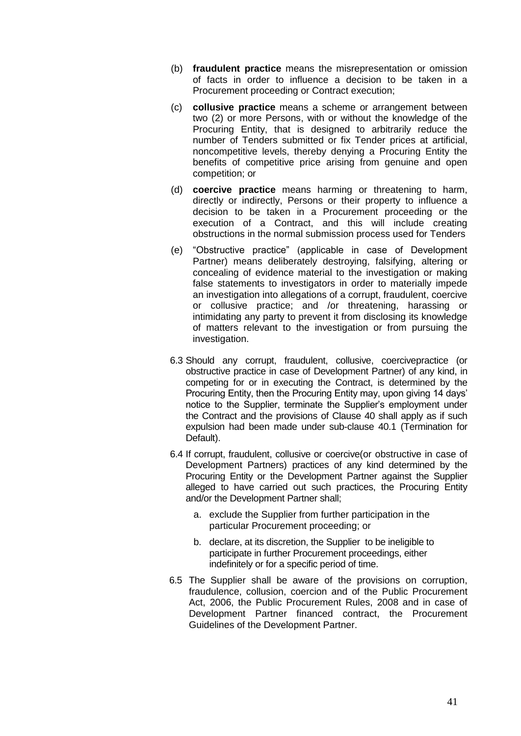(b) **fraudulent practice** means the misrepresentation or omission of facts in order to influence a decision to be taken in a Procurement proceeding or Contract execution;

(c) **collusive practice** means a scheme or arrangement between two (2) or more Persons, with or without the knowledge of the Procuring Entity, that is designed to arbitrarily reduce the number of Tenders submitted or fix Tender prices at artificial, noncompetitive levels, thereby denying a Procuring Entity the benefits of competitive price arising from genuine and open competition; or

(d) **coercive practice** means harming or threatening to harm, directly or indirectly, Persons or their property to influence a decision to be taken in a Procurement proceeding or the execution of a Contract, and this will include creating obstructions in the normal submission process used for Tenders

(e) "Obstructive practice" (applicable in case of Development Partner) means deliberately destroying, falsifying, altering or concealing of evidence material to the investigation or making false statements to investigators in order to materially impede an investigation into allegations of a corrupt, fraudulent, coercive or collusive practice; and /or threatening, harassing or intimidating any party to prevent it from disclosing its knowledge of matters relevant to the investigation or from pursuing the investigation.

6.3 Should any corrupt, fraudulent, collusive, coercivepractice (or obstructive practice in case of Development Partner) of any kind, in competing for or in executing the Contract, is determined by the Procuring Entity, then the Procuring Entity may, upon giving 14 days' notice to the Supplier, terminate the Supplier's employment under the Contract and the provisions of Clause 40 shall apply as if such expulsion had been made under sub-clause 40.1 (Termination for Default).

6.4 If corrupt, fraudulent, collusive or coercive(or obstructive in case of Development Partners) practices of any kind determined by the Procuring Entity or the Development Partner against the Supplier alleged to have carried out such practices, the Procuring Entity and/or the Development Partner shall;

a. exclude the Supplier from further participation in the particular Procurement proceeding; or

b. declare, at its discretion, the Supplier to be ineligible to participate in further Procurement proceedings, either indefinitely or for a specific period of time.

6.5 The Supplier shall be aware of the provisions on corruption, fraudulence, collusion, coercion and of the Public Procurement Act, 2006, the Public Procurement Rules, 2008 and in case of Development Partner financed contract, the Procurement Guidelines of the Development Partner.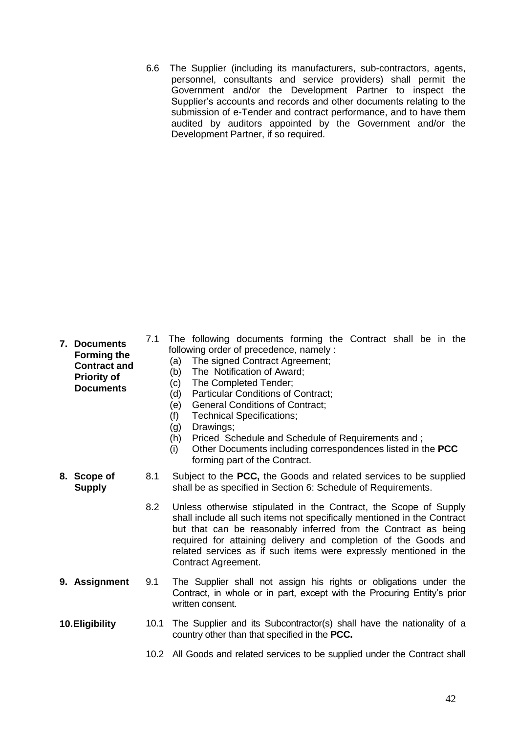6.6 The Supplier (including its manufacturers, sub-contractors, agents, personnel, consultants and service providers) shall permit the Government and/or the Development Partner to inspect the Supplier's accounts and records and other documents relating to the submission of e-Tender and contract performance, and to have them audited by auditors appointed by the Government and/or the Development Partner, if so required.

**7. Documents Forming the Contract and Priority of Documents**

7.1 The following documents forming the Contract shall be in the following order of precedence, namely :

(a) The signed Contract Agreement;
(b) The Notification of Award;
(c) The Completed Tender;
(d) Particular Conditions of Contract;
(e) General Conditions of Contract;
(f) Technical Specifications;
(g) Drawings;
(h) Priced Schedule and Schedule of Requirements and ;
(i) Other Documents including correspondences listed in the **PCC** forming part of the Contract.

**8. Scope of Supply**

8.1 Subject to the **PCC,** the Goods and related services to be supplied shall be as specified in Section 6: Schedule of Requirements.

8.2 Unless otherwise stipulated in the Contract, the Scope of Supply shall include all such items not specifically mentioned in the Contract but that can be reasonably inferred from the Contract as being required for attaining delivery and completion of the Goods and related services as if such items were expressly mentioned in the Contract Agreement.

**9. Assignment**

9.1 The Supplier shall not assign his rights or obligations under the Contract, in whole or in part, except with the Procuring Entity's prior written consent.

**10. Eligibility**

10.1 The Supplier and its Subcontractor(s) shall have the nationality of a country other than that specified in the **PCC.**

10.2 All Goods and related services to be supplied under the Contract shall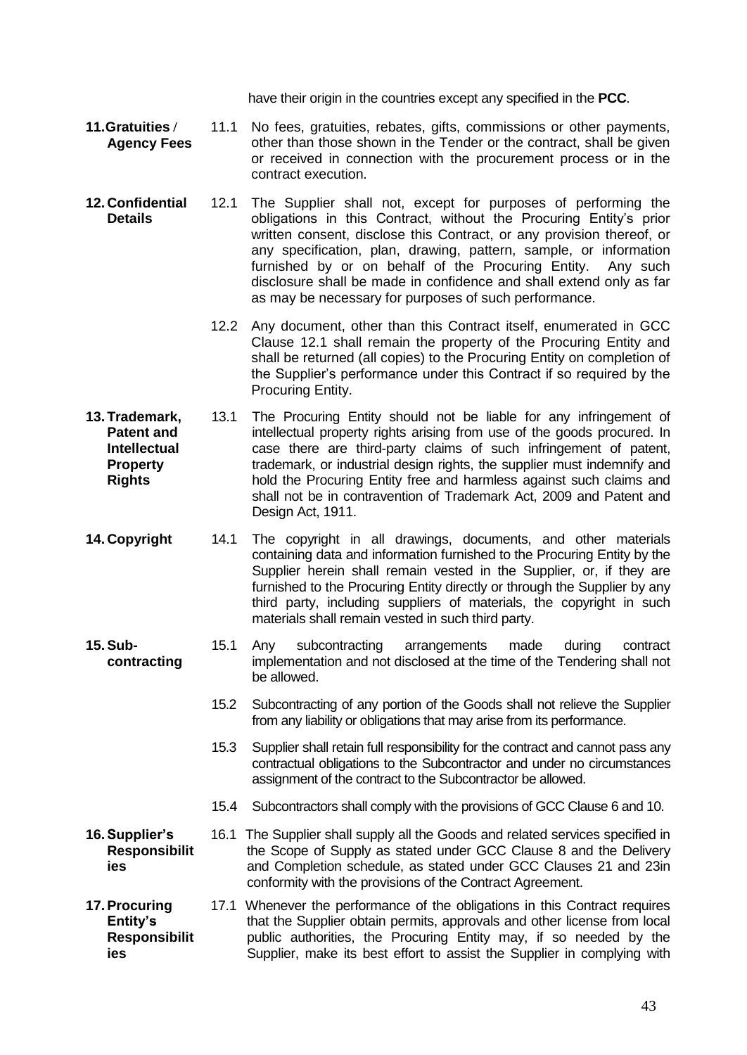have their origin in the countries except any specified in the **PCC**.

**11. Gratuities / Agency Fees**

11.1 No fees, gratuities, rebates, gifts, commissions or other payments, other than those shown in the Tender or the contract, shall be given or received in connection with the procurement process or in the contract execution.

**12. Confidential Details**

12.1 The Supplier shall not, except for purposes of performing the obligations in this Contract, without the Procuring Entity's prior written consent, disclose this Contract, or any provision thereof, or any specification, plan, drawing, pattern, sample, or information furnished by or on behalf of the Procuring Entity. Any such disclosure shall be made in confidence and shall extend only as far as may be necessary for purposes of such performance.

12.2 Any document, other than this Contract itself, enumerated in GCC Clause 12.1 shall remain the property of the Procuring Entity and shall be returned (all copies) to the Procuring Entity on completion of the Supplier's performance under this Contract if so required by the Procuring Entity.

**13. Trademark, Patent and Intellectual Property Rights**

13.1 The Procuring Entity should not be liable for any infringement of intellectual property rights arising from use of the goods procured. In case there are third-party claims of such infringement of patent, trademark, or industrial design rights, the supplier must indemnify and hold the Procuring Entity free and harmless against such claims and shall not be in contravention of Trademark Act, 2009 and Patent and Design Act, 1911.

**14. Copyright**

14.1 The copyright in all drawings, documents, and other materials containing data and information furnished to the Procuring Entity by the Supplier herein shall remain vested in the Supplier, or, if they are furnished to the Procuring Entity directly or through the Supplier by any third party, including suppliers of materials, the copyright in such materials shall remain vested in such third party.

**15. Sub-contracting**

15.1 Any subcontracting arrangements made during contract implementation and not disclosed at the time of the Tendering shall not be allowed.

15.2 Subcontracting of any portion of the Goods shall not relieve the Supplier from any liability or obligations that may arise from its performance.

15.3 Supplier shall retain full responsibility for the contract and cannot pass any contractual obligations to the Subcontractor and under no circumstances assignment of the contract to the Subcontractor be allowed.

15.4 Subcontractors shall comply with the provisions of GCC Clause 6 and 10.

**16. Supplier's Responsibilities**

16.1 The Supplier shall supply all the Goods and related services specified in the Scope of Supply as stated under GCC Clause 8 and the Delivery and Completion schedule, as stated under GCC Clauses 21 and 23in conformity with the provisions of the Contract Agreement.

**17. Procuring Entity's Responsibilities**

17.1 Whenever the performance of the obligations in this Contract requires that the Supplier obtain permits, approvals and other license from local public authorities, the Procuring Entity may, if so needed by the Supplier, make its best effort to assist the Supplier in complying with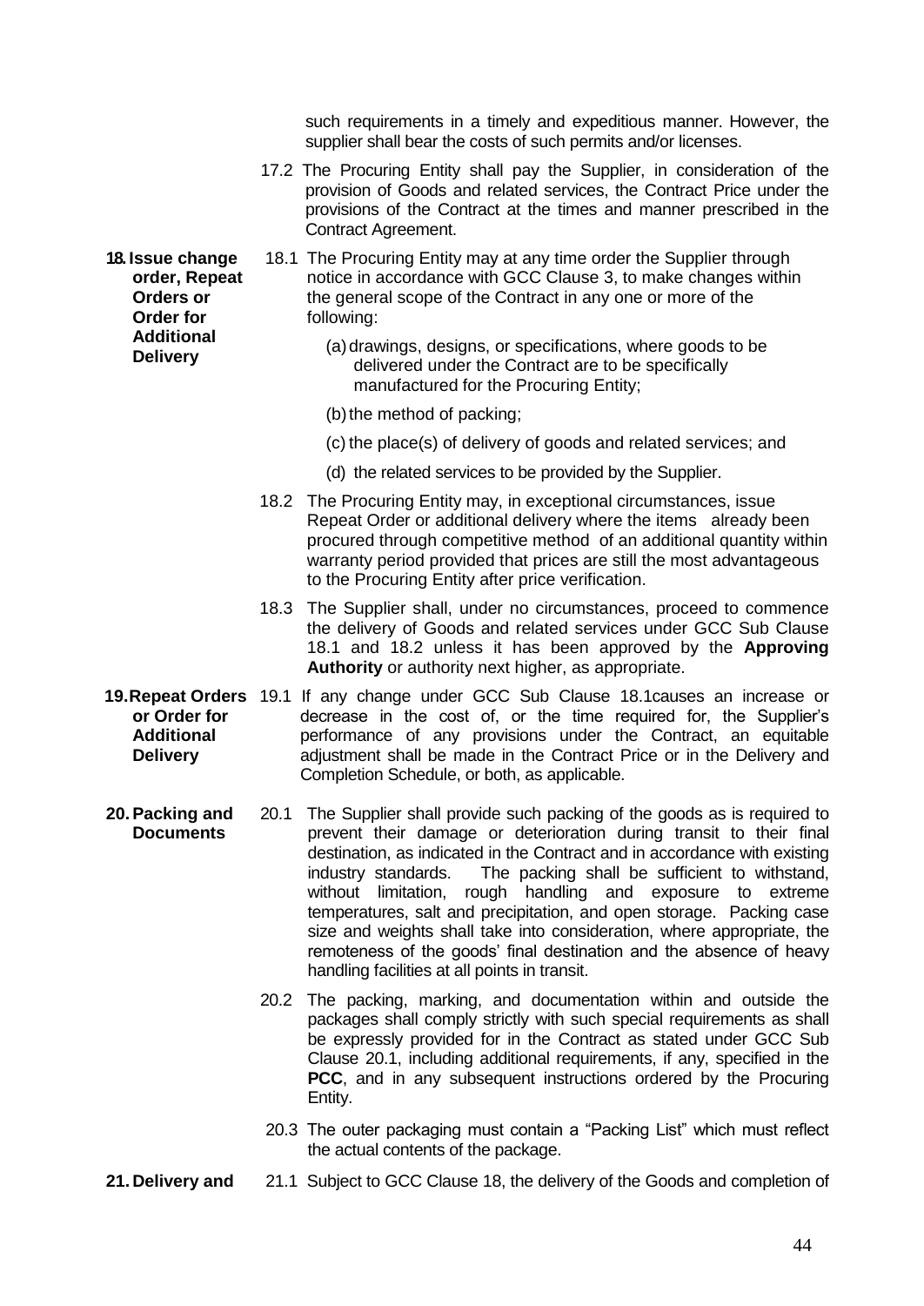such requirements in a timely and expeditious manner. However, the supplier shall bear the costs of such permits and/or licenses.

17.2 The Procuring Entity shall pay the Supplier, in consideration of the provision of Goods and related services, the Contract Price under the provisions of the Contract at the times and manner prescribed in the Contract Agreement.

**18. Issue change order, Repeat Orders or Order for Additional Delivery**

18.1 The Procuring Entity may at any time order the Supplier through notice in accordance with GCC Clause 3, to make changes within the general scope of the Contract in any one or more of the following:

(a) drawings, designs, or specifications, where goods to be delivered under the Contract are to be specifically manufactured for the Procuring Entity;

(b) the method of packing;

(c) the place(s) of delivery of goods and related services; and

(d) the related services to be provided by the Supplier.

18.2 The Procuring Entity may, in exceptional circumstances, issue Repeat Order or additional delivery where the items already been procured through competitive method of an additional quantity within warranty period provided that prices are still the most advantageous to the Procuring Entity after price verification.

18.3 The Supplier shall, under no circumstances, proceed to commence the delivery of Goods and related services under GCC Sub Clause 18.1 and 18.2 unless it has been approved by the **Approving Authority** or authority next higher, as appropriate.

**19. Repeat Orders or Order for Additional Delivery**

19.1 If any change under GCC Sub Clause 18.1causes an increase or decrease in the cost of, or the time required for, the Supplier's performance of any provisions under the Contract, an equitable adjustment shall be made in the Contract Price or in the Delivery and Completion Schedule, or both, as applicable.

**20. Packing and Documents**

20.1 The Supplier shall provide such packing of the goods as is required to prevent their damage or deterioration during transit to their final destination, as indicated in the Contract and in accordance with existing industry standards. The packing shall be sufficient to withstand, without limitation, rough handling and exposure to extreme temperatures, salt and precipitation, and open storage. Packing case size and weights shall take into consideration, where appropriate, the remoteness of the goods' final destination and the absence of heavy handling facilities at all points in transit.

20.2 The packing, marking, and documentation within and outside the packages shall comply strictly with such special requirements as shall be expressly provided for in the Contract as stated under GCC Sub Clause 20.1, including additional requirements, if any, specified in the **PCC**, and in any subsequent instructions ordered by the Procuring Entity.

20.3 The outer packaging must contain a "Packing List" which must reflect the actual contents of the package.

**21. Delivery and**

21.1 Subject to GCC Clause 18, the delivery of the Goods and completion of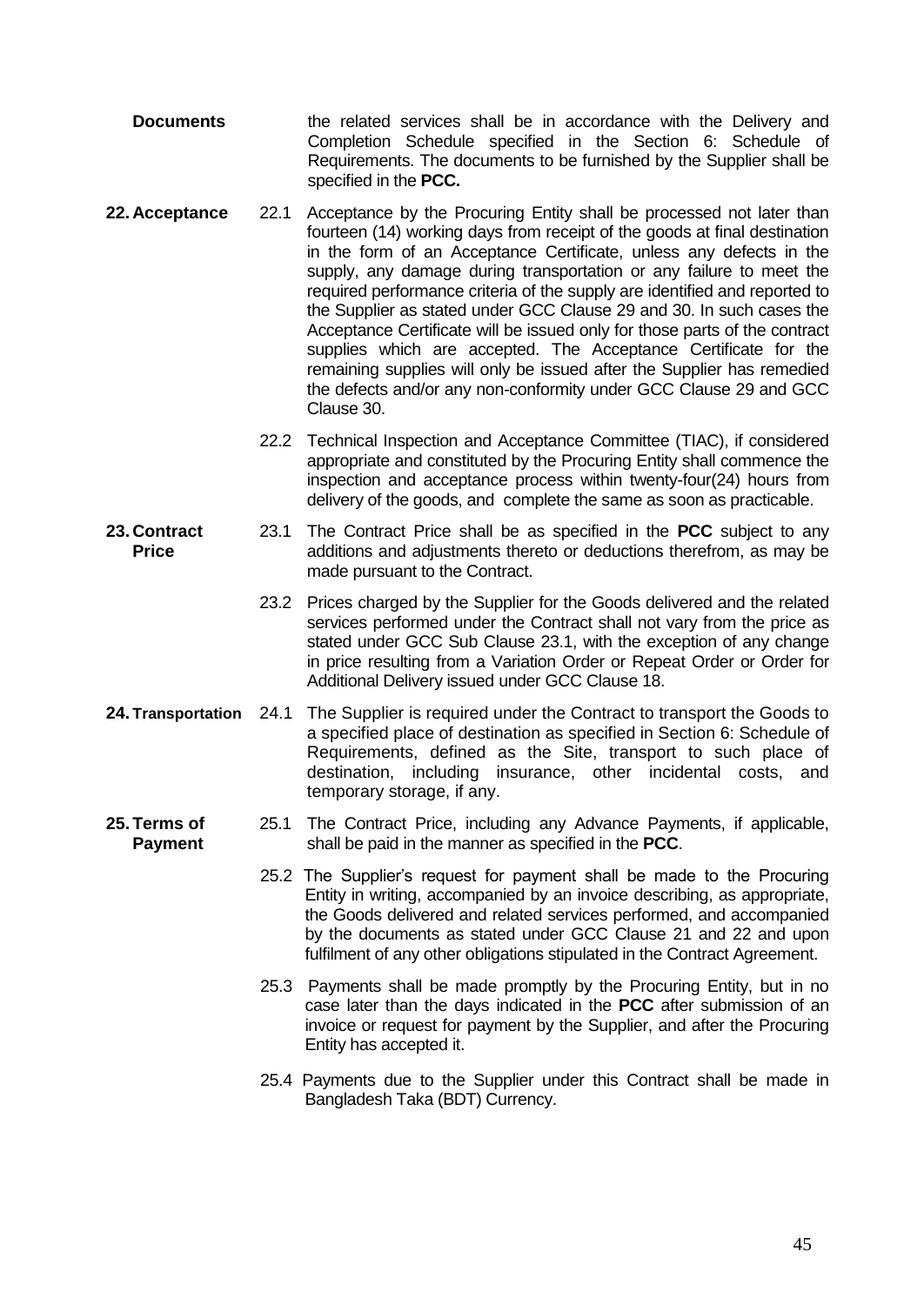**Documents** the related services shall be in accordance with the Delivery and Completion Schedule specified in the Section 6: Schedule of Requirements. The documents to be furnished by the Supplier shall be specified in the **PCC.**

**22. Acceptance**

22.1 Acceptance by the Procuring Entity shall be processed not later than fourteen (14) working days from receipt of the goods at final destination in the form of an Acceptance Certificate, unless any defects in the supply, any damage during transportation or any failure to meet the required performance criteria of the supply are identified and reported to the Supplier as stated under GCC Clause 29 and 30. In such cases the Acceptance Certificate will be issued only for those parts of the contract supplies which are accepted. The Acceptance Certificate for the remaining supplies will only be issued after the Supplier has remedied the defects and/or any non-conformity under GCC Clause 29 and GCC Clause 30.

22.2 Technical Inspection and Acceptance Committee (TIAC), if considered appropriate and constituted by the Procuring Entity shall commence the inspection and acceptance process within twenty-four(24) hours from delivery of the goods, and complete the same as soon as practicable.

**23. Contract Price**

23.1 The Contract Price shall be as specified in the **PCC** subject to any additions and adjustments thereto or deductions therefrom, as may be made pursuant to the Contract.

23.2 Prices charged by the Supplier for the Goods delivered and the related services performed under the Contract shall not vary from the price as stated under GCC Sub Clause 23.1, with the exception of any change in price resulting from a Variation Order or Repeat Order or Order for Additional Delivery issued under GCC Clause 18.

**24. Transportation**

24.1 The Supplier is required under the Contract to transport the Goods to a specified place of destination as specified in Section 6: Schedule of Requirements, defined as the Site, transport to such place of destination, including insurance, other incidental costs, and temporary storage, if any.

**25. Terms of Payment**

25.1 The Contract Price, including any Advance Payments, if applicable, shall be paid in the manner as specified in the **PCC**.

25.2 The Supplier's request for payment shall be made to the Procuring Entity in writing, accompanied by an invoice describing, as appropriate, the Goods delivered and related services performed, and accompanied by the documents as stated under GCC Clause 21 and 22 and upon fulfilment of any other obligations stipulated in the Contract Agreement.

25.3 Payments shall be made promptly by the Procuring Entity, but in no case later than the days indicated in the **PCC** after submission of an invoice or request for payment by the Supplier, and after the Procuring Entity has accepted it.

25.4 Payments due to the Supplier under this Contract shall be made in Bangladesh Taka (BDT) Currency.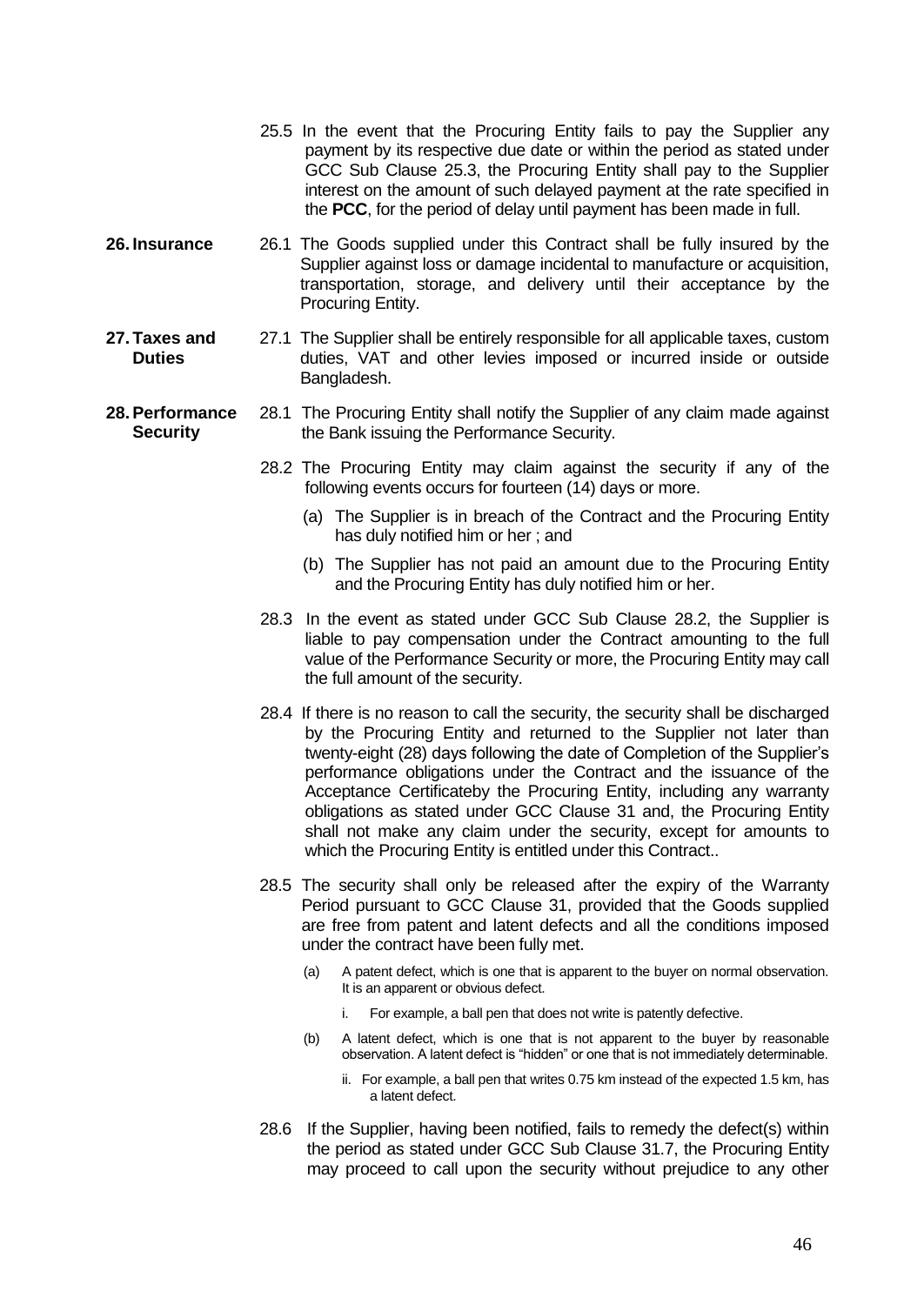25.5 In the event that the Procuring Entity fails to pay the Supplier any payment by its respective due date or within the period as stated under GCC Sub Clause 25.3, the Procuring Entity shall pay to the Supplier interest on the amount of such delayed payment at the rate specified in the **PCC**, for the period of delay until payment has been made in full.

**26. Insurance**

26.1 The Goods supplied under this Contract shall be fully insured by the Supplier against loss or damage incidental to manufacture or acquisition, transportation, storage, and delivery until their acceptance by the Procuring Entity.

**27. Taxes and Duties**

27.1 The Supplier shall be entirely responsible for all applicable taxes, custom duties, VAT and other levies imposed or incurred inside or outside Bangladesh.

**28. Performance Security**

28.1 The Procuring Entity shall notify the Supplier of any claim made against the Bank issuing the Performance Security.

28.2 The Procuring Entity may claim against the security if any of the following events occurs for fourteen (14) days or more.

(a) The Supplier is in breach of the Contract and the Procuring Entity has duly notified him or her ; and

(b) The Supplier has not paid an amount due to the Procuring Entity and the Procuring Entity has duly notified him or her.

28.3 In the event as stated under GCC Sub Clause 28.2, the Supplier is liable to pay compensation under the Contract amounting to the full value of the Performance Security or more, the Procuring Entity may call the full amount of the security.

28.4 If there is no reason to call the security, the security shall be discharged by the Procuring Entity and returned to the Supplier not later than twenty-eight (28) days following the date of Completion of the Supplier's performance obligations under the Contract and the issuance of the Acceptance Certificateby the Procuring Entity, including any warranty obligations as stated under GCC Clause 31 and, the Procuring Entity shall not make any claim under the security, except for amounts to which the Procuring Entity is entitled under this Contract..

28.5 The security shall only be released after the expiry of the Warranty Period pursuant to GCC Clause 31, provided that the Goods supplied are free from patent and latent defects and all the conditions imposed under the contract have been fully met.

(a) A patent defect, which is one that is apparent to the buyer on normal observation. It is an apparent or obvious defect.

i. For example, a ball pen that does not write is patently defective.

(b) A latent defect, which is one that is not apparent to the buyer by reasonable observation. A latent defect is "hidden" or one that is not immediately determinable.

ii. For example, a ball pen that writes 0.75 km instead of the expected 1.5 km, has a latent defect.

28.6 If the Supplier, having been notified, fails to remedy the defect(s) within the period as stated under GCC Sub Clause 31.7, the Procuring Entity may proceed to call upon the security without prejudice to any other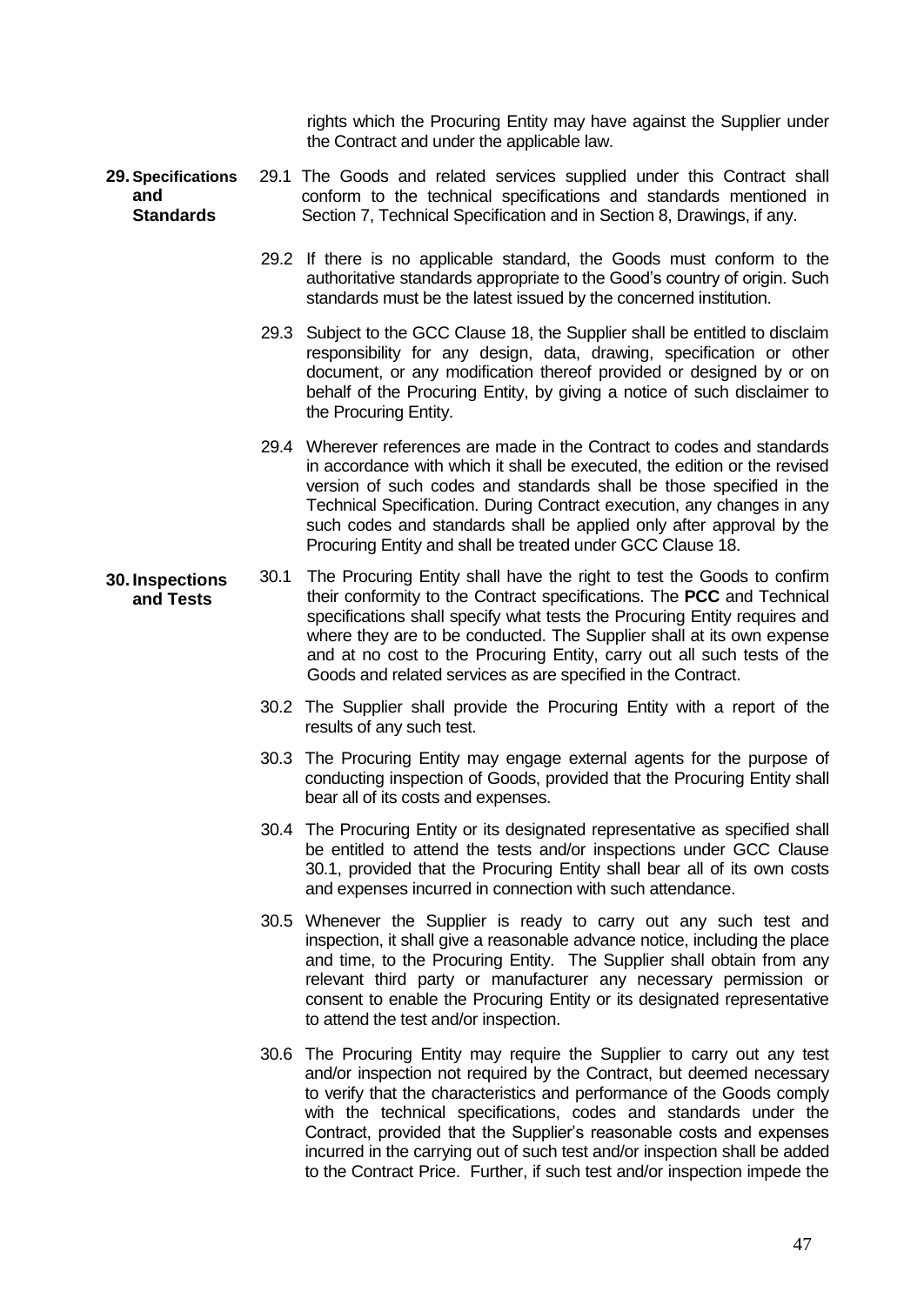rights which the Procuring Entity may have against the Supplier under the Contract and under the applicable law.

**29. Specifications and Standards**

29.1 The Goods and related services supplied under this Contract shall conform to the technical specifications and standards mentioned in Section 7, Technical Specification and in Section 8, Drawings, if any.

29.2 If there is no applicable standard, the Goods must conform to the authoritative standards appropriate to the Good's country of origin. Such standards must be the latest issued by the concerned institution.

29.3 Subject to the GCC Clause 18, the Supplier shall be entitled to disclaim responsibility for any design, data, drawing, specification or other document, or any modification thereof provided or designed by or on behalf of the Procuring Entity, by giving a notice of such disclaimer to the Procuring Entity.

29.4 Wherever references are made in the Contract to codes and standards in accordance with which it shall be executed, the edition or the revised version of such codes and standards shall be those specified in the Technical Specification. During Contract execution, any changes in any such codes and standards shall be applied only after approval by the Procuring Entity and shall be treated under GCC Clause 18.

**30. Inspections and Tests**

30.1 The Procuring Entity shall have the right to test the Goods to confirm their conformity to the Contract specifications. The **PCC** and Technical specifications shall specify what tests the Procuring Entity requires and where they are to be conducted. The Supplier shall at its own expense and at no cost to the Procuring Entity, carry out all such tests of the Goods and related services as are specified in the Contract.

30.2 The Supplier shall provide the Procuring Entity with a report of the results of any such test.

30.3 The Procuring Entity may engage external agents for the purpose of conducting inspection of Goods, provided that the Procuring Entity shall bear all of its costs and expenses.

30.4 The Procuring Entity or its designated representative as specified shall be entitled to attend the tests and/or inspections under GCC Clause 30.1, provided that the Procuring Entity shall bear all of its own costs and expenses incurred in connection with such attendance.

30.5 Whenever the Supplier is ready to carry out any such test and inspection, it shall give a reasonable advance notice, including the place and time, to the Procuring Entity. The Supplier shall obtain from any relevant third party or manufacturer any necessary permission or consent to enable the Procuring Entity or its designated representative to attend the test and/or inspection.

30.6 The Procuring Entity may require the Supplier to carry out any test and/or inspection not required by the Contract, but deemed necessary to verify that the characteristics and performance of the Goods comply with the technical specifications, codes and standards under the Contract, provided that the Supplier's reasonable costs and expenses incurred in the carrying out of such test and/or inspection shall be added to the Contract Price. Further, if such test and/or inspection impede the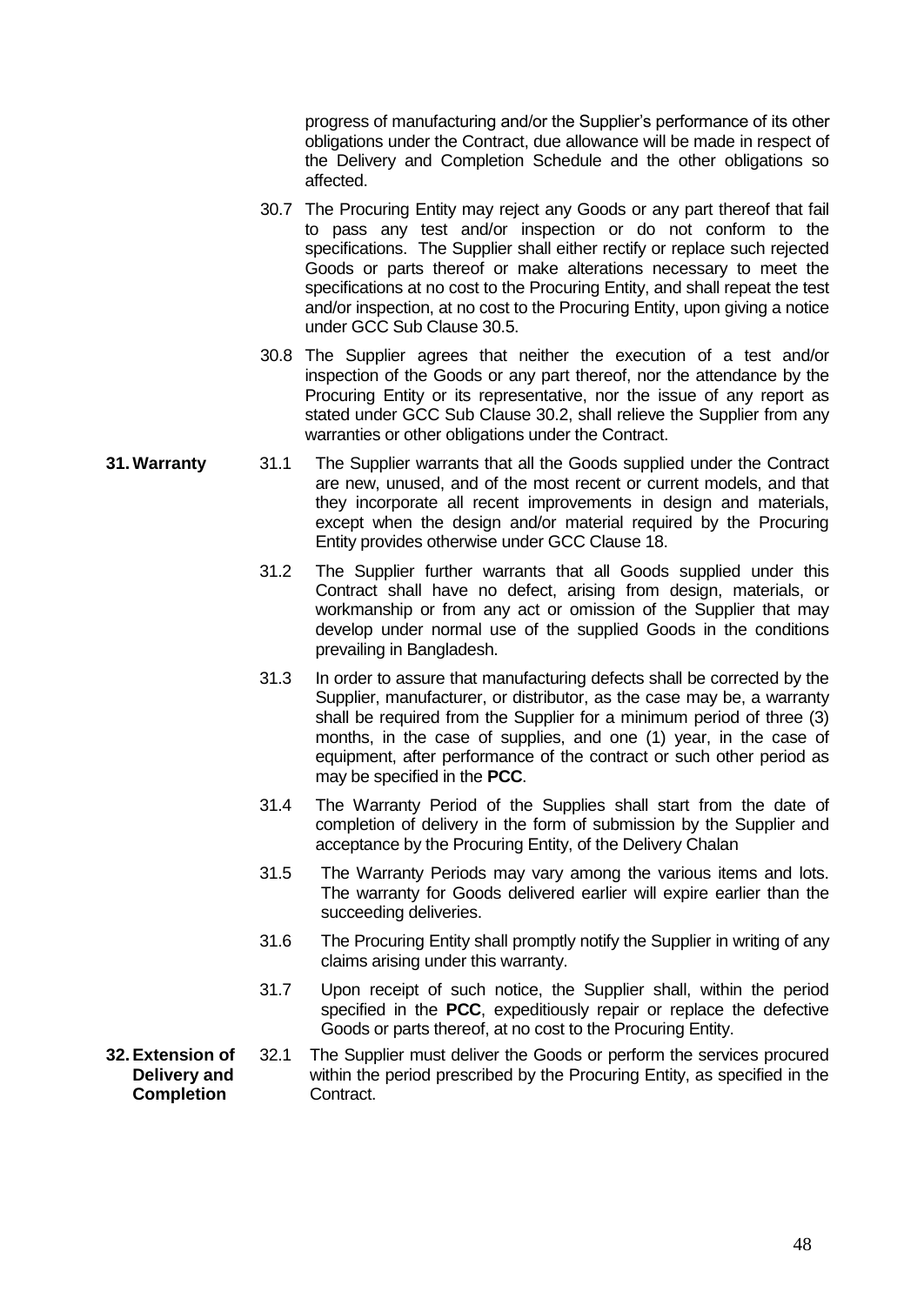progress of manufacturing and/or the Supplier's performance of its other obligations under the Contract, due allowance will be made in respect of the Delivery and Completion Schedule and the other obligations so affected.

30.7 The Procuring Entity may reject any Goods or any part thereof that fail to pass any test and/or inspection or do not conform to the specifications. The Supplier shall either rectify or replace such rejected Goods or parts thereof or make alterations necessary to meet the specifications at no cost to the Procuring Entity, and shall repeat the test and/or inspection, at no cost to the Procuring Entity, upon giving a notice under GCC Sub Clause 30.5.

30.8 The Supplier agrees that neither the execution of a test and/or inspection of the Goods or any part thereof, nor the attendance by the Procuring Entity or its representative, nor the issue of any report as stated under GCC Sub Clause 30.2, shall relieve the Supplier from any warranties or other obligations under the Contract.

**31. Warranty**

31.1 The Supplier warrants that all the Goods supplied under the Contract are new, unused, and of the most recent or current models, and that they incorporate all recent improvements in design and materials, except when the design and/or material required by the Procuring Entity provides otherwise under GCC Clause 18.

31.2 The Supplier further warrants that all Goods supplied under this Contract shall have no defect, arising from design, materials, or workmanship or from any act or omission of the Supplier that may develop under normal use of the supplied Goods in the conditions prevailing in Bangladesh.

31.3 In order to assure that manufacturing defects shall be corrected by the Supplier, manufacturer, or distributor, as the case may be, a warranty shall be required from the Supplier for a minimum period of three (3) months, in the case of supplies, and one (1) year, in the case of equipment, after performance of the contract or such other period as may be specified in the **PCC**.

31.4 The Warranty Period of the Supplies shall start from the date of completion of delivery in the form of submission by the Supplier and acceptance by the Procuring Entity, of the Delivery Chalan

31.5 The Warranty Periods may vary among the various items and lots. The warranty for Goods delivered earlier will expire earlier than the succeeding deliveries.

31.6 The Procuring Entity shall promptly notify the Supplier in writing of any claims arising under this warranty.

31.7 Upon receipt of such notice, the Supplier shall, within the period specified in the **PCC**, expeditiously repair or replace the defective Goods or parts thereof, at no cost to the Procuring Entity.

**32. Extension of Delivery and Completion**

32.1 The Supplier must deliver the Goods or perform the services procured within the period prescribed by the Procuring Entity, as specified in the Contract.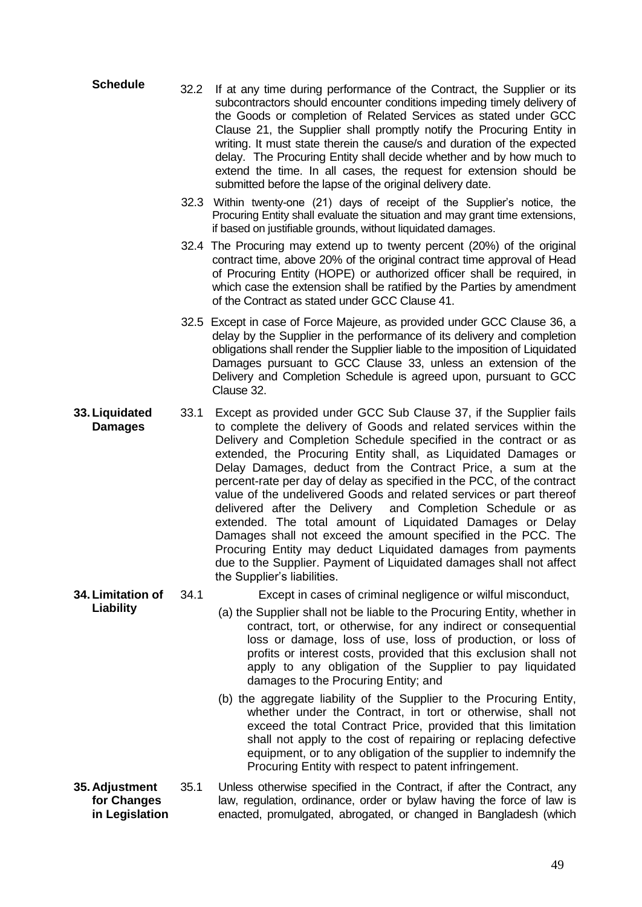**Schedule**

32.2 If at any time during performance of the Contract, the Supplier or its subcontractors should encounter conditions impeding timely delivery of the Goods or completion of Related Services as stated under GCC Clause 21, the Supplier shall promptly notify the Procuring Entity in writing. It must state therein the cause/s and duration of the expected delay. The Procuring Entity shall decide whether and by how much to extend the time. In all cases, the request for extension should be submitted before the lapse of the original delivery date.

32.3 Within twenty-one (21) days of receipt of the Supplier's notice, the Procuring Entity shall evaluate the situation and may grant time extensions, if based on justifiable grounds, without liquidated damages.

32.4 The Procuring may extend up to twenty percent (20%) of the original contract time, above 20% of the original contract time approval of Head of Procuring Entity (HOPE) or authorized officer shall be required, in which case the extension shall be ratified by the Parties by amendment of the Contract as stated under GCC Clause 41.

32.5 Except in case of Force Majeure, as provided under GCC Clause 36, a delay by the Supplier in the performance of its delivery and completion obligations shall render the Supplier liable to the imposition of Liquidated Damages pursuant to GCC Clause 33, unless an extension of the Delivery and Completion Schedule is agreed upon, pursuant to GCC Clause 32.

**33. Liquidated Damages**

33.1 Except as provided under GCC Sub Clause 37, if the Supplier fails to complete the delivery of Goods and related services within the Delivery and Completion Schedule specified in the contract or as extended, the Procuring Entity shall, as Liquidated Damages or Delay Damages, deduct from the Contract Price, a sum at the percent-rate per day of delay as specified in the PCC, of the contract value of the undelivered Goods and related services or part thereof delivered after the Delivery and Completion Schedule or as extended. The total amount of Liquidated Damages or Delay Damages shall not exceed the amount specified in the PCC. The Procuring Entity may deduct Liquidated damages from payments due to the Supplier. Payment of Liquidated damages shall not affect the Supplier's liabilities.

**34. Limitation of Liability**

34.1 Except in cases of criminal negligence or wilful misconduct,

(a) the Supplier shall not be liable to the Procuring Entity, whether in contract, tort, or otherwise, for any indirect or consequential loss or damage, loss of use, loss of production, or loss of profits or interest costs, provided that this exclusion shall not apply to any obligation of the Supplier to pay liquidated damages to the Procuring Entity; and

(b) the aggregate liability of the Supplier to the Procuring Entity, whether under the Contract, in tort or otherwise, shall not exceed the total Contract Price, provided that this limitation shall not apply to the cost of repairing or replacing defective equipment, or to any obligation of the supplier to indemnify the Procuring Entity with respect to patent infringement.

**35. Adjustment for Changes in Legislation**

35.1 Unless otherwise specified in the Contract, if after the Contract, any law, regulation, ordinance, order or bylaw having the force of law is enacted, promulgated, abrogated, or changed in Bangladesh (which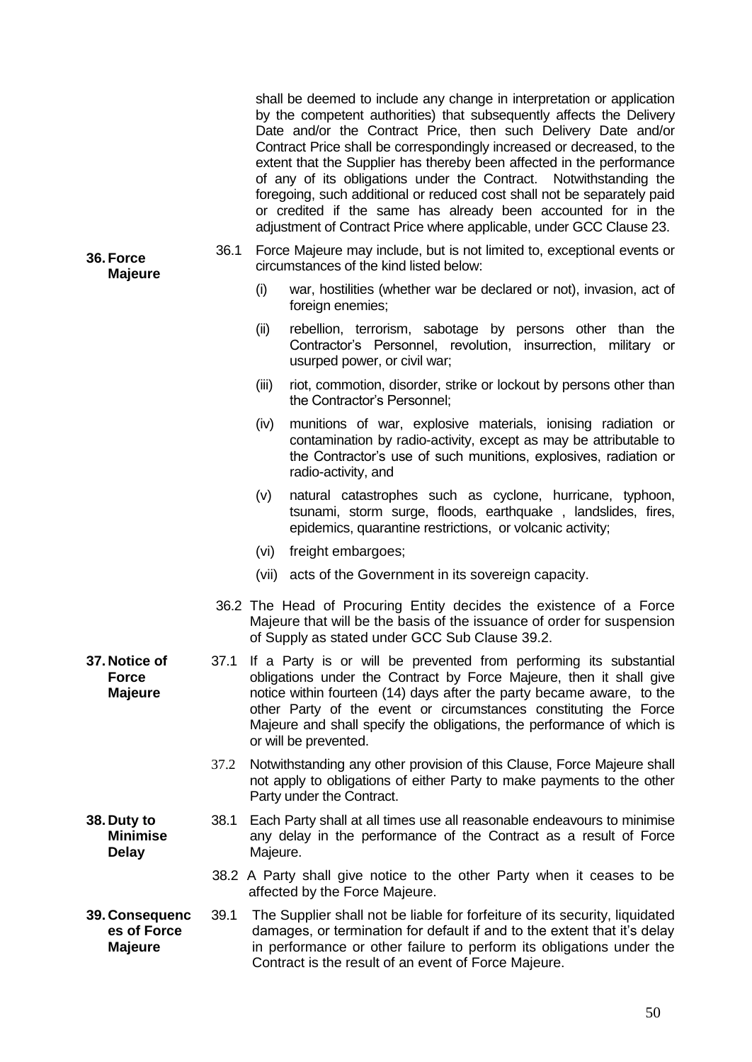shall be deemed to include any change in interpretation or application by the competent authorities) that subsequently affects the Delivery Date and/or the Contract Price, then such Delivery Date and/or Contract Price shall be correspondingly increased or decreased, to the extent that the Supplier has thereby been affected in the performance of any of its obligations under the Contract. Notwithstanding the foregoing, such additional or reduced cost shall not be separately paid or credited if the same has already been accounted for in the adjustment of Contract Price where applicable, under GCC Clause 23.

### 36. Force Majeure

36.1 Force Majeure may include, but is not limited to, exceptional events or circumstances of the kind listed below:

(i) war, hostilities (whether war be declared or not), invasion, act of foreign enemies;

(ii) rebellion, terrorism, sabotage by persons other than the Contractor's Personnel, revolution, insurrection, military or usurped power, or civil war;

(iii) riot, commotion, disorder, strike or lockout by persons other than the Contractor's Personnel;

(iv) munitions of war, explosive materials, ionising radiation or contamination by radio-activity, except as may be attributable to the Contractor's use of such munitions, explosives, radiation or radio-activity, and

(v) natural catastrophes such as cyclone, hurricane, typhoon, tsunami, storm surge, floods, earthquake , landslides, fires, epidemics, quarantine restrictions, or volcanic activity;

(vi) freight embargoes;

(vii) acts of the Government in its sovereign capacity.

36.2 The Head of Procuring Entity decides the existence of a Force Majeure that will be the basis of the issuance of order for suspension of Supply as stated under GCC Sub Clause 39.2.

### 37. Notice of Force Majeure

37.1 If a Party is or will be prevented from performing its substantial obligations under the Contract by Force Majeure, then it shall give notice within fourteen (14) days after the party became aware, to the other Party of the event or circumstances constituting the Force Majeure and shall specify the obligations, the performance of which is or will be prevented.

37.2 Notwithstanding any other provision of this Clause, Force Majeure shall not apply to obligations of either Party to make payments to the other Party under the Contract.

### 38. Duty to Minimise Delay

38.1 Each Party shall at all times use all reasonable endeavours to minimise any delay in the performance of the Contract as a result of Force Majeure.

38.2 A Party shall give notice to the other Party when it ceases to be affected by the Force Majeure.

### 39. Consequences of Force Majeure

39.1 The Supplier shall not be liable for forfeiture of its security, liquidated damages, or termination for default if and to the extent that it's delay in performance or other failure to perform its obligations under the Contract is the result of an event of Force Majeure.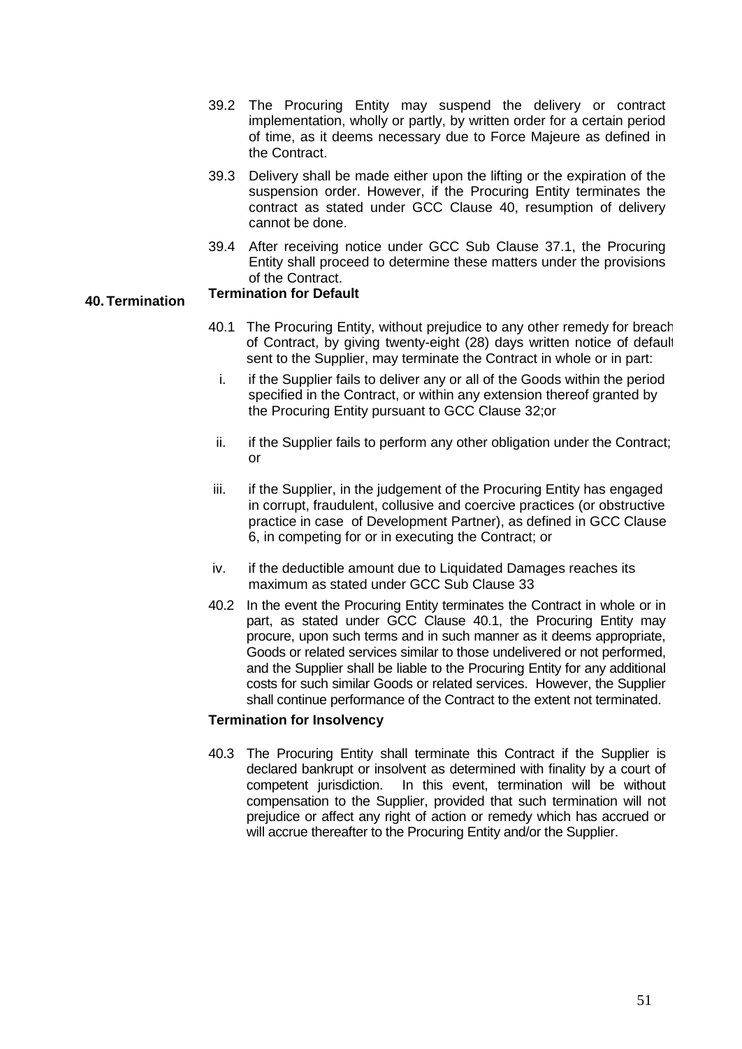39.2 The Procuring Entity may suspend the delivery or contract implementation, wholly or partly, by written order for a certain period of time, as it deems necessary due to Force Majeure as defined in the Contract.

39.3 Delivery shall be made either upon the lifting or the expiration of the suspension order. However, if the Procuring Entity terminates the contract as stated under GCC Clause 40, resumption of delivery cannot be done.

39.4 After receiving notice under GCC Sub Clause 37.1, the Procuring Entity shall proceed to determine these matters under the provisions of the Contract.

**40. Termination**

**Termination for Default**

40.1 The Procuring Entity, without prejudice to any other remedy for breach of Contract, by giving twenty-eight (28) days written notice of default sent to the Supplier, may terminate the Contract in whole or in part:

i. if the Supplier fails to deliver any or all of the Goods within the period specified in the Contract, or within any extension thereof granted by the Procuring Entity pursuant to GCC Clause 32;or

ii. if the Supplier fails to perform any other obligation under the Contract; or

iii. if the Supplier, in the judgement of the Procuring Entity has engaged in corrupt, fraudulent, collusive and coercive practices (or obstructive practice in case of Development Partner), as defined in GCC Clause 6, in competing for or in executing the Contract; or

iv. if the deductible amount due to Liquidated Damages reaches its maximum as stated under GCC Sub Clause 33

40.2 In the event the Procuring Entity terminates the Contract in whole or in part, as stated under GCC Clause 40.1, the Procuring Entity may procure, upon such terms and in such manner as it deems appropriate, Goods or related services similar to those undelivered or not performed, and the Supplier shall be liable to the Procuring Entity for any additional costs for such similar Goods or related services. However, the Supplier shall continue performance of the Contract to the extent not terminated.

**Termination for Insolvency**

40.3 The Procuring Entity shall terminate this Contract if the Supplier is declared bankrupt or insolvent as determined with finality by a court of competent jurisdiction. In this event, termination will be without compensation to the Supplier, provided that such termination will not prejudice or affect any right of action or remedy which has accrued or will accrue thereafter to the Procuring Entity and/or the Supplier.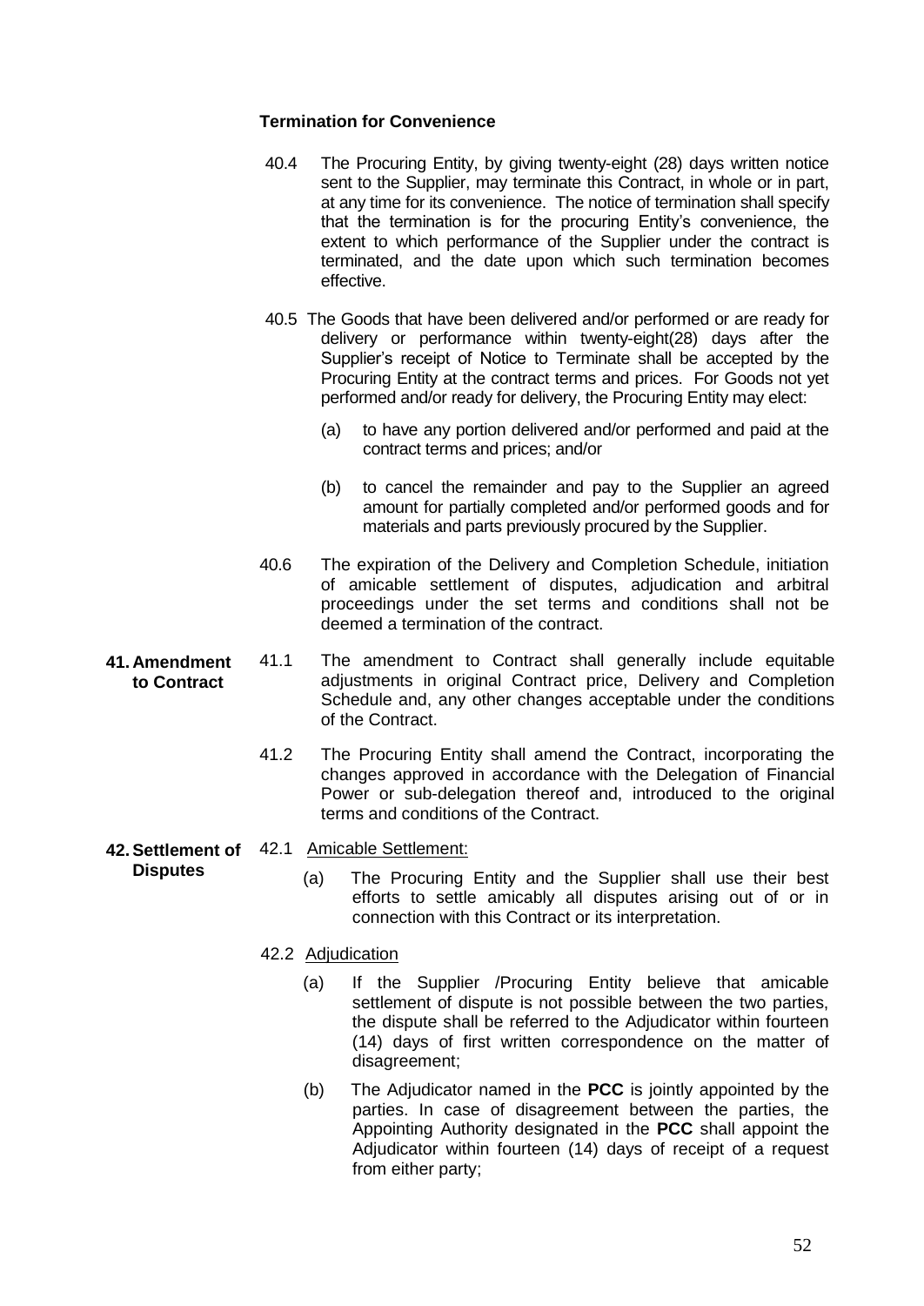### Termination for Convenience

40.4 The Procuring Entity, by giving twenty-eight (28) days written notice sent to the Supplier, may terminate this Contract, in whole or in part, at any time for its convenience. The notice of termination shall specify that the termination is for the procuring Entity's convenience, the extent to which performance of the Supplier under the contract is terminated, and the date upon which such termination becomes effective.

40.5 The Goods that have been delivered and/or performed or are ready for delivery or performance within twenty-eight(28) days after the Supplier's receipt of Notice to Terminate shall be accepted by the Procuring Entity at the contract terms and prices. For Goods not yet performed and/or ready for delivery, the Procuring Entity may elect:

(a) to have any portion delivered and/or performed and paid at the contract terms and prices; and/or

(b) to cancel the remainder and pay to the Supplier an agreed amount for partially completed and/or performed goods and for materials and parts previously procured by the Supplier.

40.6 The expiration of the Delivery and Completion Schedule, initiation of amicable settlement of disputes, adjudication and arbitral proceedings under the set terms and conditions shall not be deemed a termination of the contract.

**41. Amendment to Contract**

41.1 The amendment to Contract shall generally include equitable adjustments in original Contract price, Delivery and Completion Schedule and, any other changes acceptable under the conditions of the Contract.

41.2 The Procuring Entity shall amend the Contract, incorporating the changes approved in accordance with the Delegation of Financial Power or sub-delegation thereof and, introduced to the original terms and conditions of the Contract.

**42. Settlement of Disputes**

42.1 Amicable Settlement:

(a) The Procuring Entity and the Supplier shall use their best efforts to settle amicably all disputes arising out of or in connection with this Contract or its interpretation.

42.2 Adjudication

(a) If the Supplier /Procuring Entity believe that amicable settlement of dispute is not possible between the two parties, the dispute shall be referred to the Adjudicator within fourteen (14) days of first written correspondence on the matter of disagreement;

(b) The Adjudicator named in the **PCC** is jointly appointed by the parties. In case of disagreement between the parties, the Appointing Authority designated in the **PCC** shall appoint the Adjudicator within fourteen (14) days of receipt of a request from either party;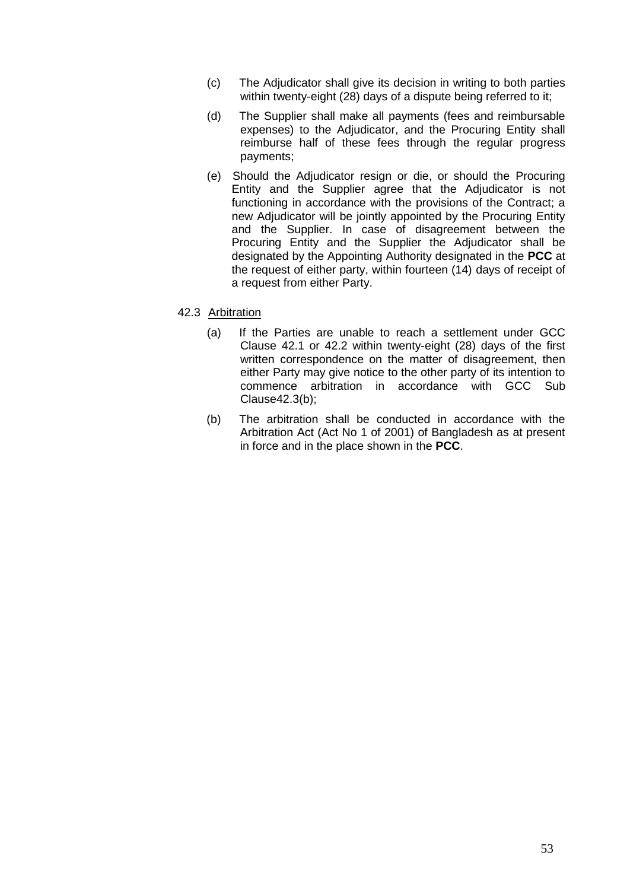(c) The Adjudicator shall give its decision in writing to both parties within twenty-eight (28) days of a dispute being referred to it;

(d) The Supplier shall make all payments (fees and reimbursable expenses) to the Adjudicator, and the Procuring Entity shall reimburse half of these fees through the regular progress payments;

(e) Should the Adjudicator resign or die, or should the Procuring Entity and the Supplier agree that the Adjudicator is not functioning in accordance with the provisions of the Contract; a new Adjudicator will be jointly appointed by the Procuring Entity and the Supplier. In case of disagreement between the Procuring Entity and the Supplier the Adjudicator shall be designated by the Appointing Authority designated in the **PCC** at the request of either party, within fourteen (14) days of receipt of a request from either Party.

42.3 Arbitration

(a) If the Parties are unable to reach a settlement under GCC Clause 42.1 or 42.2 within twenty-eight (28) days of the first written correspondence on the matter of disagreement, then either Party may give notice to the other party of its intention to commence arbitration in accordance with GCC Sub Clause42.3(b);

(b) The arbitration shall be conducted in accordance with the Arbitration Act (Act No 1 of 2001) of Bangladesh as at present in force and in the place shown in the **PCC**.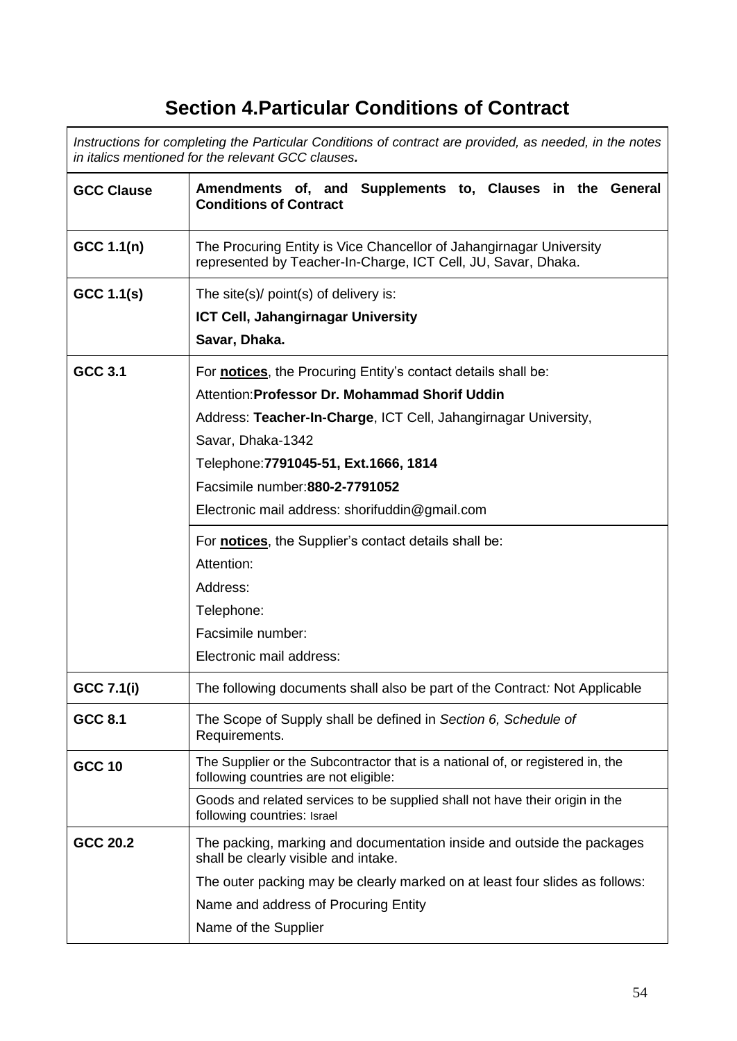# Section 4.Particular Conditions of Contract

| *Instructions for completing the Particular Conditions of contract are provided, as needed, in the notes in italics mentioned for the relevant GCC clauses.* | |
|---|---|
| **GCC Clause** | **Amendments of, and Supplements to, Clauses in the General Conditions of Contract** |
| **GCC 1.1(n)** | The Procuring Entity is Vice Chancellor of Jahangirnagar University represented by Teacher-In-Charge, ICT Cell, JU, Savar, Dhaka. |
| **GCC 1.1(s)** | The site(s)/ point(s) of delivery is:<br>**ICT Cell, Jahangirnagar University**<br>**Savar, Dhaka.** |
| **GCC 3.1** | For **notices**, the Procuring Entity's contact details shall be:<br>Attention:**Professor Dr. Mohammad Shorif Uddin**<br>Address: **Teacher-In-Charge**, ICT Cell, Jahangirnagar University,<br>Savar, Dhaka-1342<br>Telephone:**7791045-51, Ext.1666, 1814**<br>Facsimile number:**880-2-7791052**<br>Electronic mail address: shorifuddin@gmail.com |
| | For **notices**, the Supplier's contact details shall be:<br>Attention:<br>Address:<br>Telephone:<br>Facsimile number:<br>Electronic mail address: |
| **GCC 7.1(i)** | The following documents shall also be part of the Contract: Not Applicable |
| **GCC 8.1** | The Scope of Supply shall be defined in *Section 6, Schedule of* Requirements. |
| **GCC 10** | The Supplier or the Subcontractor that is a national of, or registered in, the following countries are not eligible: |
| | Goods and related services to be supplied shall not have their origin in the following countries: Israel |
| **GCC 20.2** | The packing, marking and documentation inside and outside the packages shall be clearly visible and intake.<br>The outer packing may be clearly marked on at least four slides as follows:<br>Name and address of Procuring Entity<br>Name of the Supplier |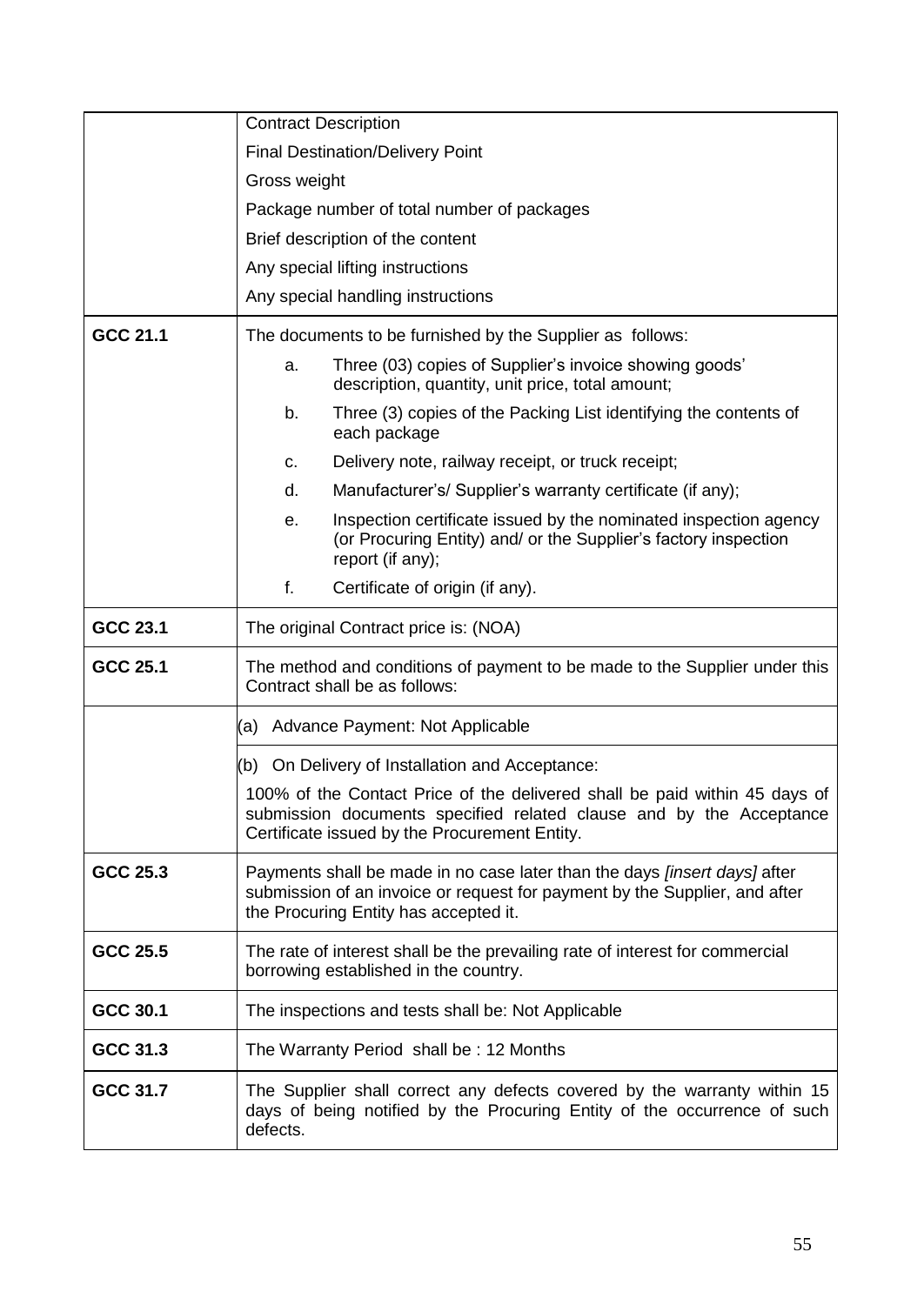| | |
|---|---|
| | Contract Description<br>Final Destination/Delivery Point<br>Gross weight<br>Package number of total number of packages<br>Brief description of the content<br>Any special lifting instructions<br>Any special handling instructions |
| **GCC 21.1** | The documents to be furnished by the Supplier as follows:<br>a. Three (03) copies of Supplier's invoice showing goods' description, quantity, unit price, total amount;<br>b. Three (3) copies of the Packing List identifying the contents of each package<br>c. Delivery note, railway receipt, or truck receipt;<br>d. Manufacturer's/ Supplier's warranty certificate (if any);<br>e. Inspection certificate issued by the nominated inspection agency (or Procuring Entity) and/ or the Supplier's factory inspection report (if any);<br>f. Certificate of origin (if any). |
| **GCC 23.1** | The original Contract price is: (NOA) |
| **GCC 25.1** | The method and conditions of payment to be made to the Supplier under this Contract shall be as follows: |
| | (a) Advance Payment: Not Applicable |
| | (b) On Delivery of Installation and Acceptance:<br>100% of the Contact Price of the delivered shall be paid within 45 days of submission documents specified related clause and by the Acceptance Certificate issued by the Procurement Entity. |
| **GCC 25.3** | Payments shall be made in no case later than the days *[insert days]* after submission of an invoice or request for payment by the Supplier, and after the Procuring Entity has accepted it. |
| **GCC 25.5** | The rate of interest shall be the prevailing rate of interest for commercial borrowing established in the country. |
| **GCC 30.1** | The inspections and tests shall be: Not Applicable |
| **GCC 31.3** | The Warranty Period shall be : 12 Months |
| **GCC 31.7** | The Supplier shall correct any defects covered by the warranty within 15 days of being notified by the Procuring Entity of the occurrence of such defects. |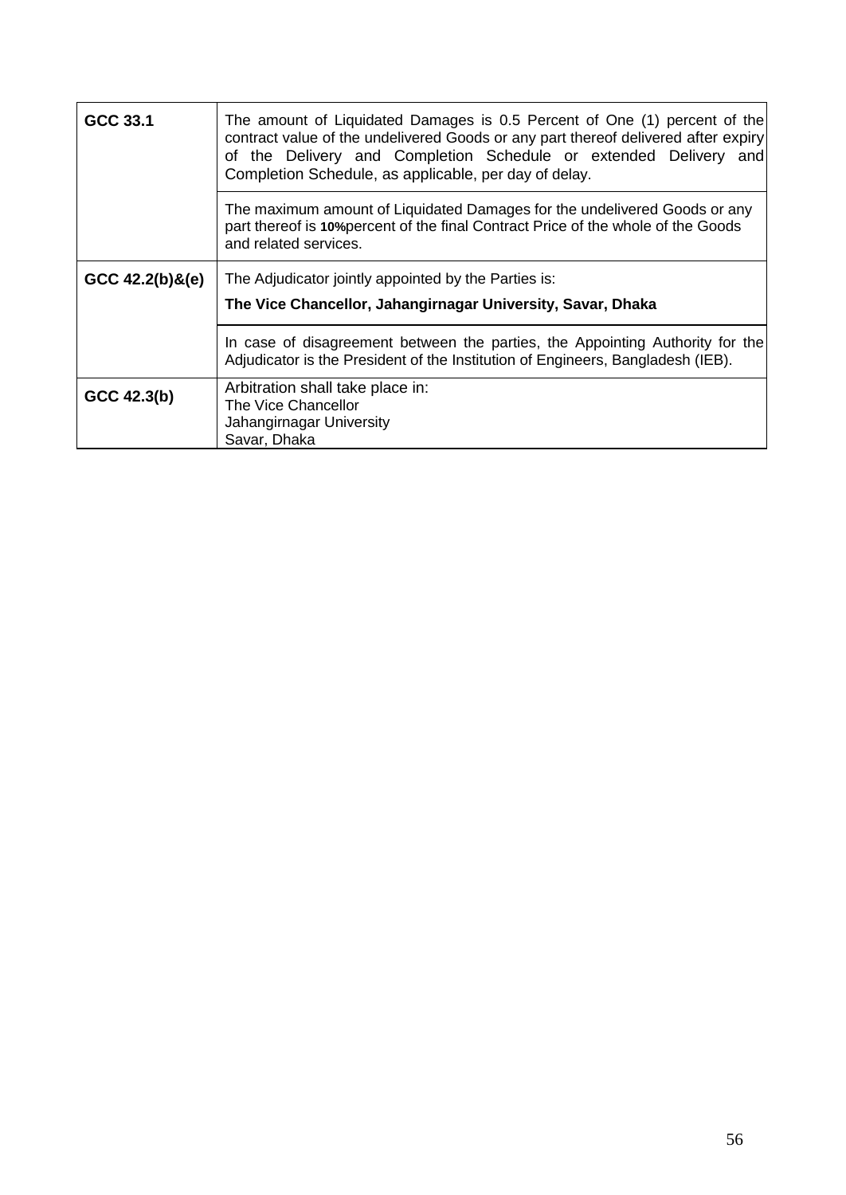| | |
|---|---|
| **GCC 33.1** | The amount of Liquidated Damages is 0.5 Percent of One (1) percent of the contract value of the undelivered Goods or any part thereof delivered after expiry of the Delivery and Completion Schedule or extended Delivery and Completion Schedule, as applicable, per day of delay. |
| | The maximum amount of Liquidated Damages for the undelivered Goods or any part thereof is **10%**percent of the final Contract Price of the whole of the Goods and related services. |
| **GCC 42.2(b)&(e)** | The Adjudicator jointly appointed by the Parties is: **The Vice Chancellor, Jahangirnagar University, Savar, Dhaka** |
| | In case of disagreement between the parties, the Appointing Authority for the Adjudicator is the President of the Institution of Engineers, Bangladesh (IEB). |
| **GCC 42.3(b)** | Arbitration shall take place in: The Vice Chancellor Jahangirnagar University Savar, Dhaka |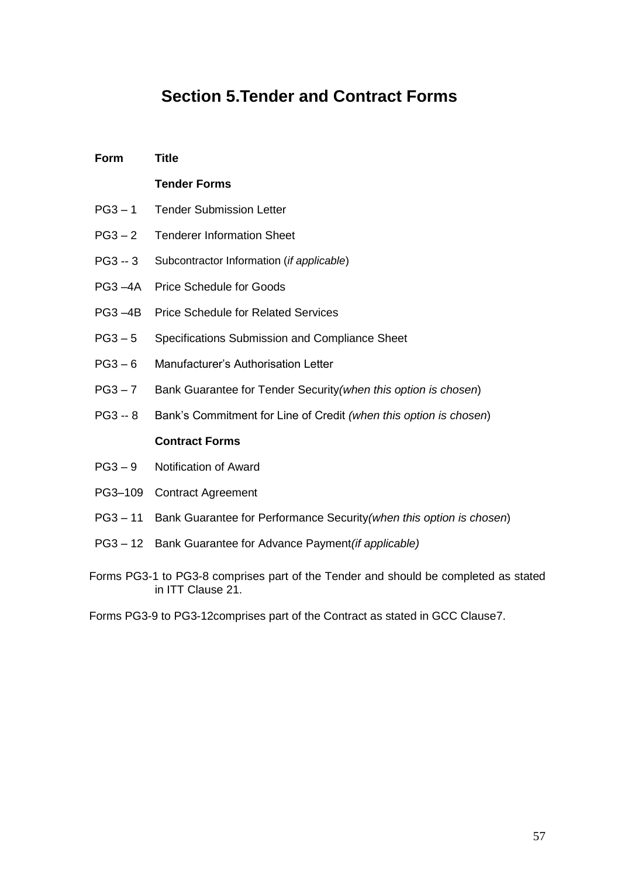# Section 5.Tender and Contract Forms

| Form | Title |
| --- | --- |
| | **Tender Forms** |
| PG3 – 1 | Tender Submission Letter |
| PG3 – 2 | Tenderer Information Sheet |
| PG3 -- 3 | Subcontractor Information (*if applicable*) |
| PG3 –4A | Price Schedule for Goods |
| PG3 –4B | Price Schedule for Related Services |
| PG3 – 5 | Specifications Submission and Compliance Sheet |
| PG3 – 6 | Manufacturer's Authorisation Letter |
| PG3 – 7 | Bank Guarantee for Tender Security*(when this option is chosen*) |
| PG3 -- 8 | Bank's Commitment for Line of Credit *(when this option is chosen*) |
| | **Contract Forms** |
| PG3 – 9 | Notification of Award |
| PG3–109 | Contract Agreement |
| PG3 – 11 | Bank Guarantee for Performance Security*(when this option is chosen*) |
| PG3 – 12 | Bank Guarantee for Advance Payment*(if applicable)* |

Forms PG3-1 to PG3-8 comprises part of the Tender and should be completed as stated in ITT Clause 21.

Forms PG3-9 to PG3-12comprises part of the Contract as stated in GCC Clause7.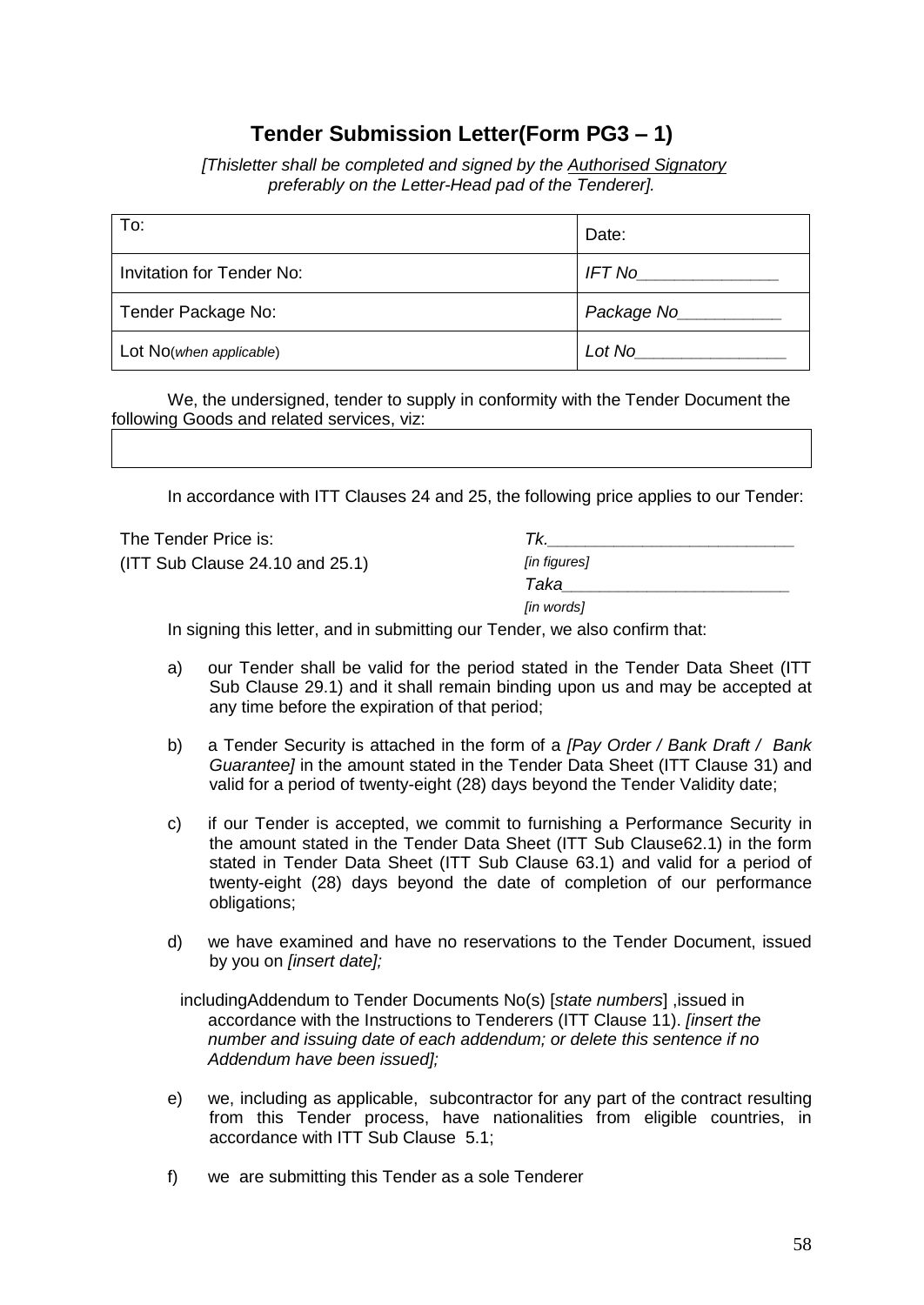## Tender Submission Letter(Form PG3 – 1)

*[Thisletter shall be completed and signed by the Authorised Signatory preferably on the Letter-Head pad of the Tenderer].*

| To: | Date: |
|---|---|
| Invitation for Tender No: | *IFT No\_\_\_\_\_\_\_\_\_\_\_\_\_\_\_* |
| Tender Package No: | *Package No\_\_\_\_\_\_\_\_\_\_\_* |
| Lot No(*when applicable*) | *Lot No\_\_\_\_\_\_\_\_\_\_\_\_\_\_\_\_* |

We, the undersigned, tender to supply in conformity with the Tender Document the following Goods and related services, viz:

| |
|---|
| |

In accordance with ITT Clauses 24 and 25, the following price applies to our Tender:

| | |
|---|---|
| The Tender Price is: | *Tk.\_\_\_\_\_\_\_\_\_\_\_\_\_\_\_\_\_\_\_\_\_\_\_\_\_\_* |
| (ITT Sub Clause 24.10 and 25.1) | *[in figures]* |
| | *Taka\_\_\_\_\_\_\_\_\_\_\_\_\_\_\_\_\_\_\_\_\_\_\_\_* |
| | *[in words]* |

In signing this letter, and in submitting our Tender, we also confirm that:

a) our Tender shall be valid for the period stated in the Tender Data Sheet (ITT Sub Clause 29.1) and it shall remain binding upon us and may be accepted at any time before the expiration of that period;

b) a Tender Security is attached in the form of a *[Pay Order / Bank Draft / Bank Guarantee]* in the amount stated in the Tender Data Sheet (ITT Clause 31) and valid for a period of twenty-eight (28) days beyond the Tender Validity date;

c) if our Tender is accepted, we commit to furnishing a Performance Security in the amount stated in the Tender Data Sheet (ITT Sub Clause62.1) in the form stated in Tender Data Sheet (ITT Sub Clause 63.1) and valid for a period of twenty-eight (28) days beyond the date of completion of our performance obligations;

d) we have examined and have no reservations to the Tender Document, issued by you on *[insert date];*

includingAddendum to Tender Documents No(s) [*state numbers*] ,issued in accordance with the Instructions to Tenderers (ITT Clause 11). *[insert the number and issuing date of each addendum; or delete this sentence if no Addendum have been issued];*

e) we, including as applicable, subcontractor for any part of the contract resulting from this Tender process, have nationalities from eligible countries, in accordance with ITT Sub Clause 5.1;

f) we are submitting this Tender as a sole Tenderer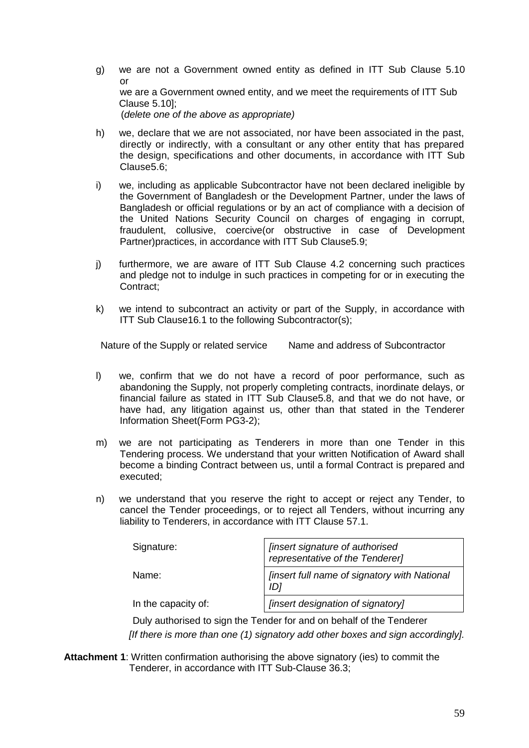g) we are not a Government owned entity as defined in ITT Sub Clause 5.10 or
   we are a Government owned entity, and we meet the requirements of ITT Sub Clause 5.10];
   (*delete one of the above as appropriate)*

h) we, declare that we are not associated, nor have been associated in the past, directly or indirectly, with a consultant or any other entity that has prepared the design, specifications and other documents, in accordance with ITT Sub Clause5.6;

i) we, including as applicable Subcontractor have not been declared ineligible by the Government of Bangladesh or the Development Partner, under the laws of Bangladesh or official regulations or by an act of compliance with a decision of the United Nations Security Council on charges of engaging in corrupt, fraudulent, collusive, coercive(or obstructive in case of Development Partner)practices, in accordance with ITT Sub Clause5.9;

j) furthermore, we are aware of ITT Sub Clause 4.2 concerning such practices and pledge not to indulge in such practices in competing for or in executing the Contract;

k) we intend to subcontract an activity or part of the Supply, in accordance with ITT Sub Clause16.1 to the following Subcontractor(s);

| Nature of the Supply or related service | Name and address of Subcontractor |
|---|---|

l) we, confirm that we do not have a record of poor performance, such as abandoning the Supply, not properly completing contracts, inordinate delays, or financial failure as stated in ITT Sub Clause5.8, and that we do not have, or have had, any litigation against us, other than that stated in the Tenderer Information Sheet(Form PG3-2);

m) we are not participating as Tenderers in more than one Tender in this Tendering process. We understand that your written Notification of Award shall become a binding Contract between us, until a formal Contract is prepared and executed;

n) we understand that you reserve the right to accept or reject any Tender, to cancel the Tender proceedings, or to reject all Tenders, without incurring any liability to Tenderers, in accordance with ITT Clause 57.1.

| | |
|---|---|
| Signature: | *[insert signature of authorised representative of the Tenderer]* |
| Name: | *[insert full name of signatory with National ID]* |
| In the capacity of: | *[insert designation of signatory]* |

Duly authorised to sign the Tender for and on behalf of the Tenderer

*[If there is more than one (1) signatory add other boxes and sign accordingly].*

**Attachment 1**: Written confirmation authorising the above signatory (ies) to commit the Tenderer, in accordance with ITT Sub-Clause 36.3;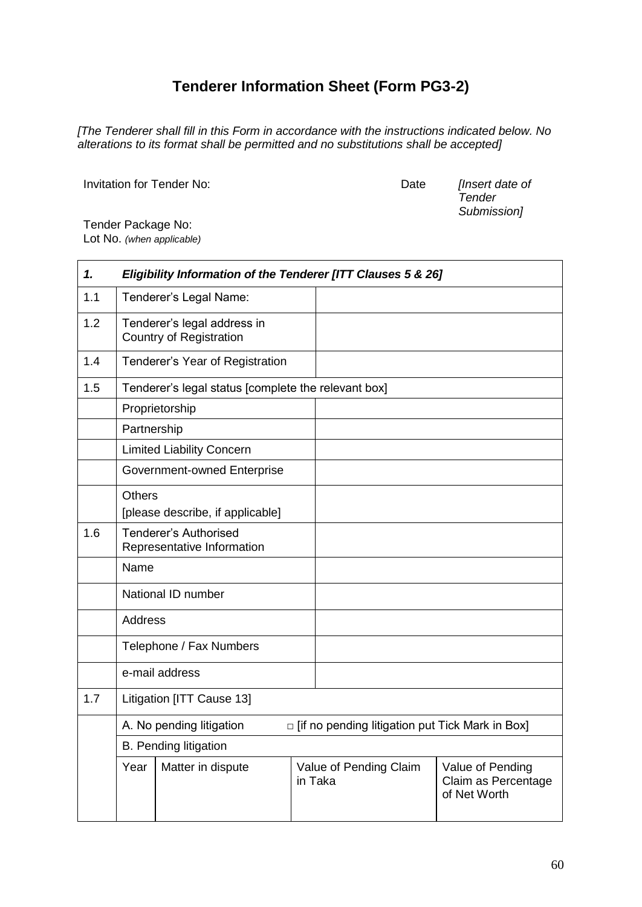# Tenderer Information Sheet (Form PG3-2)

*[The Tenderer shall fill in this Form in accordance with the instructions indicated below. No alterations to its format shall be permitted and no substitutions shall be accepted]*

Invitation for Tender No: Date *[Insert date of Tender Submission]*

Tender Package No:

Lot No. *(when applicable)*

| ***1.*** | ***Eligibility Information of the Tenderer [ITT Clauses 5 & 26]*** | | | |
|---|---|---|---|---|
| 1.1 | Tenderer's Legal Name: | | | |
| 1.2 | Tenderer's legal address in Country of Registration | | | |
| 1.4 | Tenderer's Year of Registration | | | |
| 1.5 | Tenderer's legal status [complete the relevant box] | | | |
| | Proprietorship | | | |
| | Partnership | | | |
| | Limited Liability Concern | | | |
| | Government-owned Enterprise | | | |
| | Others [please describe, if applicable] | | | |
| 1.6 | Tenderer's Authorised Representative Information | | | |
| | Name | | | |
| | National ID number | | | |
| | Address | | | |
| | Telephone / Fax Numbers | | | |
| | e-mail address | | | |
| 1.7 | Litigation [ITT Cause 13] | | | |
| | A. No pending litigation □ [if no pending litigation put Tick Mark in Box] | | | |
| | B. Pending litigation | | | |
| | Year | Matter in dispute | Value of Pending Claim in Taka | Value of Pending Claim as Percentage of Net Worth |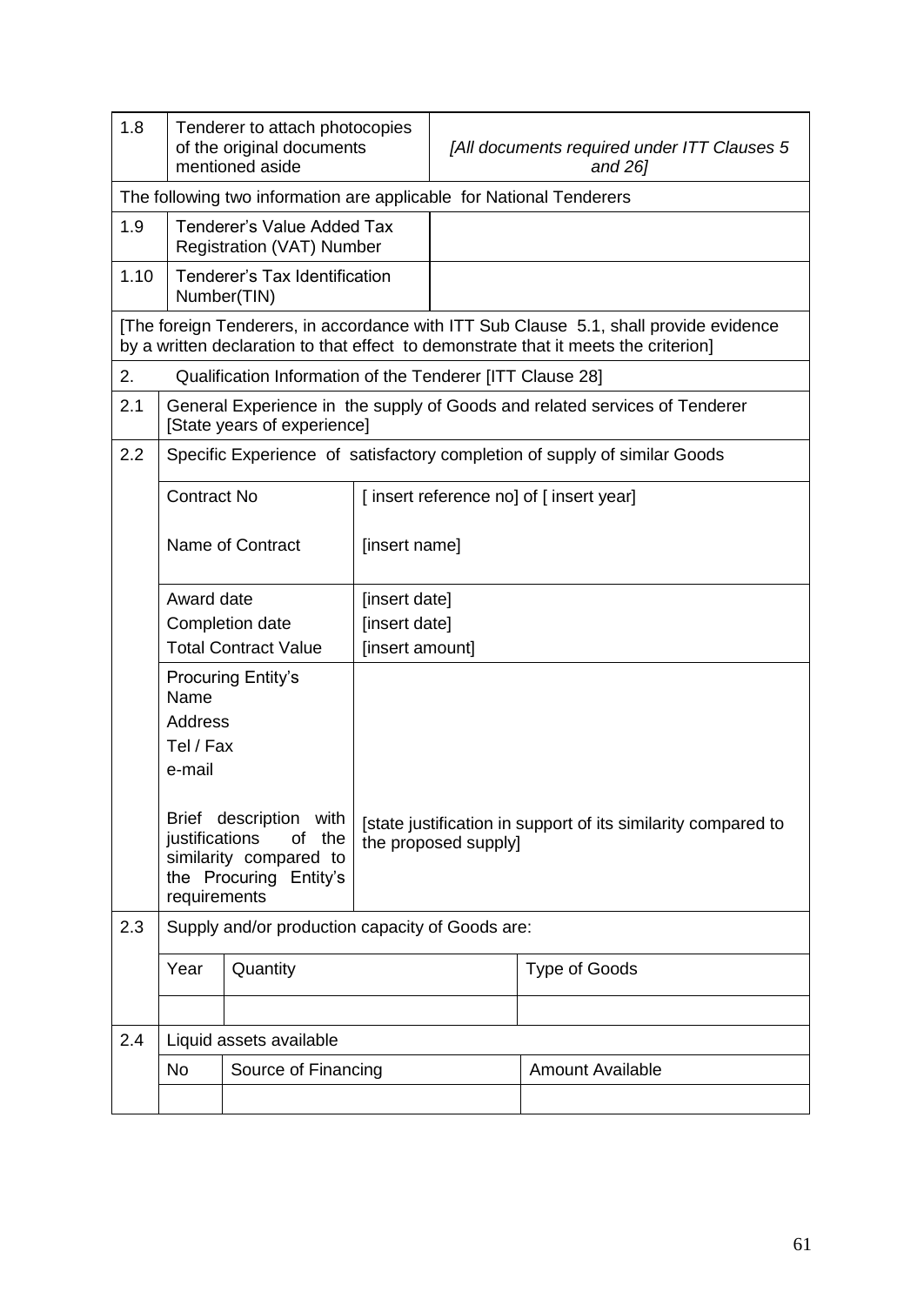| 1.8 | Tenderer to attach photocopies of the original documents mentioned aside | *[All documents required under ITT Clauses 5 and 26]* |
|---|---|---|
| The following two information are applicable for National Tenderers | | |
| 1.9 | Tenderer's Value Added Tax Registration (VAT) Number | |
| 1.10 | Tenderer's Tax Identification Number(TIN) | |
| [The foreign Tenderers, in accordance with ITT Sub Clause 5.1, shall provide evidence by a written declaration to that effect to demonstrate that it meets the criterion] | | |
| 2. | Qualification Information of the Tenderer [ITT Clause 28] | |
| 2.1 | General Experience in the supply of Goods and related services of Tenderer [State years of experience] | |
| 2.2 | Specific Experience of satisfactory completion of supply of similar Goods | |
| | Contract No | [ insert reference no] of [ insert year] |
| | Name of Contract | [insert name] |
| | Award date<br>Completion date<br>Total Contract Value | [insert date]<br>[insert date]<br>[insert amount] |
| | Procuring Entity's Name<br>Address<br>Tel / Fax<br>e-mail | |
| | Brief description with justifications of the similarity compared to the Procuring Entity's requirements | [state justification in support of its similarity compared to the proposed supply] |
| 2.3 | Supply and/or production capacity of Goods are: | |

| | Year | Quantity | Type of Goods |
|---|---|---|---|
| | | | |

| 2.4 | Liquid assets available | | |
|---|---|---|---|
| | No | Source of Financing | Amount Available |
| | | | |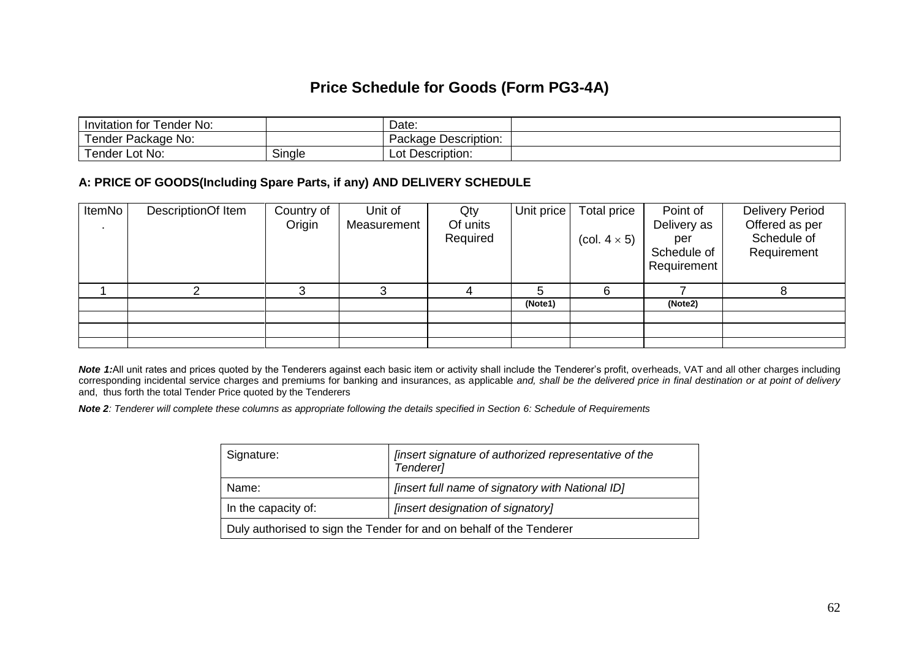# Price Schedule for Goods (Form PG3-4A)

| Invitation for Tender No: | | Date: | |
|---|---|---|---|
| Tender Package No: | | Package Description: | |
| Tender Lot No: | Single | Lot Description: | |

### A: PRICE OF GOODS(Including Spare Parts, if any) AND DELIVERY SCHEDULE

| ItemNo . | DescriptionOf Item | Country of Origin | Unit of Measurement | Qty Of units Required | Unit price | Total price (col. $4 \times 5$) | Point of Delivery as per Schedule of Requirement | Delivery Period Offered as per Schedule of Requirement |
|---|---|---|---|---|---|---|---|---|
| 1 | 2 | 3 | 3 | 4 | 5 | 6 | 7 | 8 |
| | | | | | **(Note1)** | | **(Note2)** | |
| | | | | | | | | |
| | | | | | | | | |
| | | | | | | | | |

***Note 1:*** All unit rates and prices quoted by the Tenderers against each basic item or activity shall include the Tenderer's profit, overheads, VAT and all other charges including corresponding incidental service charges and premiums for banking and insurances, as applicable *and, shall be the delivered price in final destination or at point of delivery* and, thus forth the total Tender Price quoted by the Tenderers

***Note 2****: Tenderer will complete these columns as appropriate following the details specified in Section 6: Schedule of Requirements*

| Signature: | *[insert signature of authorized representative of the Tenderer]* |
|---|---|
| Name: | *[insert full name of signatory with National ID]* |
| In the capacity of: | *[insert designation of signatory]* |
| Duly authorised to sign the Tender for and on behalf of the Tenderer | |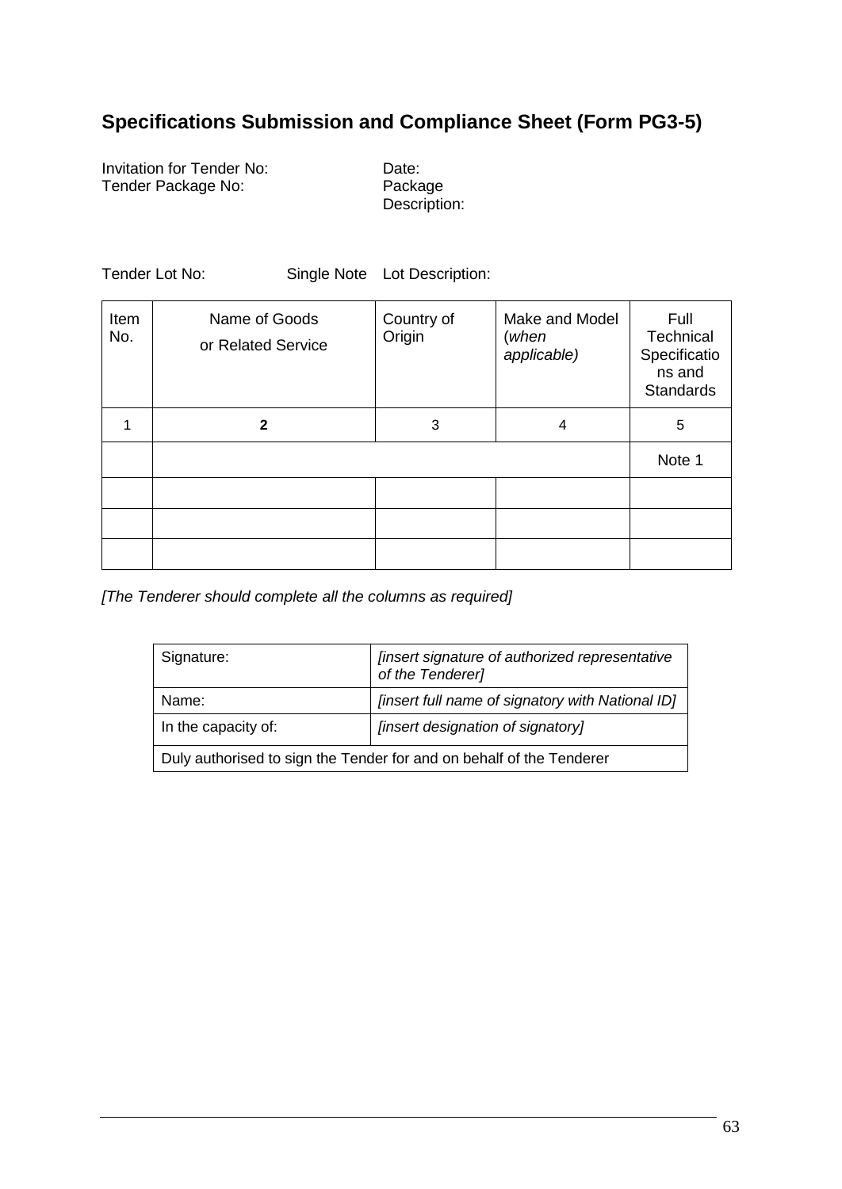## Specifications Submission and Compliance Sheet (Form PG3-5)

Invitation for Tender No:  Date:
Tender Package No:  Package Description:

Tender Lot No:  Single Note  Lot Description:

| Item No. | Name of Goods or Related Service | Country of Origin | Make and Model (*when applicable)* | Full Technical Specifications and Standards |
|---|---|---|---|---|
| 1 | **2** | 3 | 4 | 5 |
| | | | | Note 1 |
| | | | | |
| | | | | |
| | | | | |

*[The Tenderer should complete all the columns as required]*

| Signature: | *[insert signature of authorized representative of the Tenderer]* |
|---|---|
| Name: | *[insert full name of signatory with National ID]* |
| In the capacity of: | *[insert designation of signatory]* |
| Duly authorised to sign the Tender for and on behalf of the Tenderer | |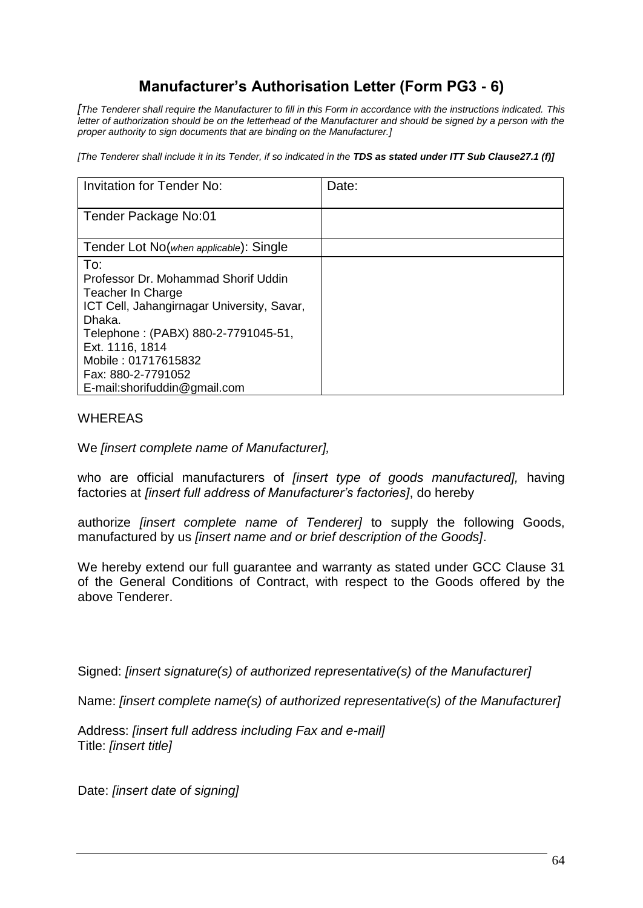# Manufacturer's Authorisation Letter (Form PG3 - 6)

*[The Tenderer shall require the Manufacturer to fill in this Form in accordance with the instructions indicated. This letter of authorization should be on the letterhead of the Manufacturer and should be signed by a person with the proper authority to sign documents that are binding on the Manufacturer.]*

*[The Tenderer shall include it in its Tender, if so indicated in the* ***TDS as stated under ITT Sub Clause27.1 (f)]***

| Invitation for Tender No: | Date: |
|---|---|
| Tender Package No:01 | |
| Tender Lot No(*when applicable*): Single | |
| To:<br>Professor Dr. Mohammad Shorif Uddin<br>Teacher In Charge<br>ICT Cell, Jahangirnagar University, Savar, Dhaka.<br>Telephone : (PABX) 880-2-7791045-51, Ext. 1116, 1814<br>Mobile : 01717615832<br>Fax: 880-2-7791052<br>E-mail:shorifuddin@gmail.com | |

WHEREAS

We *[insert complete name of Manufacturer],*

who are official manufacturers of *[insert type of goods manufactured],* having factories at *[insert full address of Manufacturer's factories]*, do hereby

authorize *[insert complete name of Tenderer]* to supply the following Goods, manufactured by us *[insert name and or brief description of the Goods]*.

We hereby extend our full guarantee and warranty as stated under GCC Clause 31 of the General Conditions of Contract, with respect to the Goods offered by the above Tenderer.

Signed: *[insert signature(s) of authorized representative(s) of the Manufacturer]*

Name: *[insert complete name(s) of authorized representative(s) of the Manufacturer]*

Address: *[insert full address including Fax and e-mail]*
Title: *[insert title]*

Date: *[insert date of signing]*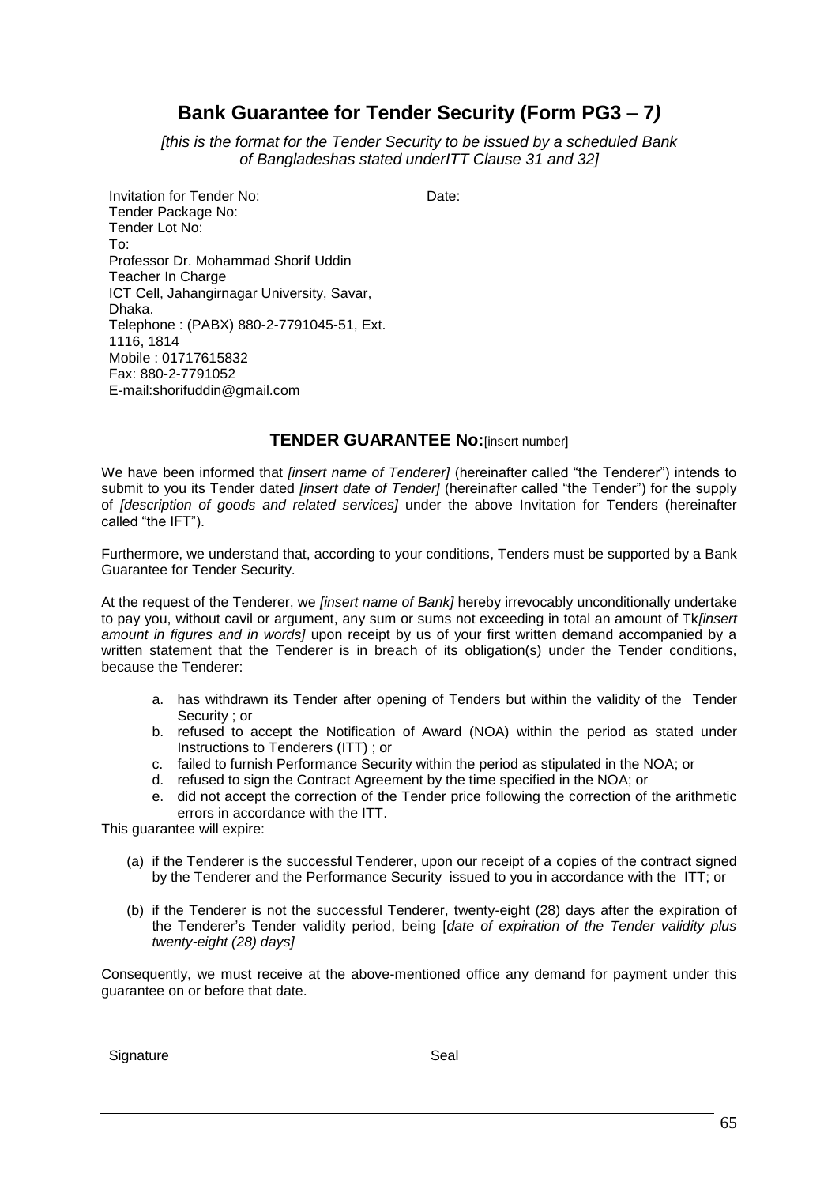# Bank Guarantee for Tender Security (Form PG3 – 7)

*[this is the format for the Tender Security to be issued by a scheduled Bank of Bangladeshas stated underITT Clause 31 and 32]*

Invitation for Tender No: Date:
Tender Package No:
Tender Lot No:
To:
Professor Dr. Mohammad Shorif Uddin
Teacher In Charge
ICT Cell, Jahangirnagar University, Savar, Dhaka.
Telephone : (PABX) 880-2-7791045-51, Ext. 1116, 1814
Mobile : 01717615832
Fax: 880-2-7791052
E-mail:shorifuddin@gmail.com

## TENDER GUARANTEE No:[insert number]

We have been informed that *[insert name of Tenderer]* (hereinafter called "the Tenderer") intends to submit to you its Tender dated *[insert date of Tender]* (hereinafter called "the Tender") for the supply of *[description of goods and related services]* under the above Invitation for Tenders (hereinafter called "the IFT").

Furthermore, we understand that, according to your conditions, Tenders must be supported by a Bank Guarantee for Tender Security.

At the request of the Tenderer, we *[insert name of Bank]* hereby irrevocably unconditionally undertake to pay you, without cavil or argument, any sum or sums not exceeding in total an amount of Tk*[insert amount in figures and in words]* upon receipt by us of your first written demand accompanied by a written statement that the Tenderer is in breach of its obligation(s) under the Tender conditions, because the Tenderer:

a. has withdrawn its Tender after opening of Tenders but within the validity of the Tender Security ; or
b. refused to accept the Notification of Award (NOA) within the period as stated under Instructions to Tenderers (ITT) ; or
c. failed to furnish Performance Security within the period as stipulated in the NOA; or
d. refused to sign the Contract Agreement by the time specified in the NOA; or
e. did not accept the correction of the Tender price following the correction of the arithmetic errors in accordance with the ITT.

This guarantee will expire:

(a) if the Tenderer is the successful Tenderer, upon our receipt of a copies of the contract signed by the Tenderer and the Performance Security issued to you in accordance with the ITT; or

(b) if the Tenderer is not the successful Tenderer, twenty-eight (28) days after the expiration of the Tenderer's Tender validity period, being [*date of expiration of the Tender validity plus twenty-eight (28) days]*

Consequently, we must receive at the above-mentioned office any demand for payment under this guarantee on or before that date.

Signature Seal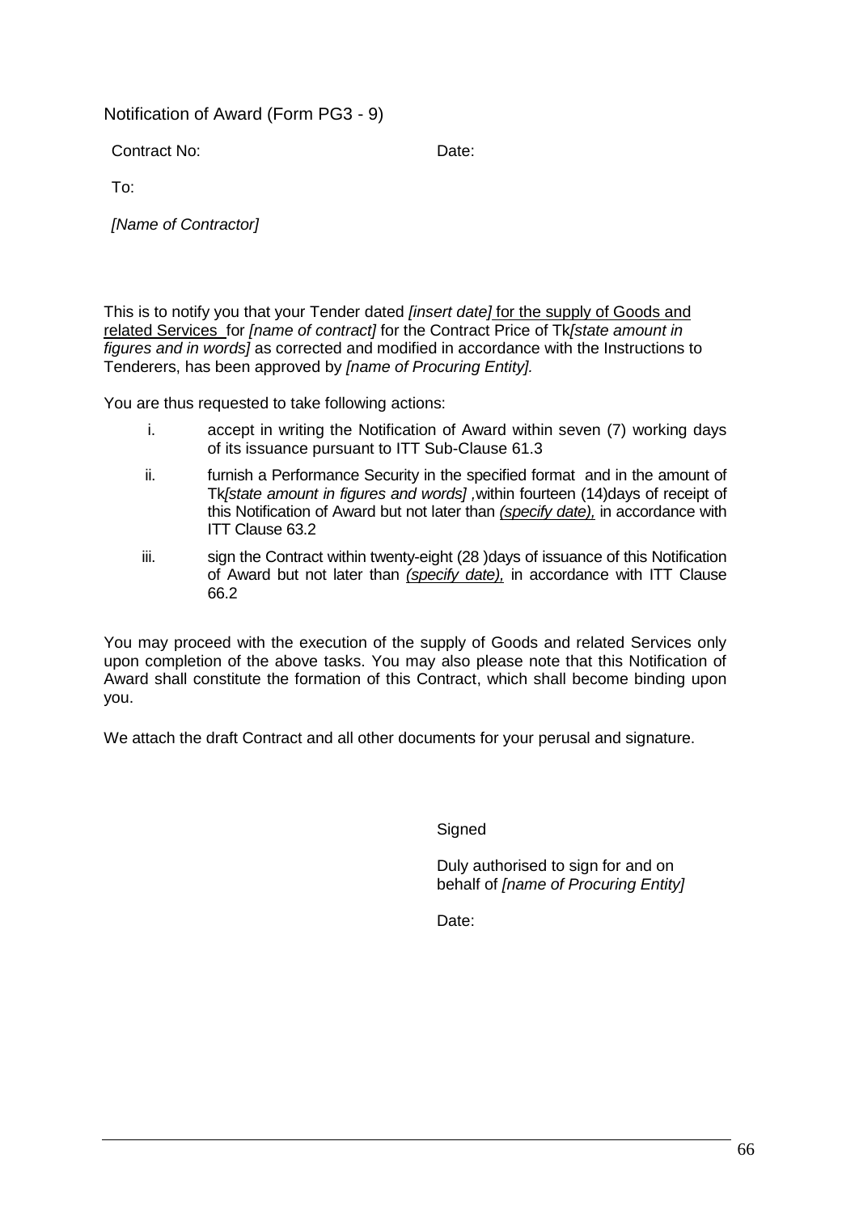## Notification of Award (Form PG3 - 9)

Contract No: Date:

To:

*[Name of Contractor]*

This is to notify you that your Tender dated *[insert date]* for the supply of Goods and related Services for *[name of contract]* for the Contract Price of Tk*[state amount in figures and in words]* as corrected and modified in accordance with the Instructions to Tenderers, has been approved by *[name of Procuring Entity].*

You are thus requested to take following actions:

i. accept in writing the Notification of Award within seven (7) working days of its issuance pursuant to ITT Sub-Clause 61.3

ii. furnish a Performance Security in the specified format and in the amount of Tk*[state amount in figures and words]* ,within fourteen (14)days of receipt of this Notification of Award but not later than *(specify date),* in accordance with ITT Clause 63.2

iii. sign the Contract within twenty-eight (28 )days of issuance of this Notification of Award but not later than *(specify date),* in accordance with ITT Clause 66.2

You may proceed with the execution of the supply of Goods and related Services only upon completion of the above tasks. You may also please note that this Notification of Award shall constitute the formation of this Contract, which shall become binding upon you.

We attach the draft Contract and all other documents for your perusal and signature.

Signed

Duly authorised to sign for and on behalf of *[name of Procuring Entity]*

Date: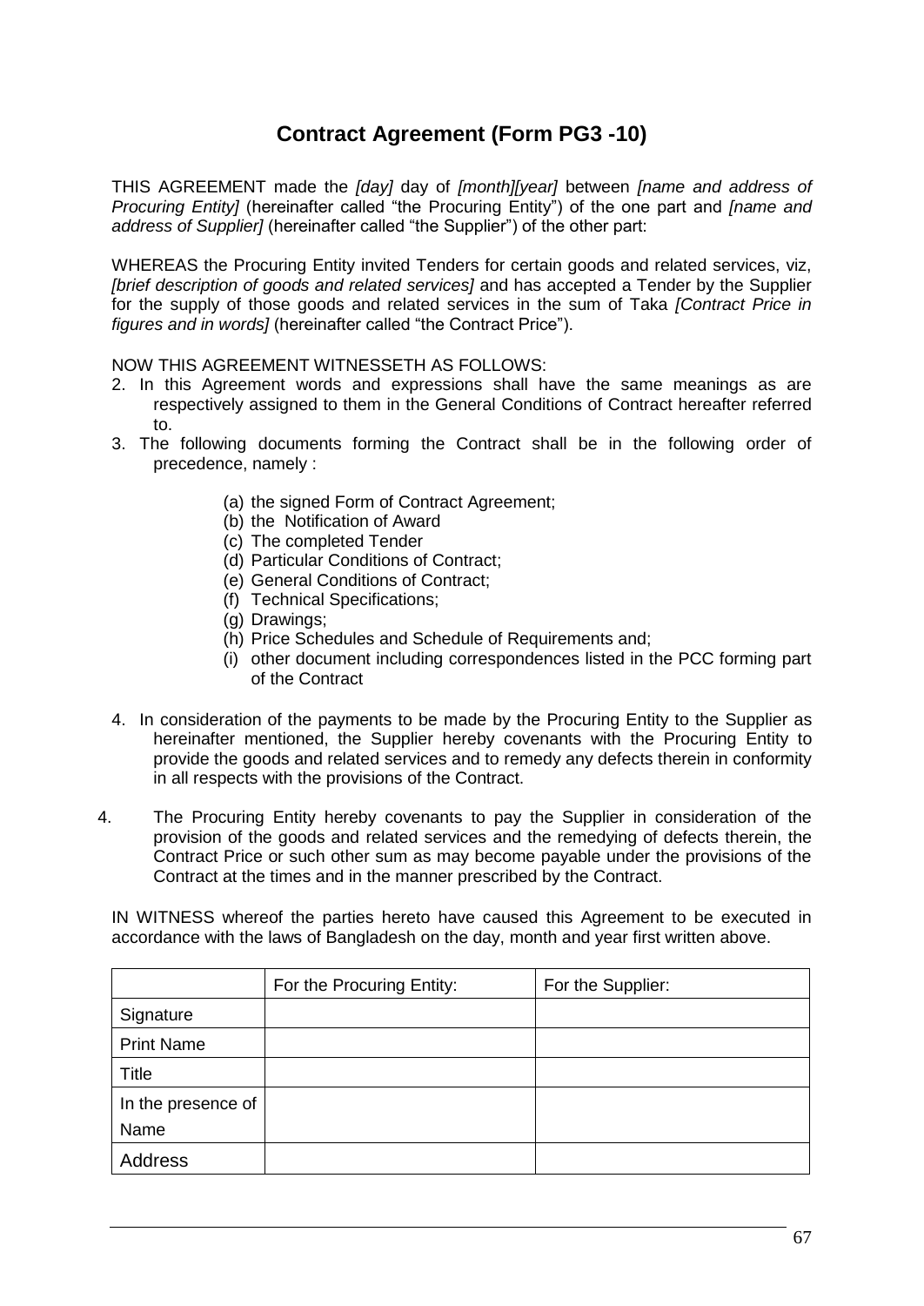# Contract Agreement (Form PG3 -10)

THIS AGREEMENT made the *[day]* day of *[month][year]* between *[name and address of Procuring Entity]* (hereinafter called "the Procuring Entity") of the one part and *[name and address of Supplier]* (hereinafter called "the Supplier") of the other part:

WHEREAS the Procuring Entity invited Tenders for certain goods and related services, viz, *[brief description of goods and related services]* and has accepted a Tender by the Supplier for the supply of those goods and related services in the sum of Taka *[Contract Price in figures and in words]* (hereinafter called "the Contract Price").

NOW THIS AGREEMENT WITNESSETH AS FOLLOWS:

2. In this Agreement words and expressions shall have the same meanings as are respectively assigned to them in the General Conditions of Contract hereafter referred to.
3. The following documents forming the Contract shall be in the following order of precedence, namely :
   - (a) the signed Form of Contract Agreement;
   - (b) the Notification of Award
   - (c) The completed Tender
   - (d) Particular Conditions of Contract;
   - (e) General Conditions of Contract;
   - (f) Technical Specifications;
   - (g) Drawings;
   - (h) Price Schedules and Schedule of Requirements and;
   - (i) other document including correspondences listed in the PCC forming part of the Contract
4. In consideration of the payments to be made by the Procuring Entity to the Supplier as hereinafter mentioned, the Supplier hereby covenants with the Procuring Entity to provide the goods and related services and to remedy any defects therein in conformity in all respects with the provisions of the Contract.

4\. The Procuring Entity hereby covenants to pay the Supplier in consideration of the provision of the goods and related services and the remedying of defects therein, the Contract Price or such other sum as may become payable under the provisions of the Contract at the times and in the manner prescribed by the Contract.

IN WITNESS whereof the parties hereto have caused this Agreement to be executed in accordance with the laws of Bangladesh on the day, month and year first written above.

| | For the Procuring Entity: | For the Supplier: |
|---|---|---|
| Signature | | |
| Print Name | | |
| Title | | |
| In the presence of Name | | |
| Address | | |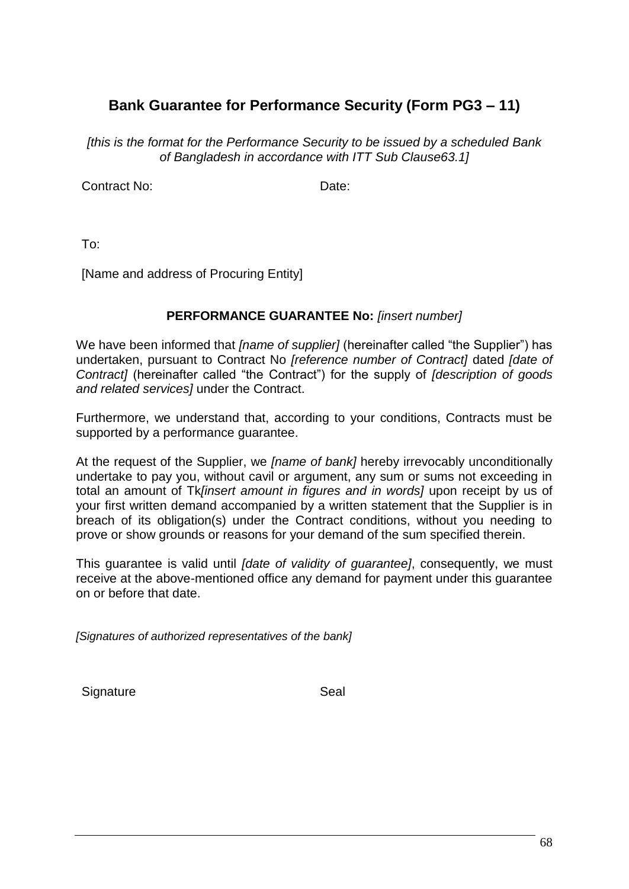## Bank Guarantee for Performance Security (Form PG3 – 11)

*[this is the format for the Performance Security to be issued by a scheduled Bank of Bangladesh in accordance with ITT Sub Clause63.1]*

Contract No: Date:

To:

[Name and address of Procuring Entity]

**PERFORMANCE GUARANTEE No:** *[insert number]*

We have been informed that *[name of supplier]* (hereinafter called "the Supplier") has undertaken, pursuant to Contract No *[reference number of Contract]* dated *[date of Contract]* (hereinafter called "the Contract") for the supply of *[description of goods and related services]* under the Contract.

Furthermore, we understand that, according to your conditions, Contracts must be supported by a performance guarantee.

At the request of the Supplier, we *[name of bank]* hereby irrevocably unconditionally undertake to pay you, without cavil or argument, any sum or sums not exceeding in total an amount of Tk*[insert amount in figures and in words]* upon receipt by us of your first written demand accompanied by a written statement that the Supplier is in breach of its obligation(s) under the Contract conditions, without you needing to prove or show grounds or reasons for your demand of the sum specified therein.

This guarantee is valid until *[date of validity of guarantee]*, consequently, we must receive at the above-mentioned office any demand for payment under this guarantee on or before that date.

*[Signatures of authorized representatives of the bank]*

Signature Seal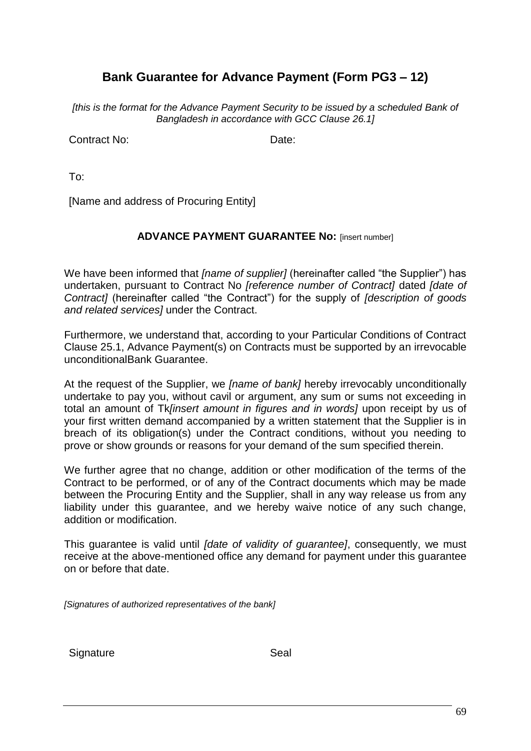## Bank Guarantee for Advance Payment (Form PG3 – 12)

*[this is the format for the Advance Payment Security to be issued by a scheduled Bank of Bangladesh in accordance with GCC Clause 26.1]*

Contract No: Date:

To:

[Name and address of Procuring Entity]

**ADVANCE PAYMENT GUARANTEE No:** [insert number]

We have been informed that *[name of supplier]* (hereinafter called "the Supplier") has undertaken, pursuant to Contract No *[reference number of Contract]* dated *[date of Contract]* (hereinafter called "the Contract") for the supply of *[description of goods and related services]* under the Contract.

Furthermore, we understand that, according to your Particular Conditions of Contract Clause 25.1, Advance Payment(s) on Contracts must be supported by an irrevocable unconditionalBank Guarantee.

At the request of the Supplier, we *[name of bank]* hereby irrevocably unconditionally undertake to pay you, without cavil or argument, any sum or sums not exceeding in total an amount of Tk*[insert amount in figures and in words]* upon receipt by us of your first written demand accompanied by a written statement that the Supplier is in breach of its obligation(s) under the Contract conditions, without you needing to prove or show grounds or reasons for your demand of the sum specified therein.

We further agree that no change, addition or other modification of the terms of the Contract to be performed, or of any of the Contract documents which may be made between the Procuring Entity and the Supplier, shall in any way release us from any liability under this guarantee, and we hereby waive notice of any such change, addition or modification.

This guarantee is valid until *[date of validity of guarantee]*, consequently, we must receive at the above-mentioned office any demand for payment under this guarantee on or before that date.

*[Signatures of authorized representatives of the bank]*

Signature Seal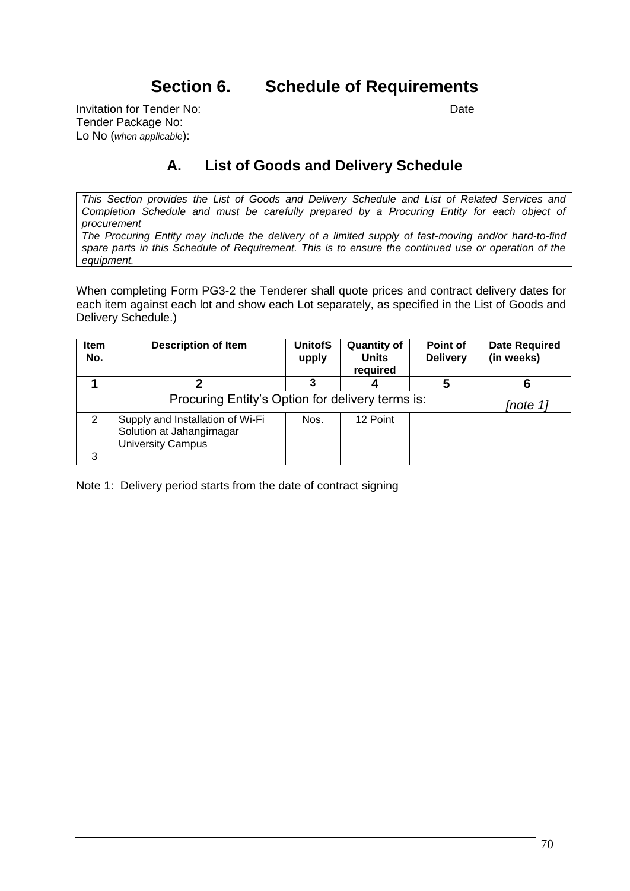# Section 6. Schedule of Requirements

Invitation for Tender No: Date
Tender Package No:
Lo No (*when applicable*):

## A. List of Goods and Delivery Schedule

*This Section provides the List of Goods and Delivery Schedule and List of Related Services and Completion Schedule and must be carefully prepared by a Procuring Entity for each object of procurement*

*The Procuring Entity may include the delivery of a limited supply of fast-moving and/or hard-to-find spare parts in this Schedule of Requirement. This is to ensure the continued use or operation of the equipment.*

When completing Form PG3-2 the Tenderer shall quote prices and contract delivery dates for each item against each lot and show each Lot separately, as specified in the List of Goods and Delivery Schedule.)

| Item No. | Description of Item | UnitofSupply | Quantity of Units required | Point of Delivery | Date Required (in weeks) |
|---|---|---|---|---|---|
| **1** | **2** | **3** | **4** | **5** | **6** |
| | Procuring Entity's Option for delivery terms is: | | | | *[note 1]* |
| 2 | Supply and Installation of Wi-Fi Solution at Jahangirnagar University Campus | Nos. | 12 Point | | |
| 3 | | | | | |

Note 1: Delivery period starts from the date of contract signing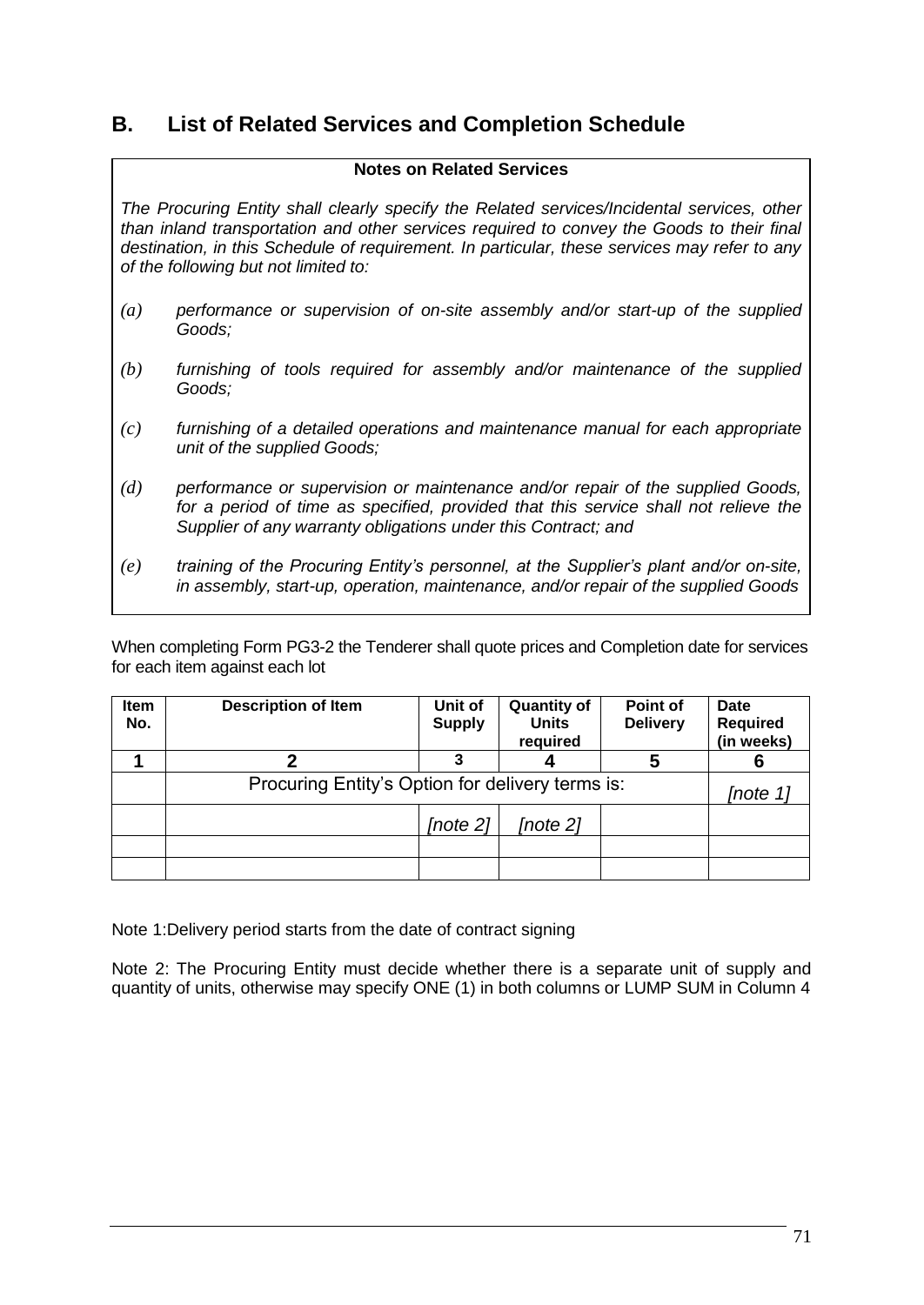## B. List of Related Services and Completion Schedule

**Notes on Related Services**

*The Procuring Entity shall clearly specify the Related services/Incidental services, other than inland transportation and other services required to convey the Goods to their final destination, in this Schedule of requirement. In particular, these services may refer to any of the following but not limited to:*

*(a) performance or supervision of on-site assembly and/or start-up of the supplied Goods;*

*(b) furnishing of tools required for assembly and/or maintenance of the supplied Goods;*

*(c) furnishing of a detailed operations and maintenance manual for each appropriate unit of the supplied Goods;*

*(d) performance or supervision or maintenance and/or repair of the supplied Goods, for a period of time as specified, provided that this service shall not relieve the Supplier of any warranty obligations under this Contract; and*

*(e) training of the Procuring Entity's personnel, at the Supplier's plant and/or on-site, in assembly, start-up, operation, maintenance, and/or repair of the supplied Goods*

When completing Form PG3-2 the Tenderer shall quote prices and Completion date for services for each item against each lot

| Item No. | Description of Item | Unit of Supply | Quantity of Units required | Point of Delivery | Date Required (in weeks) |
|---|---|---|---|---|---|
| 1 | 2 | 3 | 4 | 5 | 6 |
| | Procuring Entity's Option for delivery terms is: | | | | *[note 1]* |
| | | *[note 2]* | *[note 2]* | | |
| | | | | | |
| | | | | | |

Note 1:Delivery period starts from the date of contract signing

Note 2: The Procuring Entity must decide whether there is a separate unit of supply and quantity of units, otherwise may specify ONE (1) in both columns or LUMP SUM in Column 4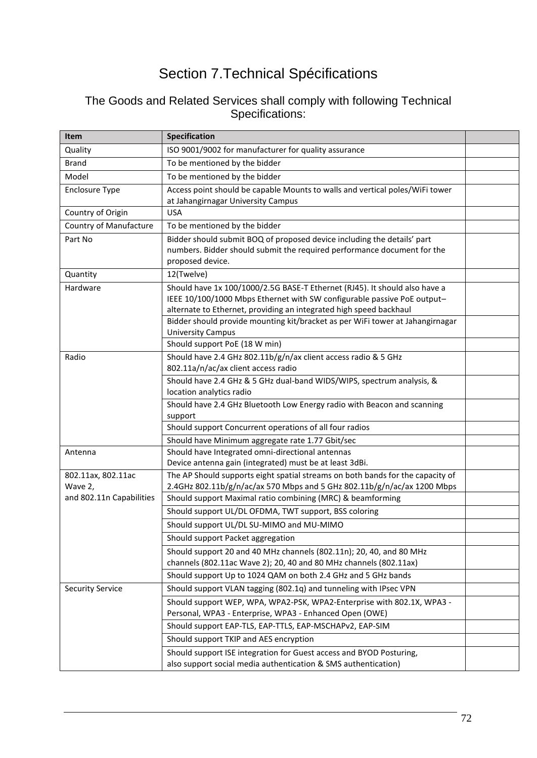# Section 7.Technical Spécifications

## The Goods and Related Services shall comply with following Technical Specifications:

| Item | Specification | |
|---|---|---|
| Quality | ISO 9001/9002 for manufacturer for quality assurance | |
| Brand | To be mentioned by the bidder | |
| Model | To be mentioned by the bidder | |
| Enclosure Type | Access point should be capable Mounts to walls and vertical poles/WiFi tower at Jahangirnagar University Campus | |
| Country of Origin | USA | |
| Country of Manufacture | To be mentioned by the bidder | |
| Part No | Bidder should submit BOQ of proposed device including the details' part numbers. Bidder should submit the required performance document for the proposed device. | |
| Quantity | 12(Twelve) | |
| Hardware | Should have 1x 100/1000/2.5G BASE-T Ethernet (RJ45). It should also have a IEEE 10/100/1000 Mbps Ethernet with SW configurable passive PoE output– alternate to Ethernet, providing an integrated high speed backhaul | |
| | Bidder should provide mounting kit/bracket as per WiFi tower at Jahangirnagar University Campus | |
| | Should support PoE (18 W min) | |
| Radio | Should have 2.4 GHz 802.11b/g/n/ax client access radio & 5 GHz 802.11a/n/ac/ax client access radio | |
| | Should have 2.4 GHz & 5 GHz dual-band WIDS/WIPS, spectrum analysis, & location analytics radio | |
| | Should have 2.4 GHz Bluetooth Low Energy radio with Beacon and scanning support | |
| | Should support Concurrent operations of all four radios | |
| | Should have Minimum aggregate rate 1.77 Gbit/sec | |
| Antenna | Should have Integrated omni-directional antennas<br>Device antenna gain (integrated) must be at least 3dBi. | |
| 802.11ax, 802.11ac Wave 2, and 802.11n Capabilities | The AP Should supports eight spatial streams on both bands for the capacity of 2.4GHz 802.11b/g/n/ac/ax 570 Mbps and 5 GHz 802.11b/g/n/ac/ax 1200 Mbps | |
| | Should support Maximal ratio combining (MRC) & beamforming | |
| | Should support UL/DL OFDMA, TWT support, BSS coloring | |
| | Should support UL/DL SU-MIMO and MU-MIMO | |
| | Should support Packet aggregation | |
| | Should support 20 and 40 MHz channels (802.11n); 20, 40, and 80 MHz channels (802.11ac Wave 2); 20, 40 and 80 MHz channels (802.11ax) | |
| | Should support Up to 1024 QAM on both 2.4 GHz and 5 GHz bands | |
| Security Service | Should support VLAN tagging (802.1q) and tunneling with IPsec VPN | |
| | Should support WEP, WPA, WPA2-PSK, WPA2-Enterprise with 802.1X, WPA3 - Personal, WPA3 - Enterprise, WPA3 - Enhanced Open (OWE) | |
| | Should support EAP-TLS, EAP-TTLS, EAP-MSCHAPv2, EAP-SIM | |
| | Should support TKIP and AES encryption | |
| | Should support ISE integration for Guest access and BYOD Posturing,<br>also support social media authentication & SMS authentication) | |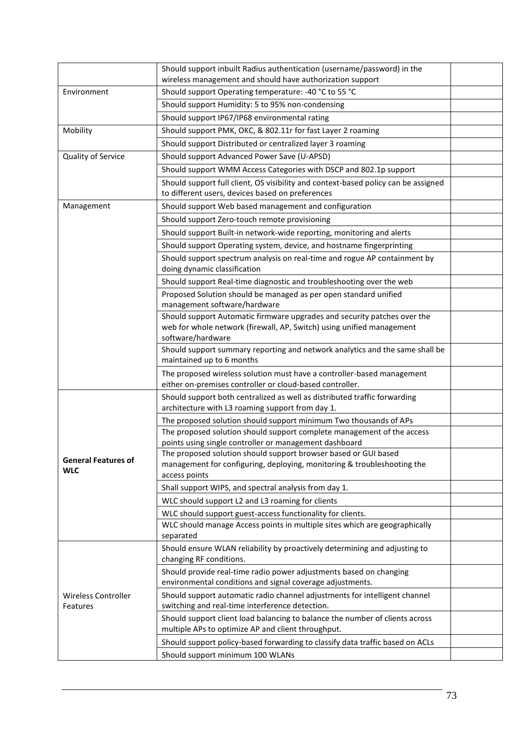| | | |
|---|---|---|
| | Should support inbuilt Radius authentication (username/password) in the wireless management and should have authorization support | |
| Environment | Should support Operating temperature: -40 °C to 55 °C | |
| | Should support Humidity: 5 to 95% non-condensing | |
| | Should support IP67/IP68 environmental rating | |
| Mobility | Should support PMK, OKC, & 802.11r for fast Layer 2 roaming | |
| | Should support Distributed or centralized layer 3 roaming | |
| Quality of Service | Should support Advanced Power Save (U-APSD) | |
| | Should support WMM Access Categories with DSCP and 802.1p support | |
| | Should support full client, OS visibility and context-based policy can be assigned to different users, devices based on preferences | |
| Management | Should support Web based management and configuration | |
| | Should support Zero-touch remote provisioning | |
| | Should support Built-in network-wide reporting, monitoring and alerts | |
| | Should support Operating system, device, and hostname fingerprinting | |
| | Should support spectrum analysis on real-time and rogue AP containment by doing dynamic classification | |
| | Should support Real-time diagnostic and troubleshooting over the web | |
| | Proposed Solution should be managed as per open standard unified management software/hardware | |
| | Should support Automatic firmware upgrades and security patches over the web for whole network (firewall, AP, Switch) using unified management software/hardware | |
| | Should support summary reporting and network analytics and the same shall be maintained up to 6 months | |
| | The proposed wireless solution must have a controller-based management either on-premises controller or cloud-based controller. | |
| **General Features of WLC** | Should support both centralized as well as distributed traffic forwarding architecture with L3 roaming support from day 1. | |
| | The proposed solution should support minimum Two thousands of APs | |
| | The proposed solution should support complete management of the access points using single controller or management dashboard | |
| | The proposed solution should support browser based or GUI based management for configuring, deploying, monitoring & troubleshooting the access points | |
| | Shall support WIPS, and spectral analysis from day 1. | |
| | WLC should support L2 and L3 roaming for clients | |
| | WLC should support guest-access functionality for clients. | |
| | WLC should manage Access points in multiple sites which are geographically separated | |
| Wireless Controller Features | Should ensure WLAN reliability by proactively determining and adjusting to changing RF conditions. | |
| | Should provide real-time radio power adjustments based on changing environmental conditions and signal coverage adjustments. | |
| | Should support automatic radio channel adjustments for intelligent channel switching and real-time interference detection. | |
| | Should support client load balancing to balance the number of clients across multiple APs to optimize AP and client throughput. | |
| | Should support policy-based forwarding to classify data traffic based on ACLs | |
| | Should support minimum 100 WLANs | |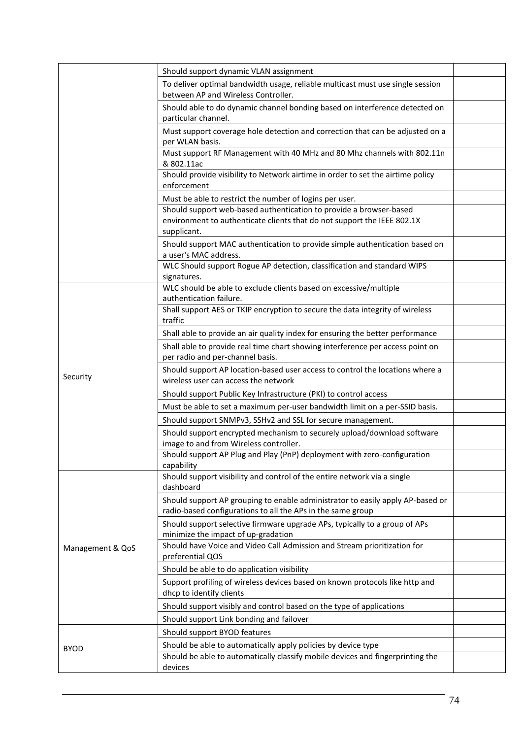| | | |
|---|---|---|
| | Should support dynamic VLAN assignment | |
| | To deliver optimal bandwidth usage, reliable multicast must use single session between AP and Wireless Controller. | |
| | Should able to do dynamic channel bonding based on interference detected on particular channel. | |
| | Must support coverage hole detection and correction that can be adjusted on a per WLAN basis. | |
| | Must support RF Management with 40 MHz and 80 Mhz channels with 802.11n & 802.11ac | |
| | Should provide visibility to Network airtime in order to set the airtime policy enforcement | |
| | Must be able to restrict the number of logins per user. | |
| | Should support web-based authentication to provide a browser-based environment to authenticate clients that do not support the IEEE 802.1X supplicant. | |
| | Should support MAC authentication to provide simple authentication based on a user's MAC address. | |
| | WLC Should support Rogue AP detection, classification and standard WIPS signatures. | |
| Security | WLC should be able to exclude clients based on excessive/multiple authentication failure. | |
| | Shall support AES or TKIP encryption to secure the data integrity of wireless traffic | |
| | Shall able to provide an air quality index for ensuring the better performance | |
| | Shall able to provide real time chart showing interference per access point on per radio and per-channel basis. | |
| | Should support AP location-based user access to control the locations where a wireless user can access the network | |
| | Should support Public Key Infrastructure (PKI) to control access | |
| | Must be able to set a maximum per-user bandwidth limit on a per-SSID basis. | |
| | Should support SNMPv3, SSHv2 and SSL for secure management. | |
| | Should support encrypted mechanism to securely upload/download software image to and from Wireless controller. | |
| | Should support AP Plug and Play (PnP) deployment with zero-configuration capability | |
| Management & QoS | Should support visibility and control of the entire network via a single dashboard | |
| | Should support AP grouping to enable administrator to easily apply AP-based or radio-based configurations to all the APs in the same group | |
| | Should support selective firmware upgrade APs, typically to a group of APs minimize the impact of up-gradation | |
| | Should have Voice and Video Call Admission and Stream prioritization for preferential QOS | |
| | Should be able to do application visibility | |
| | Support profiling of wireless devices based on known protocols like http and dhcp to identify clients | |
| | Should support visibly and control based on the type of applications | |
| | Should support Link bonding and failover | |
| BYOD | Should support BYOD features | |
| | Should be able to automatically apply policies by device type | |
| | Should be able to automatically classify mobile devices and fingerprinting the devices | |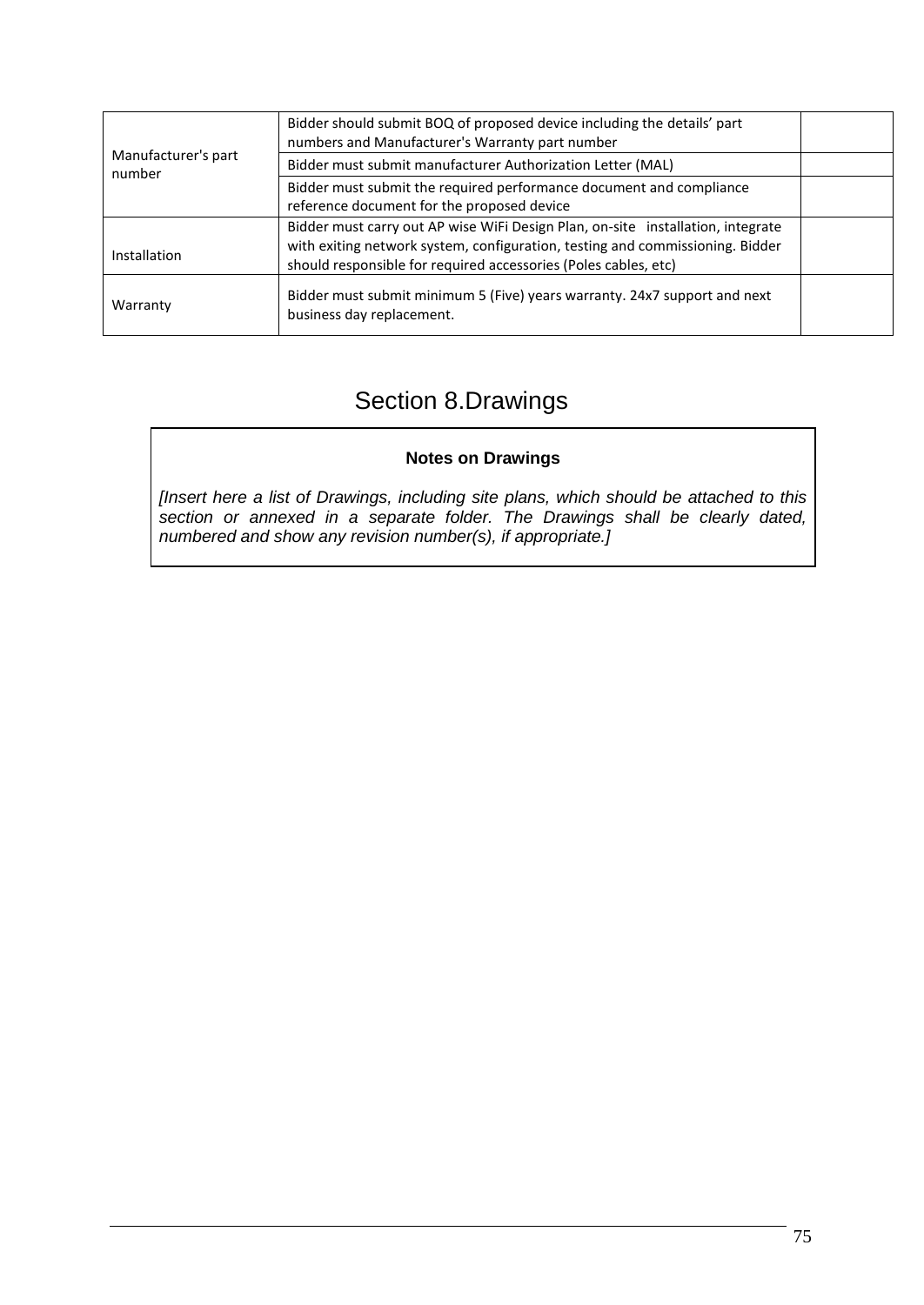| | | |
|---|---|---|
| Manufacturer's part number | Bidder should submit BOQ of proposed device including the details' part numbers and Manufacturer's Warranty part number | |
| | Bidder must submit manufacturer Authorization Letter (MAL) | |
| | Bidder must submit the required performance document and compliance reference document for the proposed device | |
| Installation | Bidder must carry out AP wise WiFi Design Plan, on-site installation, integrate with exiting network system, configuration, testing and commissioning. Bidder should responsible for required accessories (Poles cables, etc) | |
| Warranty | Bidder must submit minimum 5 (Five) years warranty. 24x7 support and next business day replacement. | |

# Section 8.Drawings

**Notes on Drawings**

*[Insert here a list of Drawings, including site plans, which should be attached to this section or annexed in a separate folder. The Drawings shall be clearly dated, numbered and show any revision number(s), if appropriate.]*